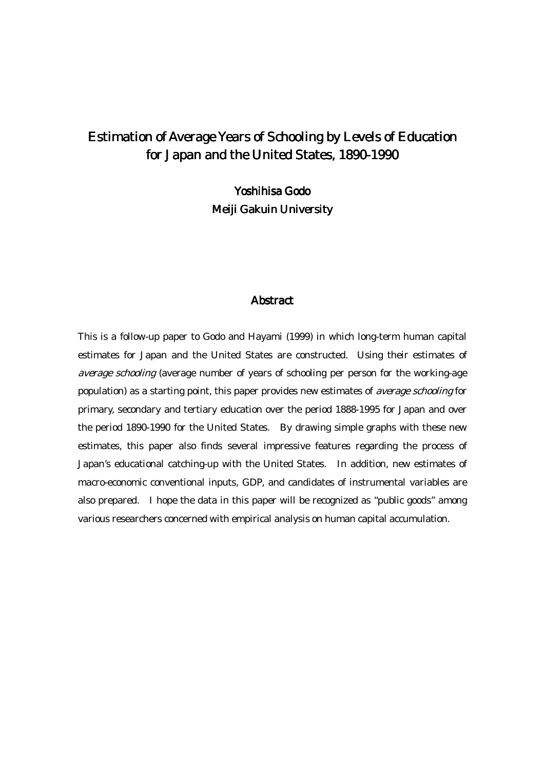# Estimation of Average Years of Schooling by Levels of Education for Japan and the United States, 1890-1990

Yoshihisa Godo
Meiji Gakuin University

## Abstract

This is a follow-up paper to Godo and Hayami (1999) in which long-term human capital estimates for Japan and the United States are constructed. Using their estimates of *average schooling* (average number of years of schooling per person for the working-age population) as a starting point, this paper provides new estimates of *average schooling* for primary, secondary and tertiary education over the period 1888-1995 for Japan and over the period 1890-1990 for the United States. By drawing simple graphs with these new estimates, this paper also finds several impressive features regarding the process of Japan's educational catching-up with the United States. In addition, new estimates of macro-economic conventional inputs, GDP, and candidates of instrumental variables are also prepared. I hope the data in this paper will be recognized as "public goods" among various researchers concerned with empirical analysis on human capital accumulation.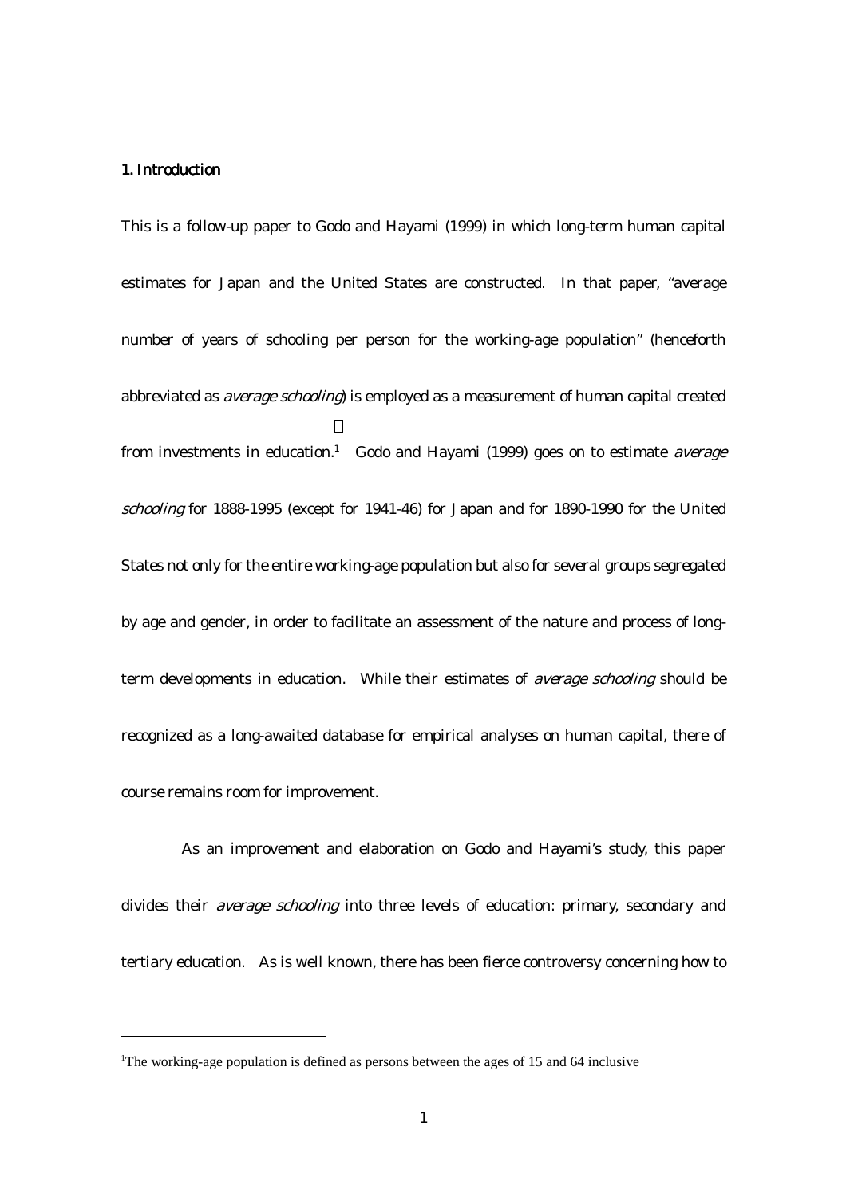## 1. Introduction

This is a follow-up paper to Godo and Hayami (1999) in which long-term human capital estimates for Japan and the United States are constructed. In that paper, "average number of years of schooling per person for the working-age population" (henceforth abbreviated as *average schooling*) is employed as a measurement of human capital created from investments in education.[1] Godo and Hayami (1999) goes on to estimate *average schooling* for 1888-1995 (except for 1941-46) for Japan and for 1890-1990 for the United States not only for the entire working-age population but also for several groups segregated by age and gender, in order to facilitate an assessment of the nature and process of long-term developments in education. While their estimates of *average schooling* should be recognized as a long-awaited database for empirical analyses on human capital, there of course remains room for improvement.

As an improvement and elaboration on Godo and Hayami's study, this paper divides their *average schooling* into three levels of education: primary, secondary and tertiary education. As is well known, there has been fierce controversy concerning how to

[1]The working-age population is defined as persons between the ages of 15 and 64 inclusive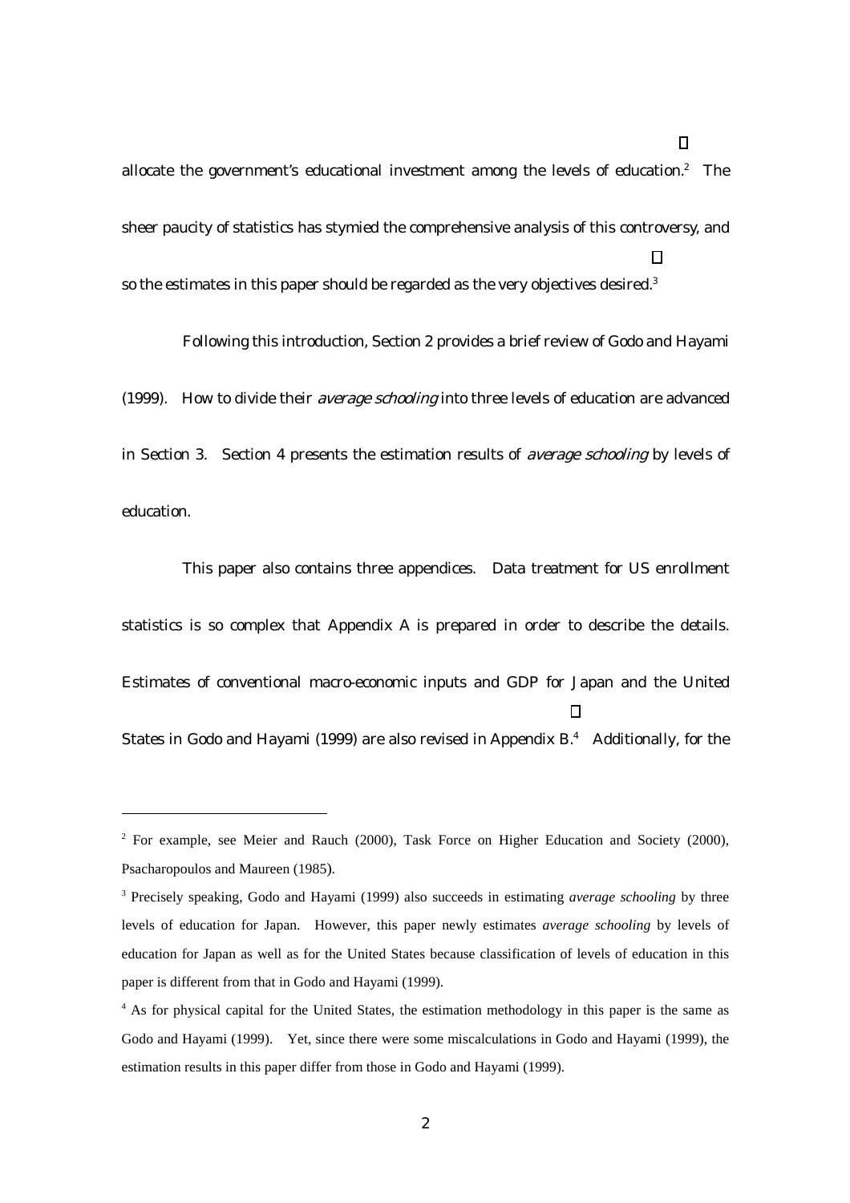allocate the government's educational investment among the levels of education.[2] The sheer paucity of statistics has stymied the comprehensive analysis of this controversy, and so the estimates in this paper should be regarded as the very objectives desired.[3]

Following this introduction, Section 2 provides a brief review of Godo and Hayami (1999). How to divide their *average schooling* into three levels of education are advanced in Section 3. Section 4 presents the estimation results of *average schooling* by levels of education.

This paper also contains three appendices. Data treatment for US enrollment statistics is so complex that Appendix A is prepared in order to describe the details. Estimates of conventional macro-economic inputs and GDP for Japan and the United States in Godo and Hayami (1999) are also revised in Appendix B.[4] Additionally, for the

---

[2] For example, see Meier and Rauch (2000), Task Force on Higher Education and Society (2000), Psacharopoulos and Maureen (1985).

[3] Precisely speaking, Godo and Hayami (1999) also succeeds in estimating *average schooling* by three levels of education for Japan. However, this paper newly estimates *average schooling* by levels of education for Japan as well as for the United States because classification of levels of education in this paper is different from that in Godo and Hayami (1999).

[4] As for physical capital for the United States, the estimation methodology in this paper is the same as Godo and Hayami (1999). Yet, since there were some miscalculations in Godo and Hayami (1999), the estimation results in this paper differ from those in Godo and Hayami (1999).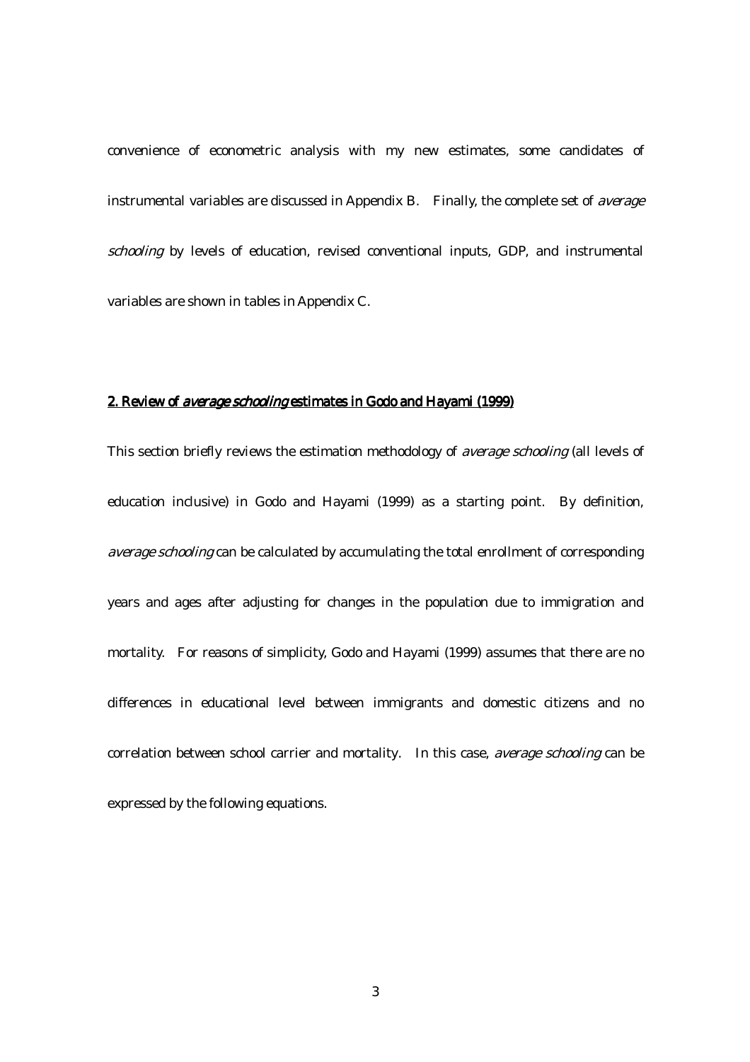convenience of econometric analysis with my new estimates, some candidates of instrumental variables are discussed in Appendix B. Finally, the complete set of *average schooling* by levels of education, revised conventional inputs, GDP, and instrumental variables are shown in tables in Appendix C.

## 2. Review of *average schooling* estimates in Godo and Hayami (1999)

This section briefly reviews the estimation methodology of *average schooling* (all levels of education inclusive) in Godo and Hayami (1999) as a starting point. By definition, *average schooling* can be calculated by accumulating the total enrollment of corresponding years and ages after adjusting for changes in the population due to immigration and mortality. For reasons of simplicity, Godo and Hayami (1999) assumes that there are no differences in educational level between immigrants and domestic citizens and no correlation between school carrier and mortality. In this case, *average schooling* can be expressed by the following equations.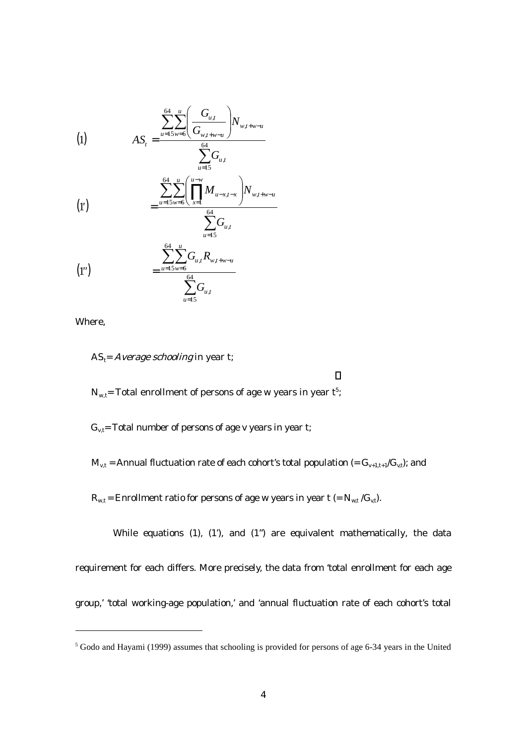$$(1) \qquad AS_t = \frac{\sum_{u=15}^{64}\sum_{w=6}^{u}\left(\frac{G_{u,t}}{G_{w,t+w-u}}\right)N_{w,t+w-u}}{\sum_{u=15}^{64}G_{u,t}}$$

$$(1') \qquad = \frac{\sum_{u=15}^{64}\sum_{w=6}^{u}\left(\prod_{x=1}^{u-w}M_{u-x,t-x}\right)N_{w,t+w-u}}{\sum_{u=15}^{64}G_{u,t}}$$

$$(1'') \qquad = \frac{\sum_{u=15}^{64}\sum_{w=6}^{u}G_{u,t}R_{w,t+w-u}}{\sum_{u=15}^{64}G_{u,t}}$$

Where,

$AS_t$ = *Average schooling* in year t;

$N_{w,t}$ = Total enrollment of persons of age w years in year t[5];

$G_{v,t}$ = Total number of persons of age v years in year t;

$M_{v,t}$ = Annual fluctuation rate of each cohort's total population (= $G_{v+1,t+1}/G_{v,t}$); and

$R_{w,t}$ = Enrollment ratio for persons of age w years in year t (= $N_{w,t}/G_{v,t}$).

While equations (1), (1'), and (1'') are equivalent mathematically, the data requirement for each differs. More precisely, the data from 'total enrollment for each age group,' 'total working-age population,' and 'annual fluctuation rate of each cohort's total

[5] Godo and Hayami (1999) assumes that schooling is provided for persons of age 6-34 years in the United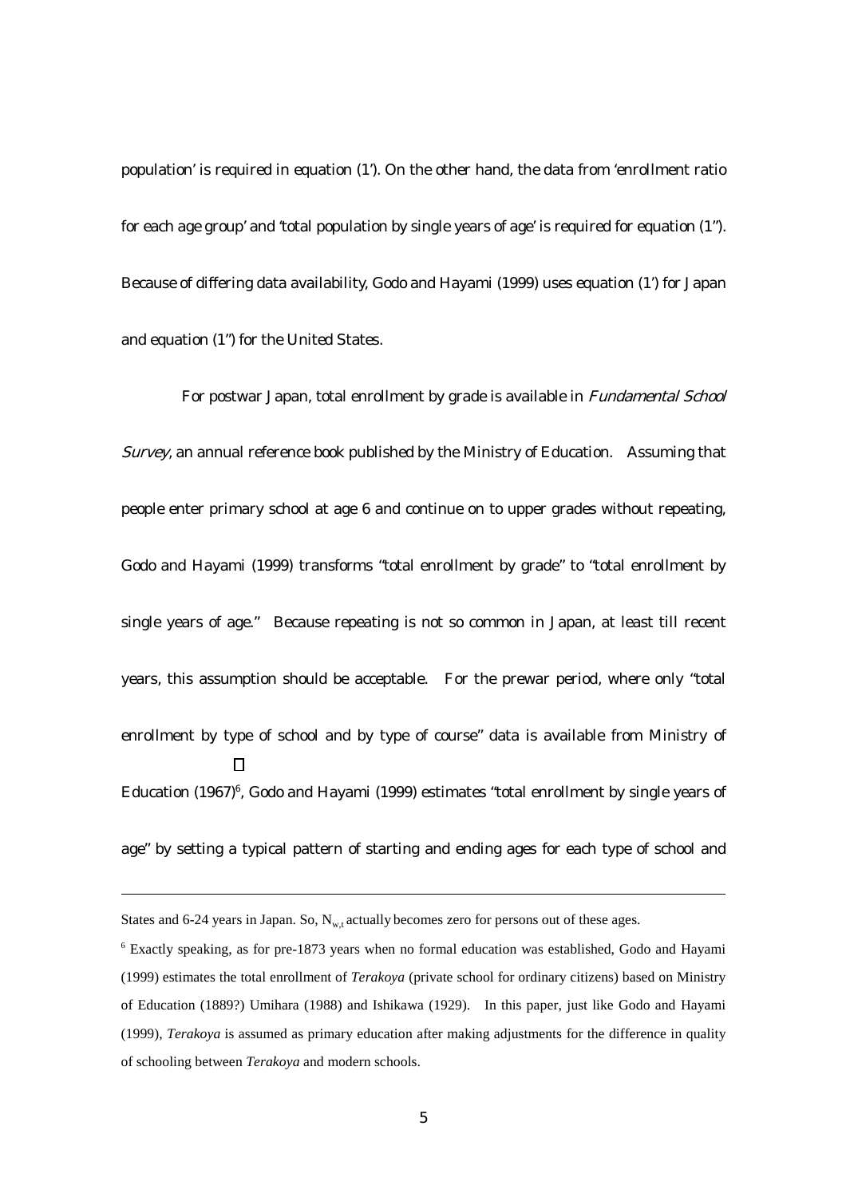population' is required in equation (1'). On the other hand, the data from 'enrollment ratio for each age group' and 'total population by single years of age' is required for equation (1''). Because of differing data availability, Godo and Hayami (1999) uses equation (1') for Japan and equation (1'') for the United States.

For postwar Japan, total enrollment by grade is available in *Fundamental School Survey*, an annual reference book published by the Ministry of Education. Assuming that people enter primary school at age 6 and continue on to upper grades without repeating, Godo and Hayami (1999) transforms "total enrollment by grade" to "total enrollment by single years of age." Because repeating is not so common in Japan, at least till recent years, this assumption should be acceptable. For the prewar period, where only "total enrollment by type of school and by type of course" data is available from Ministry of Education (1967)[6], Godo and Hayami (1999) estimates "total enrollment by single years of age" by setting a typical pattern of starting and ending ages for each type of school and

---

States and 6-24 years in Japan. So, $N_{w,t}$ actually becomes zero for persons out of these ages.

[6] Exactly speaking, as for pre-1873 years when no formal education was established, Godo and Hayami (1999) estimates the total enrollment of *Terakoya* (private school for ordinary citizens) based on Ministry of Education (1889?) Umihara (1988) and Ishikawa (1929). In this paper, just like Godo and Hayami (1999), *Terakoya* is assumed as primary education after making adjustments for the difference in quality of schooling between *Terakoya* and modern schools.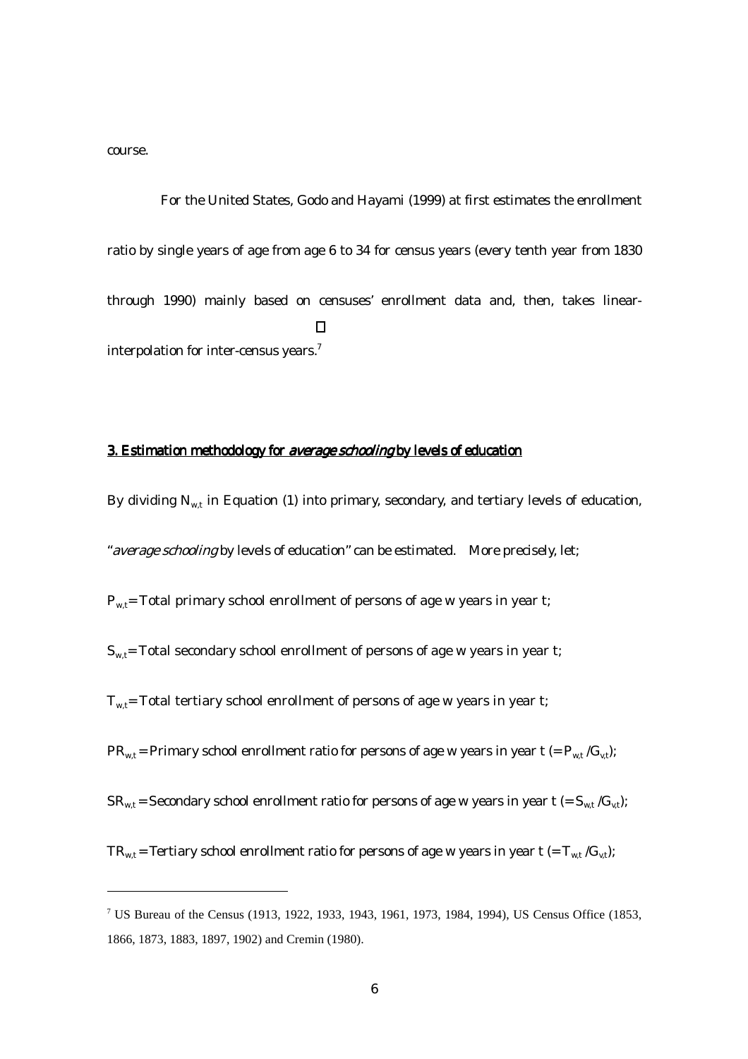course.

For the United States, Godo and Hayami (1999) at first estimates the enrollment ratio by single years of age from age 6 to 34 for census years (every tenth year from 1830 through 1990) mainly based on censuses' enrollment data and, then, takes linear-interpolation for inter-census years.[7]

## 3. Estimation methodology for *average schooling* by levels of education

By dividing $N_{w,t}$ in Equation (1) into primary, secondary, and tertiary levels of education, "*average schooling* by levels of education" can be estimated. More precisely, let;

$P_{w,t}$ = Total primary school enrollment of persons of age w years in year t;

$S_{w,t}$ = Total secondary school enrollment of persons of age w years in year t;

$T_{w,t}$ = Total tertiary school enrollment of persons of age w years in year t;

$PR_{w,t}$ = Primary school enrollment ratio for persons of age w years in year t (= $P_{w,t}/G_{v,t}$);

$SR_{w,t}$ = Secondary school enrollment ratio for persons of age w years in year t (= $S_{w,t}/G_{v,t}$);

$TR_{w,t}$ = Tertiary school enrollment ratio for persons of age w years in year t (= $T_{w,t}/G_{v,t}$);

---

[7] US Bureau of the Census (1913, 1922, 1933, 1943, 1961, 1973, 1984, 1994), US Census Office (1853, 1866, 1873, 1883, 1897, 1902) and Cremin (1980).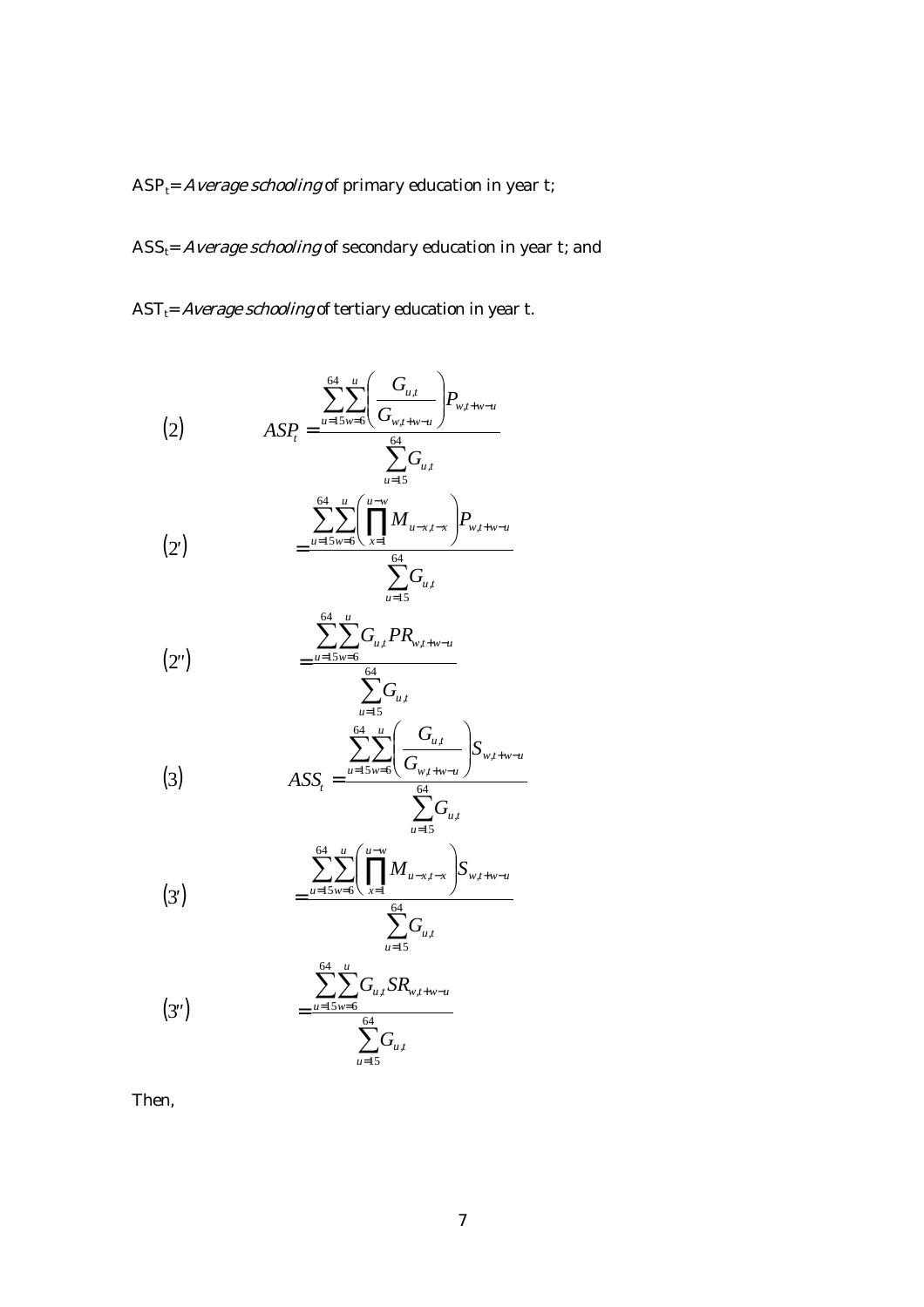$ASP_t$= *Average schooling* of primary education in year t;

$ASS_t$= *Average schooling* of secondary education in year t; and

$AST_t$= *Average schooling* of tertiary education in year t.

$$(2) \qquad ASP_t = \frac{\sum_{u=15}^{64}\sum_{w=6}^{u}\left(\frac{G_{u,t}}{G_{w,t+w-u}}\right)P_{w,t+w-u}}{\sum_{u=15}^{64}G_{u,t}}$$

$$(2') \qquad = \frac{\sum_{u=15}^{64}\sum_{w=6}^{u}\left(\prod_{x=1}^{u-w}M_{u-x,t-x}\right)P_{w,t+w-u}}{\sum_{u=15}^{64}G_{u,t}}$$

$$(2'') \qquad = \frac{\sum_{u=15}^{64}\sum_{w=6}^{u}G_{u,t}PR_{w,t+w-u}}{\sum_{u=15}^{64}G_{u,t}}$$

$$(3) \qquad ASS_t = \frac{\sum_{u=15}^{64}\sum_{w=6}^{u}\left(\frac{G_{u,t}}{G_{w,t+w-u}}\right)S_{w,t+w-u}}{\sum_{u=15}^{64}G_{u,t}}$$

$$(3') \qquad = \frac{\sum_{u=15}^{64}\sum_{w=6}^{u}\left(\prod_{x=1}^{u-w}M_{u-x,t-x}\right)S_{w,t+w-u}}{\sum_{u=15}^{64}G_{u,t}}$$

$$(3'') \qquad = \frac{\sum_{u=15}^{64}\sum_{w=6}^{u}G_{u,t}SR_{w,t+w-u}}{\sum_{u=15}^{64}G_{u,t}}$$

Then,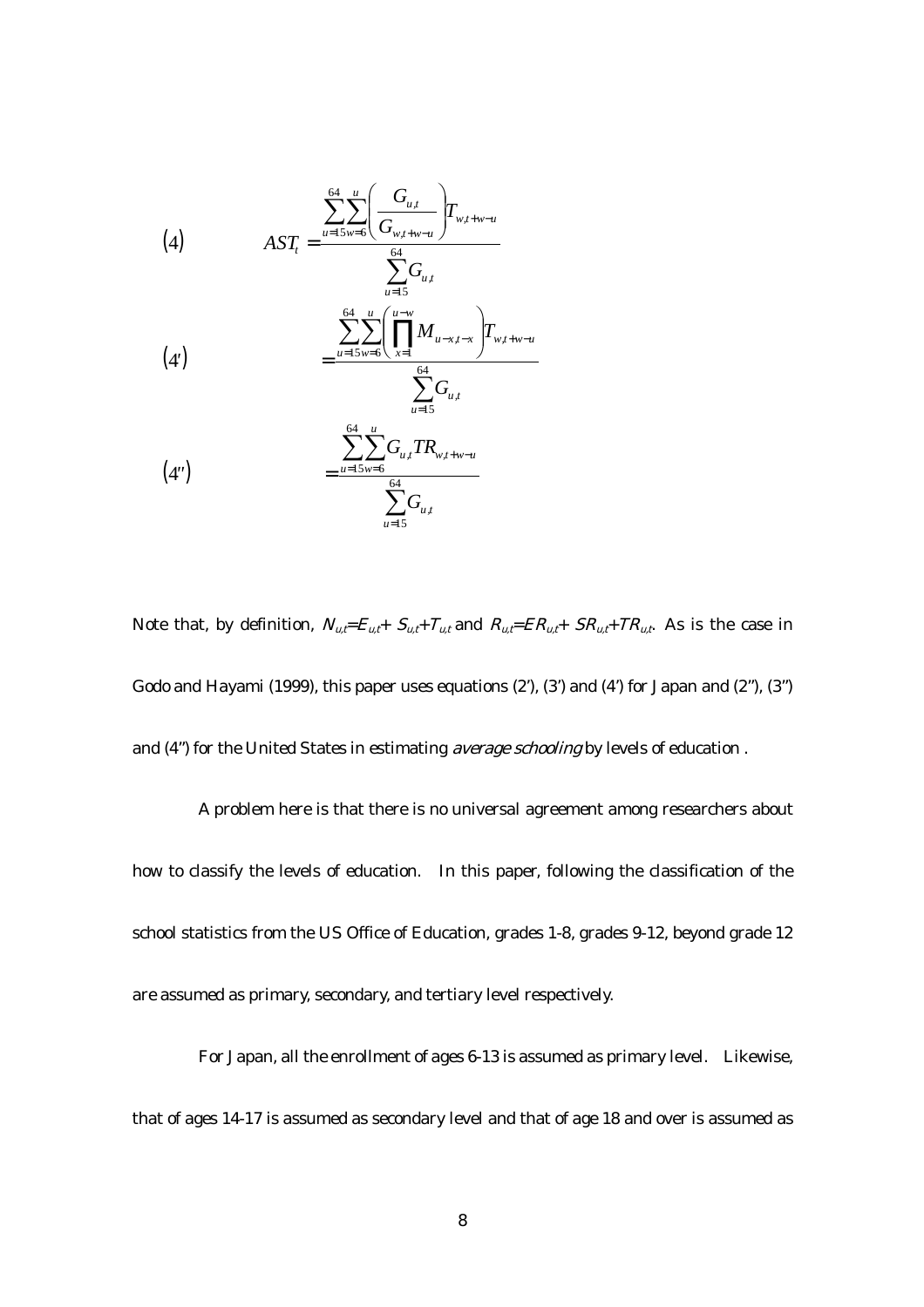$$(4) \qquad AST_t = \frac{\sum_{u=15}^{64} \sum_{w=6}^{u} \left( \frac{G_{u,t}}{G_{w,t+w-u}} \right) T_{w,t+w-u}}{\sum_{u=15}^{64} G_{u,t}}$$

$$(4') \qquad = \frac{\sum_{u=15}^{64} \sum_{w=6}^{u} \left( \prod_{x=1}^{u-w} M_{u-x,t-x} \right) T_{w,t+w-u}}{\sum_{u=15}^{64} G_{u,t}}$$

$$(4'') \qquad = \frac{\sum_{u=15}^{64} \sum_{w=6}^{u} G_{u,t} TR_{w,t+w-u}}{\sum_{u=15}^{64} G_{u,t}}$$

Note that, by definition, $N_{u,t}=E_{u,t}+ S_{u,t}+T_{u,t}$ and $R_{u,t}=ER_{u,t}+ SR_{u,t}+TR_{u,t}$. As is the case in Godo and Hayami (1999), this paper uses equations (2'), (3') and (4') for Japan and (2''), (3'') and (4'') for the United States in estimating *average schooling* by levels of education .

A problem here is that there is no universal agreement among researchers about how to classify the levels of education. In this paper, following the classification of the school statistics from the US Office of Education, grades 1-8, grades 9-12, beyond grade 12 are assumed as primary, secondary, and tertiary level respectively.

For Japan, all the enrollment of ages 6-13 is assumed as primary level. Likewise, that of ages 14-17 is assumed as secondary level and that of age 18 and over is assumed as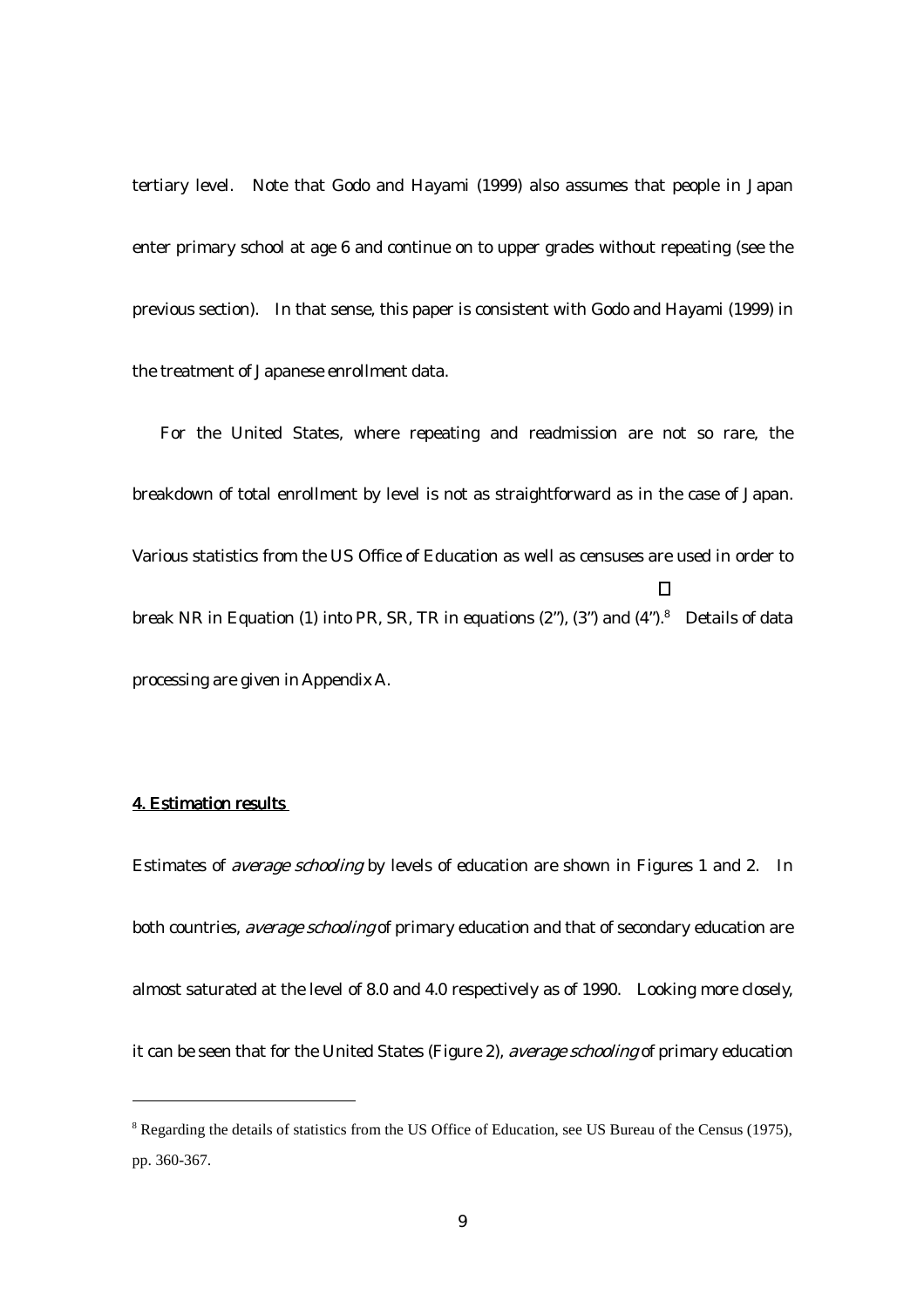tertiary level. Note that Godo and Hayami (1999) also assumes that people in Japan enter primary school at age 6 and continue on to upper grades without repeating (see the previous section). In that sense, this paper is consistent with Godo and Hayami (1999) in the treatment of Japanese enrollment data.

For the United States, where repeating and readmission are not so rare, the breakdown of total enrollment by level is not as straightforward as in the case of Japan. Various statistics from the US Office of Education as well as censuses are used in order to break NR in Equation (1) into PR, SR, TR in equations (2"), (3") and (4").[8] Details of data processing are given in Appendix A.

## 4. Estimation results

Estimates of *average schooling* by levels of education are shown in Figures 1 and 2. In both countries, *average schooling* of primary education and that of secondary education are almost saturated at the level of 8.0 and 4.0 respectively as of 1990. Looking more closely, it can be seen that for the United States (Figure 2), *average schooling* of primary education

---

[8] Regarding the details of statistics from the US Office of Education, see US Bureau of the Census (1975), pp. 360-367.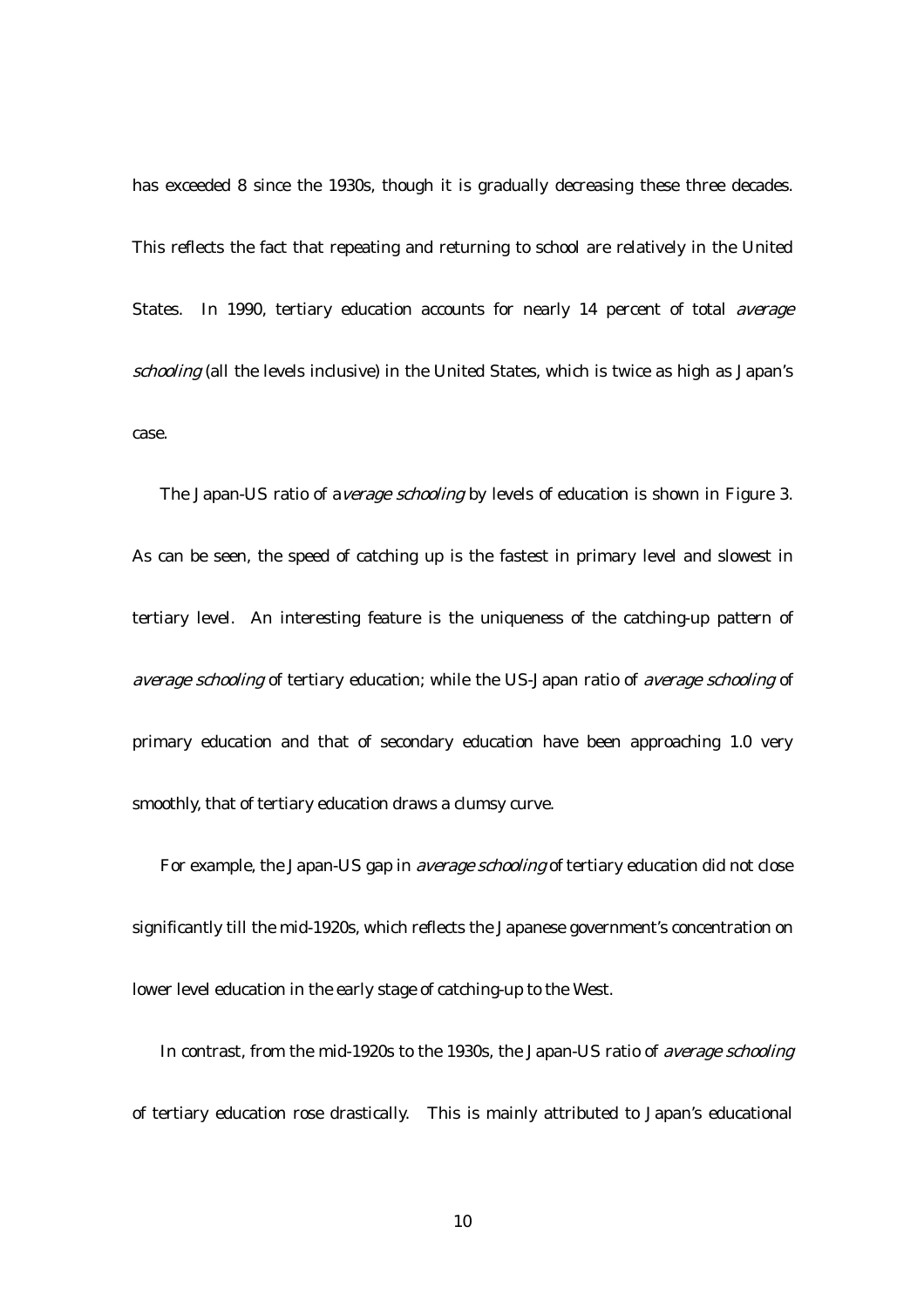has exceeded 8 since the 1930s, though it is gradually decreasing these three decades. This reflects the fact that repeating and returning to school are relatively in the United States. In 1990, tertiary education accounts for nearly 14 percent of total *average schooling* (all the levels inclusive) in the United States, which is twice as high as Japan's case.

The Japan-US ratio of a*verage schooling* by levels of education is shown in Figure 3. As can be seen, the speed of catching up is the fastest in primary level and slowest in tertiary level. An interesting feature is the uniqueness of the catching-up pattern of *average schooling* of tertiary education; while the US-Japan ratio of *average schooling* of primary education and that of secondary education have been approaching 1.0 very smoothly, that of tertiary education draws a clumsy curve.

For example, the Japan-US gap in *average schooling* of tertiary education did not close significantly till the mid-1920s, which reflects the Japanese government's concentration on lower level education in the early stage of catching-up to the West.

In contrast, from the mid-1920s to the 1930s, the Japan-US ratio of *average schooling* of tertiary education rose drastically. This is mainly attributed to Japan's educational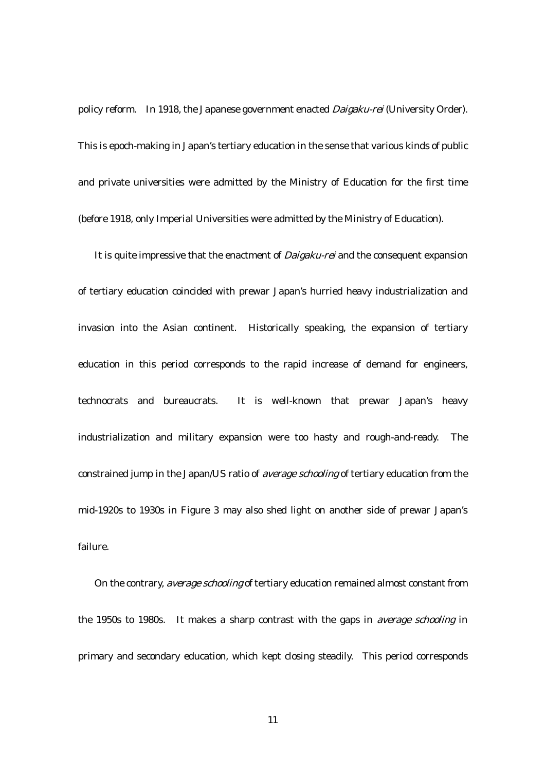policy reform. In 1918, the Japanese government enacted *Daigaku-rei* (University Order). This is epoch-making in Japan's tertiary education in the sense that various kinds of public and private universities were admitted by the Ministry of Education for the first time (before 1918, only Imperial Universities were admitted by the Ministry of Education).

It is quite impressive that the enactment of *Daigaku-rei* and the consequent expansion of tertiary education coincided with prewar Japan's hurried heavy industrialization and invasion into the Asian continent. Historically speaking, the expansion of tertiary education in this period corresponds to the rapid increase of demand for engineers, technocrats and bureaucrats. It is well-known that prewar Japan's heavy industrialization and military expansion were too hasty and rough-and-ready. The constrained jump in the Japan/US ratio of *average schooling* of tertiary education from the mid-1920s to 1930s in Figure 3 may also shed light on another side of prewar Japan's failure.

On the contrary, *average schooling* of tertiary education remained almost constant from the 1950s to 1980s. It makes a sharp contrast with the gaps in *average schooling* in primary and secondary education, which kept closing steadily. This period corresponds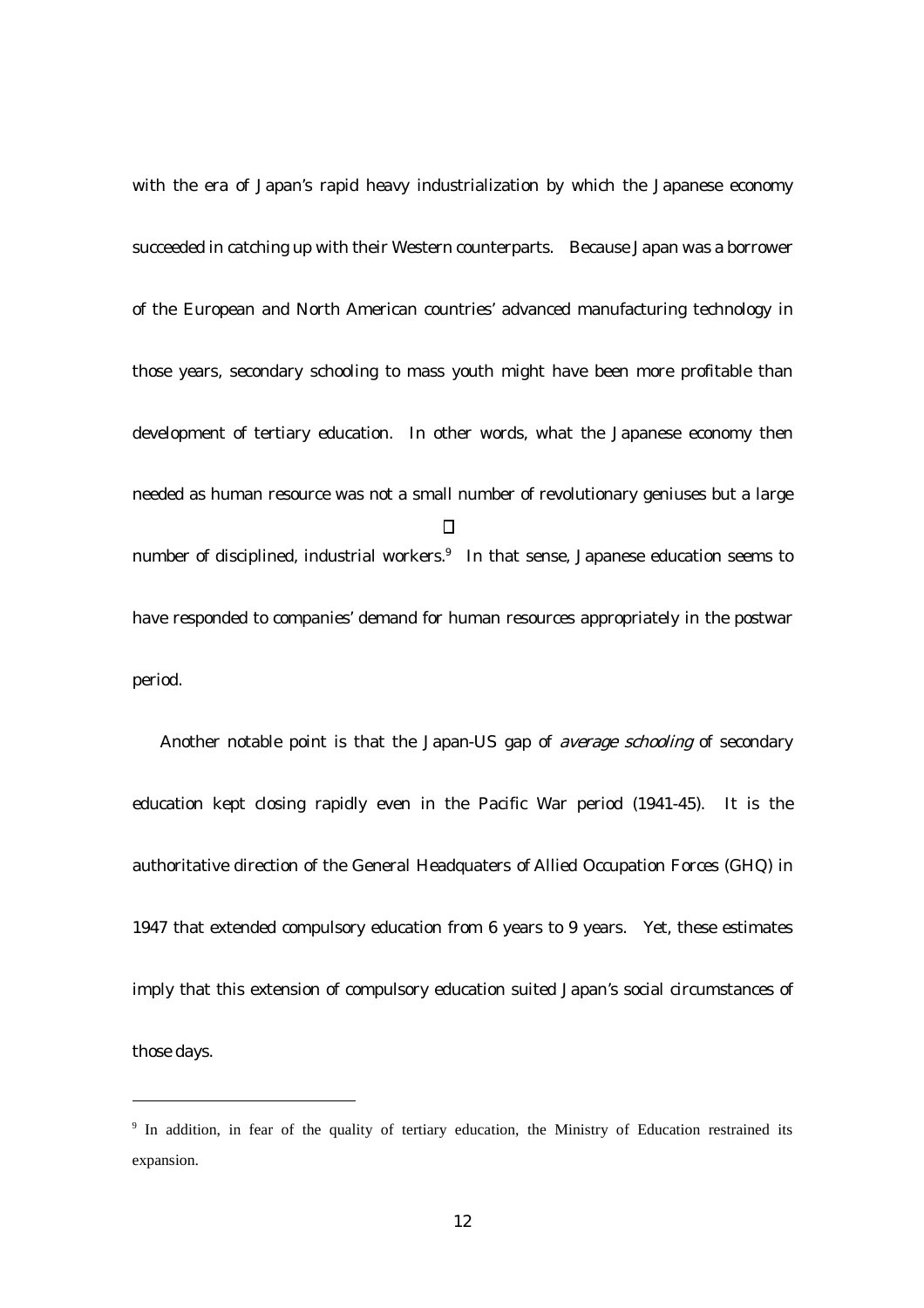with the era of Japan's rapid heavy industrialization by which the Japanese economy succeeded in catching up with their Western counterparts. Because Japan was a borrower of the European and North American countries' advanced manufacturing technology in those years, secondary schooling to mass youth might have been more profitable than development of tertiary education. In other words, what the Japanese economy then needed as human resource was not a small number of revolutionary geniuses but a large number of disciplined, industrial workers.[9] In that sense, Japanese education seems to have responded to companies' demand for human resources appropriately in the postwar period.

Another notable point is that the Japan-US gap of *average schooling* of secondary education kept closing rapidly even in the Pacific War period (1941-45). It is the authoritative direction of the General Headquaters of Allied Occupation Forces (GHQ) in 1947 that extended compulsory education from 6 years to 9 years. Yet, these estimates imply that this extension of compulsory education suited Japan's social circumstances of those days.

---

[9] In addition, in fear of the quality of tertiary education, the Ministry of Education restrained its expansion.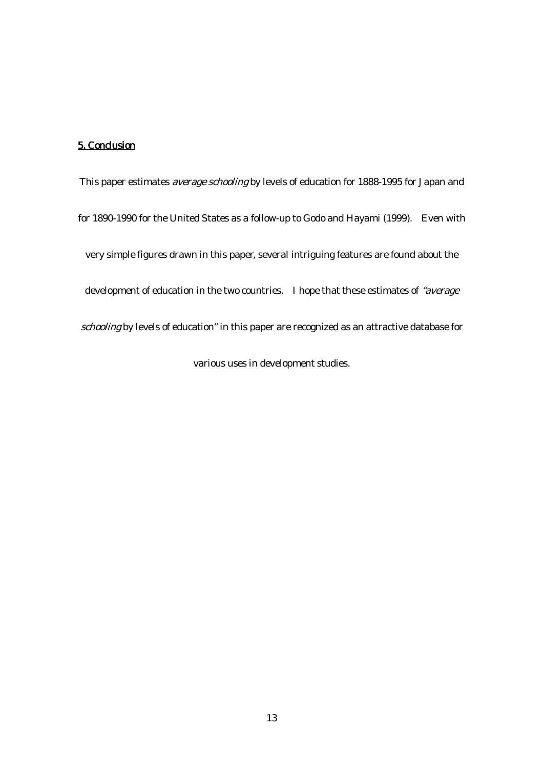## 5. Conclusion

This paper estimates *average schooling* by levels of education for 1888-1995 for Japan and for 1890-1990 for the United States as a follow-up to Godo and Hayami (1999). Even with very simple figures drawn in this paper, several intriguing features are found about the development of education in the two countries. I hope that these estimates of *"average schooling* by levels of education" in this paper are recognized as an attractive database for various uses in development studies.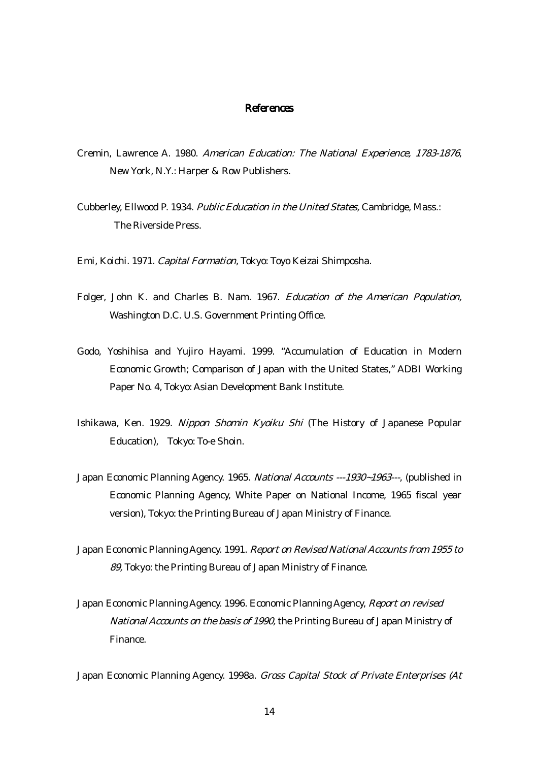## References

Cremin, Lawrence A. 1980. *American Education: The National Experience, 1783-1876*, New York, N.Y.: Harper & Row Publishers.

Cubberley, Ellwood P. 1934. *Public Education in the United States,* Cambridge, Mass.: The Riverside Press.

Emi, Koichi. 1971. *Capital Formation*, Tokyo: Toyo Keizai Shimposha.

Folger, John K. and Charles B. Nam. 1967. *Education of the American Population,* Washington D.C. U.S. Government Printing Office.

Godo, Yoshihisa and Yujiro Hayami. 1999. "Accumulation of Education in Modern Economic Growth; Comparison of Japan with the United States," ADBI Working Paper No. 4, Tokyo: Asian Development Bank Institute.

Ishikawa, Ken. 1929. *Nippon Shomin Kyoiku Shi* (The History of Japanese Popular Education), Tokyo: To-e Shoin.

Japan Economic Planning Agency. 1965. *National Accounts ---1930~1963---*, (published in Economic Planning Agency, White Paper on National Income, 1965 fiscal year version), Tokyo: the Printing Bureau of Japan Ministry of Finance.

Japan Economic Planning Agency. 1991. *Report on Revised National Accounts from 1955 to 89,* Tokyo: the Printing Bureau of Japan Ministry of Finance.

Japan Economic Planning Agency. 1996. Economic Planning Agency, *Report on revised National Accounts on the basis of 1990,* the Printing Bureau of Japan Ministry of Finance.

Japan Economic Planning Agency. 1998a. *Gross Capital Stock of Private Enterprises (At*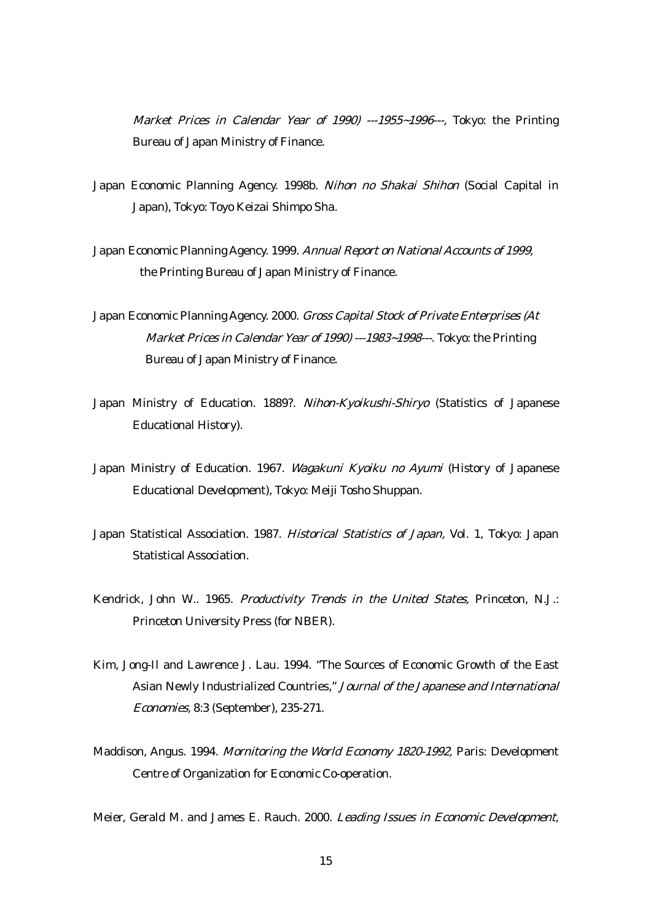*Market Prices in Calendar Year of 1990) ---1955~1996---,* Tokyo: the Printing Bureau of Japan Ministry of Finance.

Japan Economic Planning Agency. 1998b. *Nihon no Shakai Shihon* (Social Capital in Japan), Tokyo: Toyo Keizai Shimpo Sha.

Japan Economic Planning Agency. 1999. *Annual Report on National Accounts of 1999,* the Printing Bureau of Japan Ministry of Finance.

Japan Economic Planning Agency. 2000. *Gross Capital Stock of Private Enterprises (At Market Prices in Calendar Year of 1990) ---1983~1998---*. Tokyo: the Printing Bureau of Japan Ministry of Finance.

Japan Ministry of Education. 1889?. *Nihon-Kyoikushi-Shiryo* (Statistics of Japanese Educational History).

Japan Ministry of Education. 1967. *Wagakuni Kyoiku no Ayumi* (History of Japanese Educational Development), Tokyo: Meiji Tosho Shuppan.

Japan Statistical Association. 1987. *Historical Statistics of Japan,* Vol. 1, Tokyo: Japan Statistical Association.

Kendrick, John W.. 1965. *Productivity Trends in the United States,* Princeton, N.J.: Princeton University Press (for NBER).

Kim, Jong-Il and Lawrence J. Lau. 1994. "The Sources of Economic Growth of the East Asian Newly Industrialized Countries," *Journal of the Japanese and International Economies,* 8:3 (September), 235-271.

Maddison, Angus. 1994. *Mornitoring the World Economy 1820-1992,* Paris: Development Centre of Organization for Economic Co-operation.

Meier, Gerald M. and James E. Rauch. 2000. *Leading Issues in Economic Development*,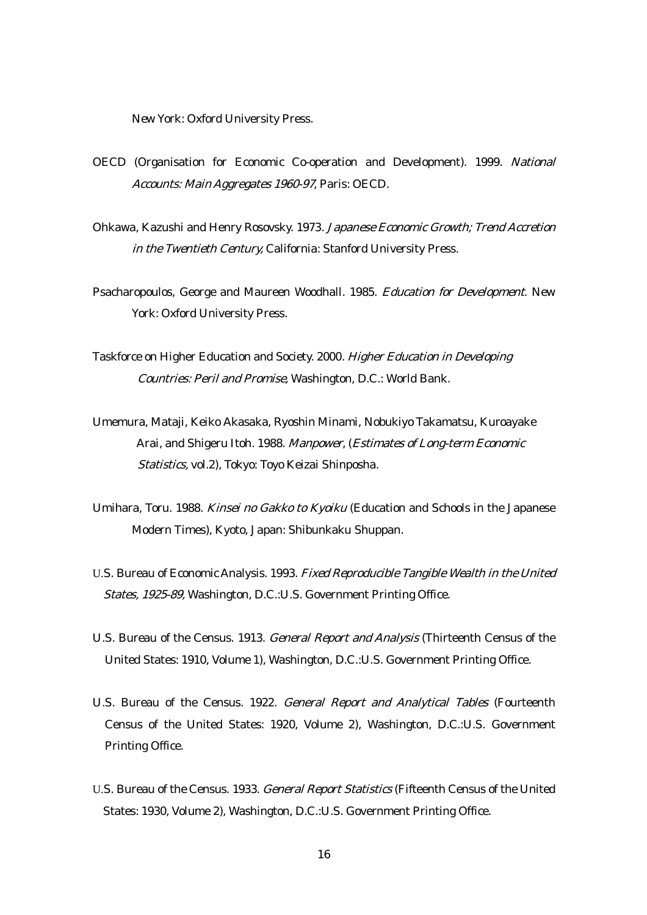New York: Oxford University Press.

OECD (Organisation for Economic Co-operation and Development). 1999. *National Accounts: Main Aggregates 1960-97*, Paris: OECD.

Ohkawa, Kazushi and Henry Rosovsky. 1973. *Japanese Economic Growth; Trend Accretion in the Twentieth Century,* California: Stanford University Press.

Psacharopoulos, George and Maureen Woodhall. 1985. *Education for Development*. New York: Oxford University Press.

Taskforce on Higher Education and Society. 2000. *Higher Education in Developing Countries: Peril and Promise*, Washington, D.C.: World Bank.

Umemura, Mataji, Keiko Akasaka, Ryoshin Minami, Nobukiyo Takamatsu, Kuroayake Arai, and Shigeru Itoh. 1988. *Manpower*, (*Estimates of Long-term Economic Statistics,* vol.2), Tokyo: Toyo Keizai Shinposha.

Umihara, Toru. 1988. *Kinsei no Gakko to Kyoiku* (Education and Schools in the Japanese Modern Times), Kyoto, Japan: Shibunkaku Shuppan.

U.S. Bureau of Economic Analysis. 1993. *Fixed Reproducible Tangible Wealth in the United States, 1925-89,* Washington, D.C.:U.S. Government Printing Office.

U.S. Bureau of the Census. 1913. *General Report and Analysis* (Thirteenth Census of the United States: 1910, Volume 1), Washington, D.C.:U.S. Government Printing Office.

U.S. Bureau of the Census. 1922. *General Report and Analytical Tables* (Fourteenth Census of the United States: 1920, Volume 2), Washington, D.C.:U.S. Government Printing Office.

U.S. Bureau of the Census. 1933. *General Report Statistics* (Fifteenth Census of the United States: 1930, Volume 2), Washington, D.C.:U.S. Government Printing Office.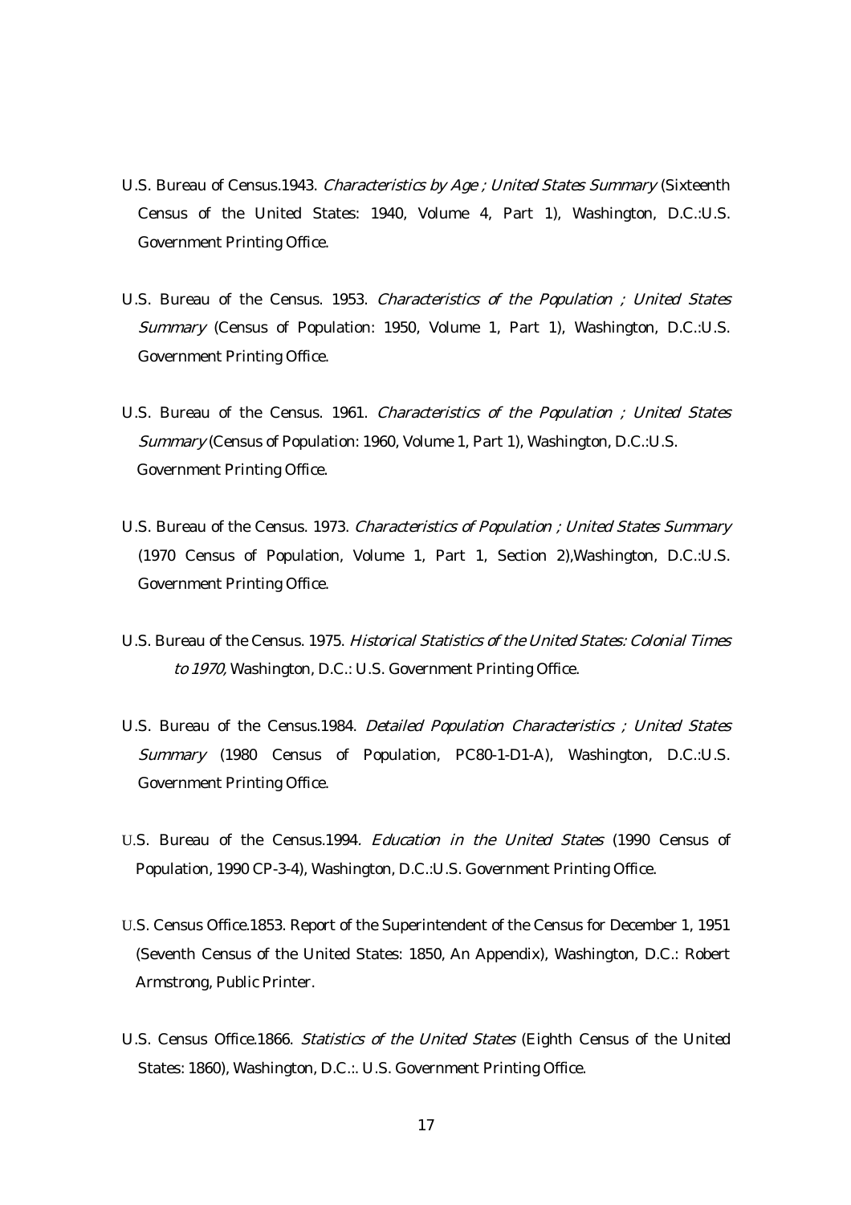U.S. Bureau of Census.1943. *Characteristics by Age ; United States Summary* (Sixteenth Census of the United States: 1940, Volume 4, Part 1), Washington, D.C.:U.S. Government Printing Office.

U.S. Bureau of the Census. 1953. *Characteristics of the Population ; United States Summary* (Census of Population: 1950, Volume 1, Part 1), Washington, D.C.:U.S. Government Printing Office.

U.S. Bureau of the Census. 1961. *Characteristics of the Population ; United States Summary* (Census of Population: 1960, Volume 1, Part 1), Washington, D.C.:U.S. Government Printing Office.

U.S. Bureau of the Census. 1973. *Characteristics of Population ; United States Summary* (1970 Census of Population, Volume 1, Part 1, Section 2),Washington, D.C.:U.S. Government Printing Office.

U.S. Bureau of the Census. 1975. *Historical Statistics of the United States: Colonial Times to 1970,* Washington, D.C.: U.S. Government Printing Office.

U.S. Bureau of the Census.1984. *Detailed Population Characteristics ; United States Summary* (1980 Census of Population, PC80-1-D1-A), Washington, D.C.:U.S. Government Printing Office.

U.S. Bureau of the Census.1994*. Education in the United States* (1990 Census of Population, 1990 CP-3-4), Washington, D.C.:U.S. Government Printing Office.

U.S. Census Office.1853. Report of the Superintendent of the Census for December 1, 1951 (Seventh Census of the United States: 1850, An Appendix), Washington, D.C.: Robert Armstrong, Public Printer.

U.S. Census Office.1866. *Statistics of the United States* (Eighth Census of the United States: 1860), Washington, D.C.:. U.S. Government Printing Office.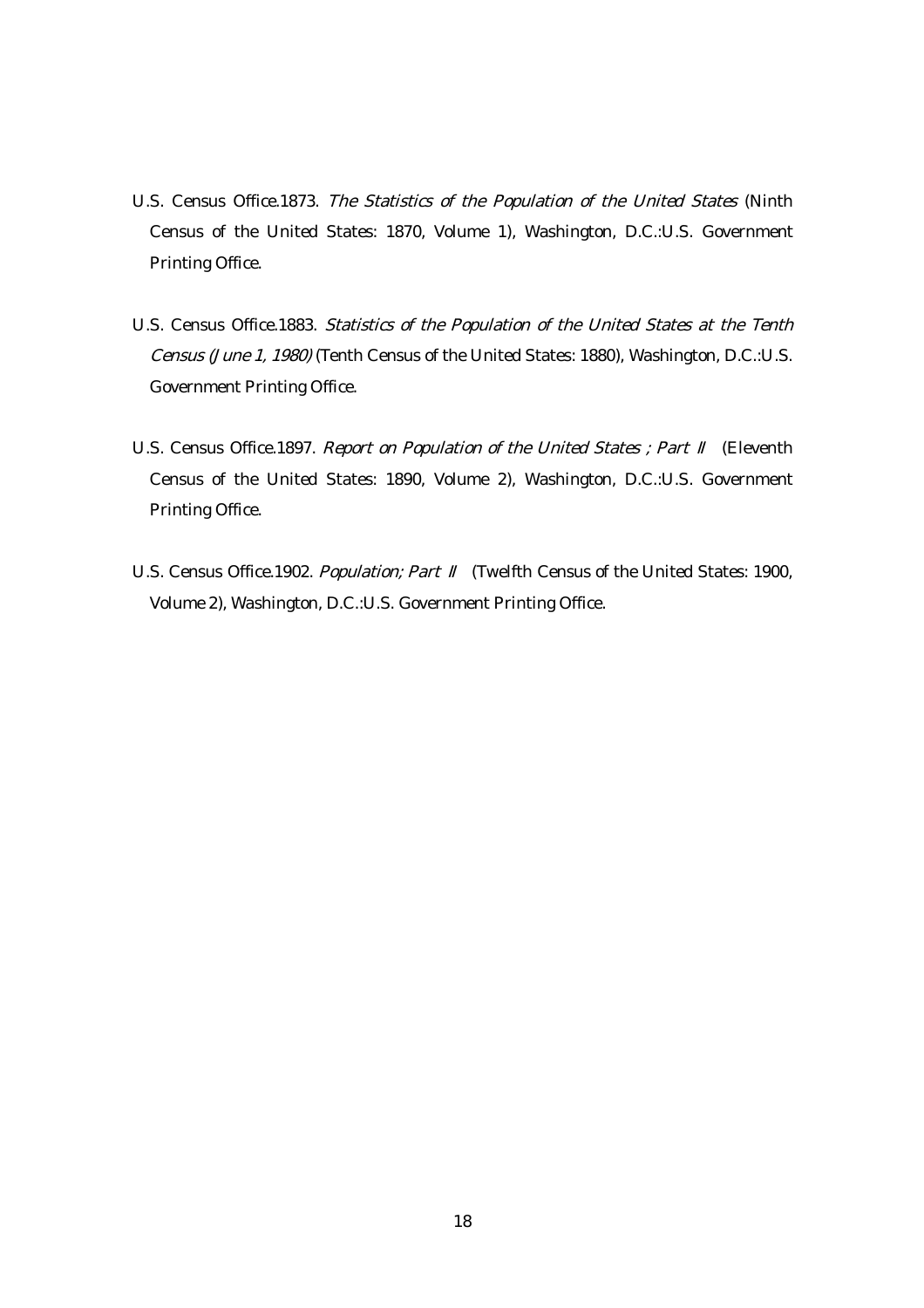U.S. Census Office.1873. *The Statistics of the Population of the United States* (Ninth Census of the United States: 1870, Volume 1), Washington, D.C.:U.S. Government Printing Office.

U.S. Census Office.1883. *Statistics of the Population of the United States at the Tenth Census (June 1, 1980)* (Tenth Census of the United States: 1880), Washington, D.C.:U.S. Government Printing Office.

U.S. Census Office.1897. *Report on Population of the United States ; Part II* (Eleventh Census of the United States: 1890, Volume 2), Washington, D.C.:U.S. Government Printing Office.

U.S. Census Office.1902. *Population; Part II* (Twelfth Census of the United States: 1900, Volume 2), Washington, D.C.:U.S. Government Printing Office.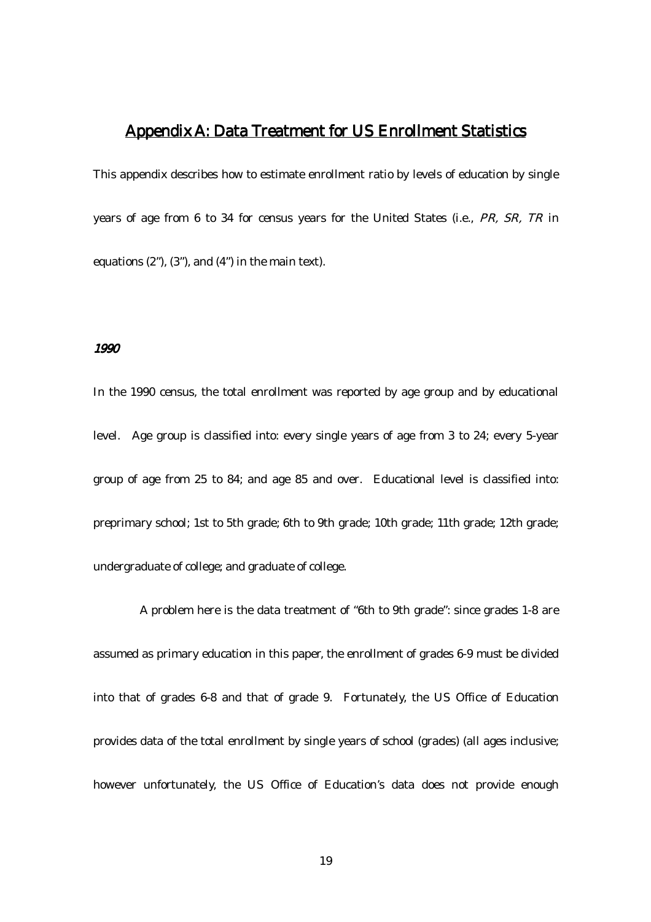## Appendix A: Data Treatment for US Enrollment Statistics

This appendix describes how to estimate enrollment ratio by levels of education by single years of age from 6 to 34 for census years for the United States (i.e., *PR, SR, TR* in equations (2"), (3"), and (4") in the main text).

### *1990*

In the 1990 census, the total enrollment was reported by age group and by educational level. Age group is classified into: every single years of age from 3 to 24; every 5-year group of age from 25 to 84; and age 85 and over. Educational level is classified into: preprimary school; 1st to 5th grade; 6th to 9th grade; 10th grade; 11th grade; 12th grade; undergraduate of college; and graduate of college.

A problem here is the data treatment of "6th to 9th grade": since grades 1-8 are assumed as primary education in this paper, the enrollment of grades 6-9 must be divided into that of grades 6-8 and that of grade 9. Fortunately, the US Office of Education provides data of the total enrollment by single years of school (grades) (all ages inclusive; however unfortunately, the US Office of Education's data does not provide enough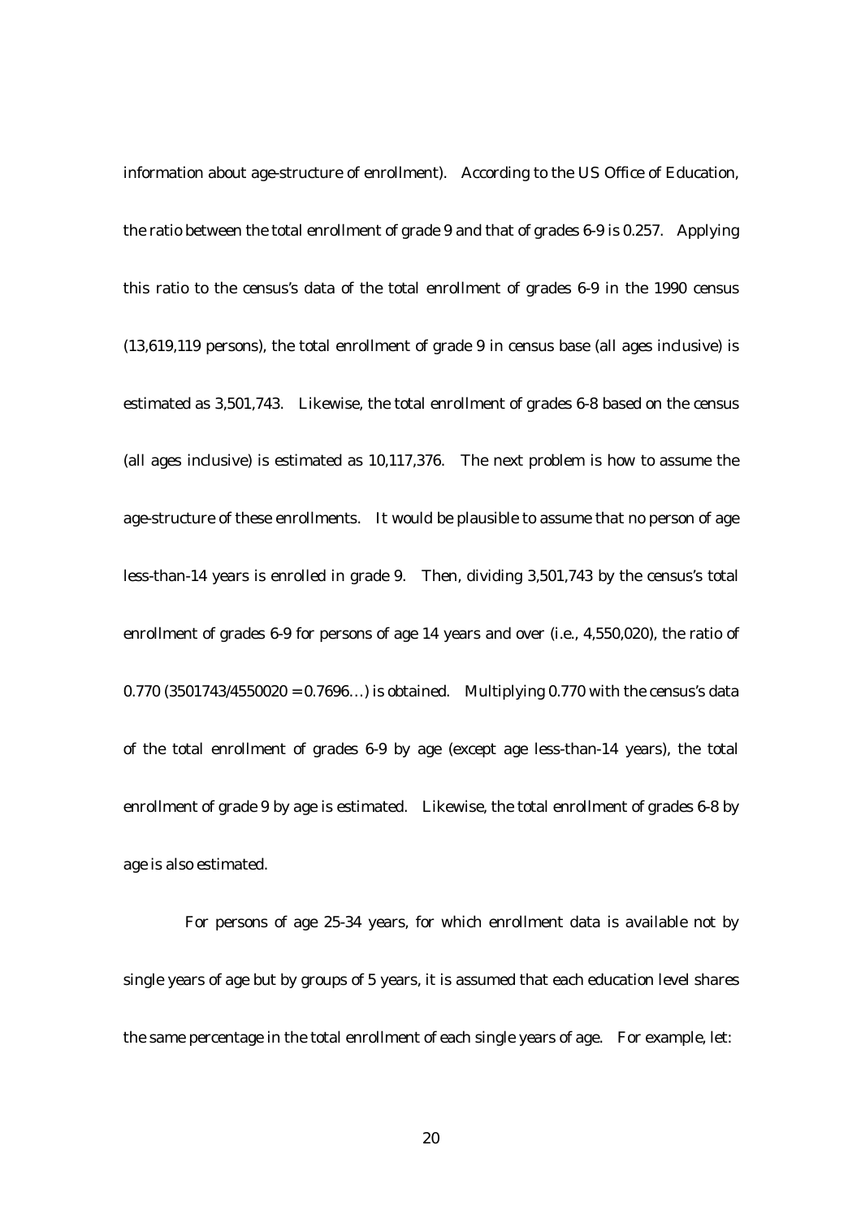information about age-structure of enrollment). According to the US Office of Education, the ratio between the total enrollment of grade 9 and that of grades 6-9 is 0.257. Applying this ratio to the census's data of the total enrollment of grades 6-9 in the 1990 census (13,619,119 persons), the total enrollment of grade 9 in census base (all ages inclusive) is estimated as 3,501,743. Likewise, the total enrollment of grades 6-8 based on the census (all ages inclusive) is estimated as 10,117,376. The next problem is how to assume the age-structure of these enrollments. It would be plausible to assume that no person of age less-than-14 years is enrolled in grade 9. Then, dividing 3,501,743 by the census's total enrollment of grades 6-9 for persons of age 14 years and over (i.e., 4,550,020), the ratio of 0.770 (3501743/4550020 = 0.7696…) is obtained. Multiplying 0.770 with the census's data of the total enrollment of grades 6-9 by age (except age less-than-14 years), the total enrollment of grade 9 by age is estimated. Likewise, the total enrollment of grades 6-8 by age is also estimated.

For persons of age 25-34 years, for which enrollment data is available not by single years of age but by groups of 5 years, it is assumed that each education level shares the same percentage in the total enrollment of each single years of age. For example, let: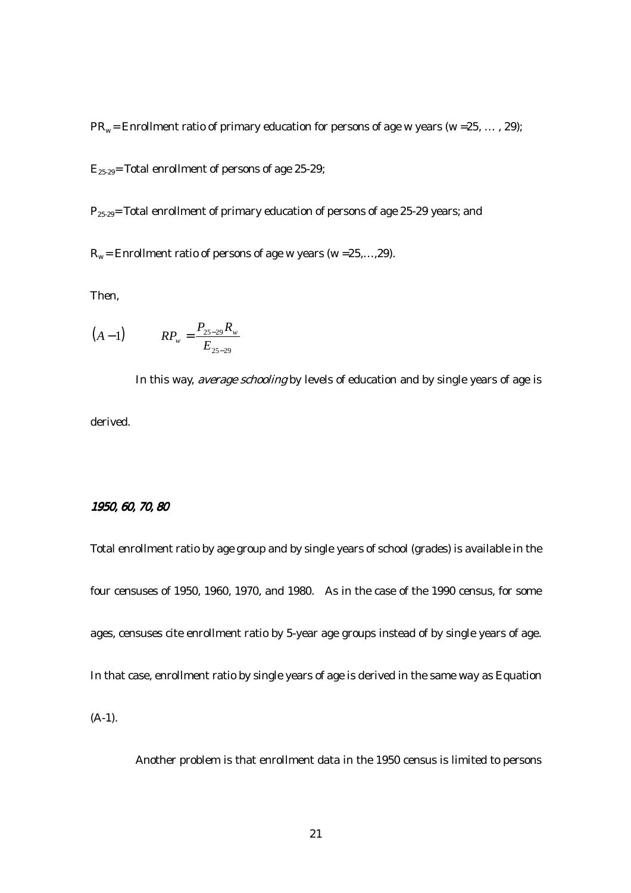$PR_w$ = Enrollment ratio of primary education for persons of age w years (w =25, … , 29);

$E_{25\text{-}29}$ = Total enrollment of persons of age 25-29;

$P_{25\text{-}29}$ = Total enrollment of primary education of persons of age 25-29 years; and

$R_w$ = Enrollment ratio of persons of age w years (w =25,…,29).

Then,

$$(A-1) \qquad RP_w = \frac{P_{25-29} R_w}{E_{25-29}}$$

In this way, *average schooling* by levels of education and by single years of age is derived.

### *1950, 60, 70, 80*

Total enrollment ratio by age group and by single years of school (grades) is available in the four censuses of 1950, 1960, 1970, and 1980. As in the case of the 1990 census, for some ages, censuses cite enrollment ratio by 5-year age groups instead of by single years of age. In that case, enrollment ratio by single years of age is derived in the same way as Equation (A-1).

Another problem is that enrollment data in the 1950 census is limited to persons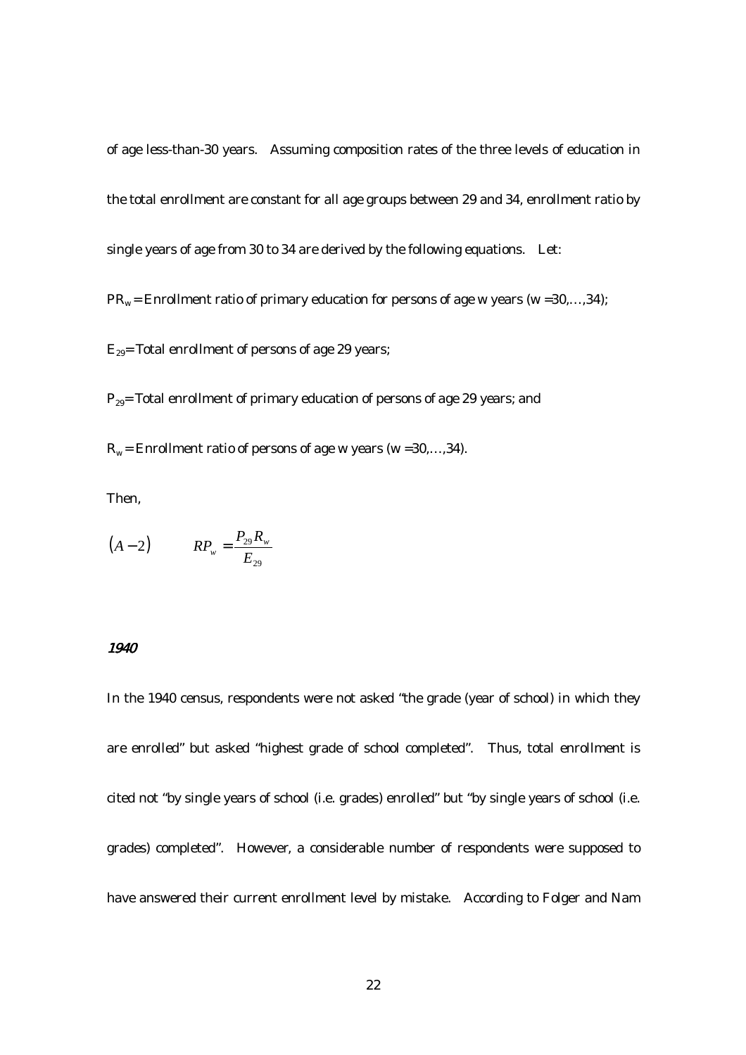of age less-than-30 years. Assuming composition rates of the three levels of education in the total enrollment are constant for all age groups between 29 and 34, enrollment ratio by single years of age from 30 to 34 are derived by the following equations. Let:

$PR_w$ = Enrollment ratio of primary education for persons of age w years (w =30,…,34);

$E_{29}$= Total enrollment of persons of age 29 years;

$P_{29}$= Total enrollment of primary education of persons of age 29 years; and

$R_w$ = Enrollment ratio of persons of age w years (w =30,…,34).

Then,

$$(A-2) \qquad RP_w = \frac{P_{29} R_w}{E_{29}}$$

*1940*

In the 1940 census, respondents were not asked "the grade (year of school) in which they are enrolled" but asked "highest grade of school completed". Thus, total enrollment is cited not "by single years of school (i.e. grades) enrolled" but "by single years of school (i.e. grades) completed". However, a considerable number of respondents were supposed to have answered their current enrollment level by mistake. According to Folger and Nam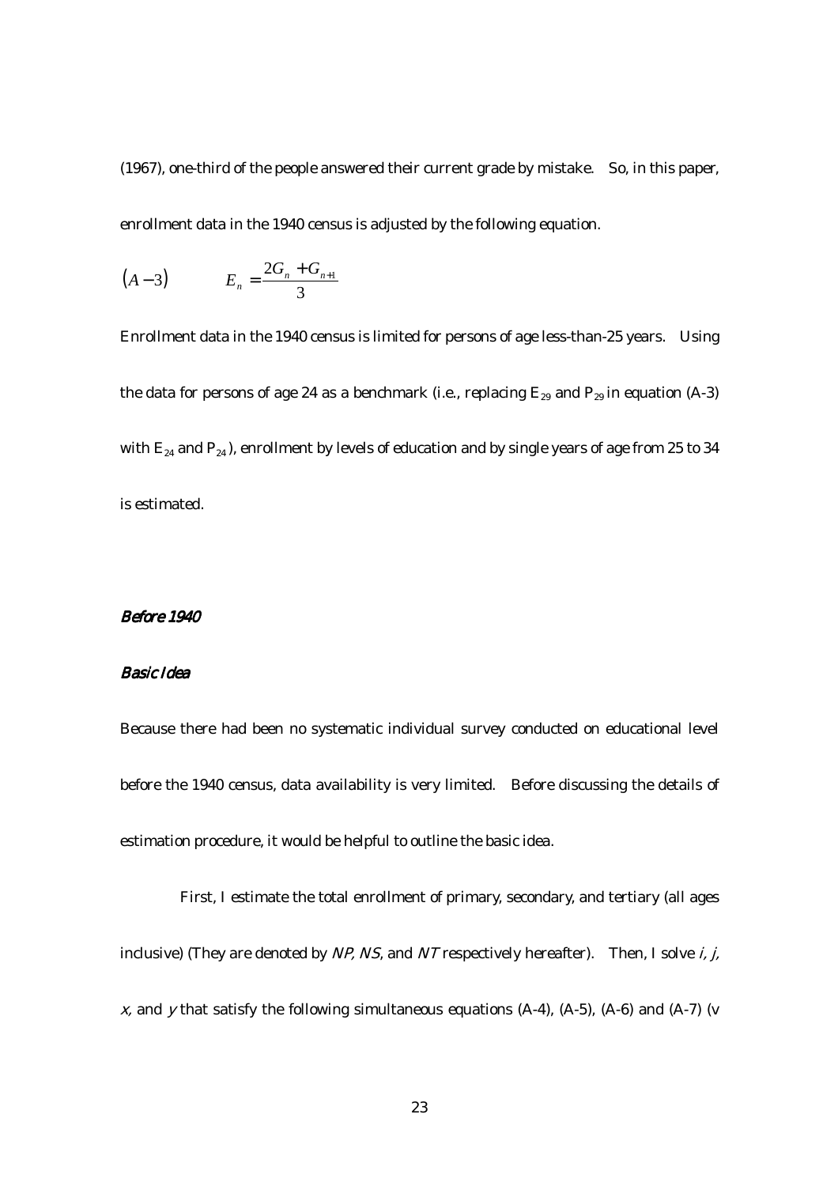(1967), one-third of the people answered their current grade by mistake. So, in this paper, enrollment data in the 1940 census is adjusted by the following equation.

$$(A-3) \qquad E_n = \frac{2G_n + G_{n+1}}{3}$$

Enrollment data in the 1940 census is limited for persons of age less-than-25 years. Using the data for persons of age 24 as a benchmark (i.e., replacing $E_{29}$ and $P_{29}$ in equation (A-3) with $E_{24}$ and $P_{24}$), enrollment by levels of education and by single years of age from 25 to 34 is estimated.

### *Before 1940*

#### *Basic Idea*

Because there had been no systematic individual survey conducted on educational level before the 1940 census, data availability is very limited. Before discussing the details of estimation procedure, it would be helpful to outline the basic idea.

First, I estimate the total enrollment of primary, secondary, and tertiary (all ages inclusive) (They are denoted by *NP, NS*, and *NT* respectively hereafter). Then, I solve *i, j, x,* and *y* that satisfy the following simultaneous equations (A-4), (A-5), (A-6) and (A-7) (v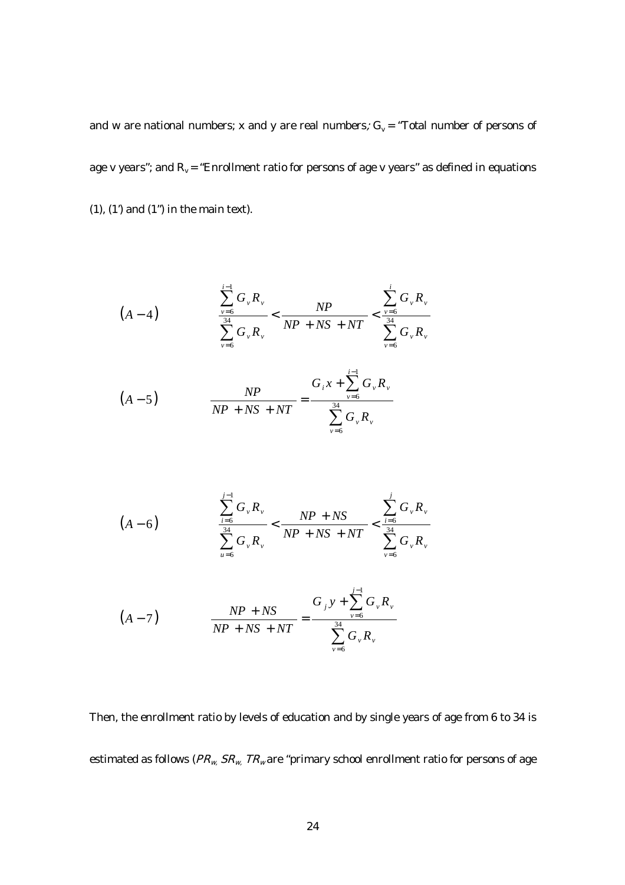and w are national numbers; x and y are real numbers; $G_v$ = "Total number of persons of age v years"; and $R_v$ = "Enrollment ratio for persons of age v years" as defined in equations (1), (1') and (1") in the main text).

$$
(A-4) \qquad \frac{\sum_{v=6}^{i-1} G_v R_v}{\sum_{v=6}^{34} G_v R_v} < \frac{NP}{NP + NS + NT} < \frac{\sum_{v=6}^{i} G_v R_v}{\sum_{v=6}^{34} G_v R_v}
$$

$$
(A-5) \qquad \frac{NP}{NP + NS + NT} = \frac{G_i x + \sum_{v=6}^{i-1} G_v R_v}{\sum_{v=6}^{34} G_v R_v}
$$

$$
(A-6) \qquad \frac{\sum_{i=6}^{j-1} G_v R_v}{\sum_{u=6}^{34} G_v R_v} < \frac{NP + NS}{NP + NS + NT} < \frac{\sum_{i=6}^{j} G_v R_v}{\sum_{v=6}^{34} G_v R_v}
$$

$$
(A-7) \qquad \frac{NP + NS}{NP + NS + NT} = \frac{G_j y + \sum_{v=6}^{j-1} G_v R_v}{\sum_{v=6}^{34} G_v R_v}
$$

Then, the enrollment ratio by levels of education and by single years of age from 6 to 34 is estimated as follows ($PR_w$, $SR_w$, $TR_w$ are "primary school enrollment ratio for persons of age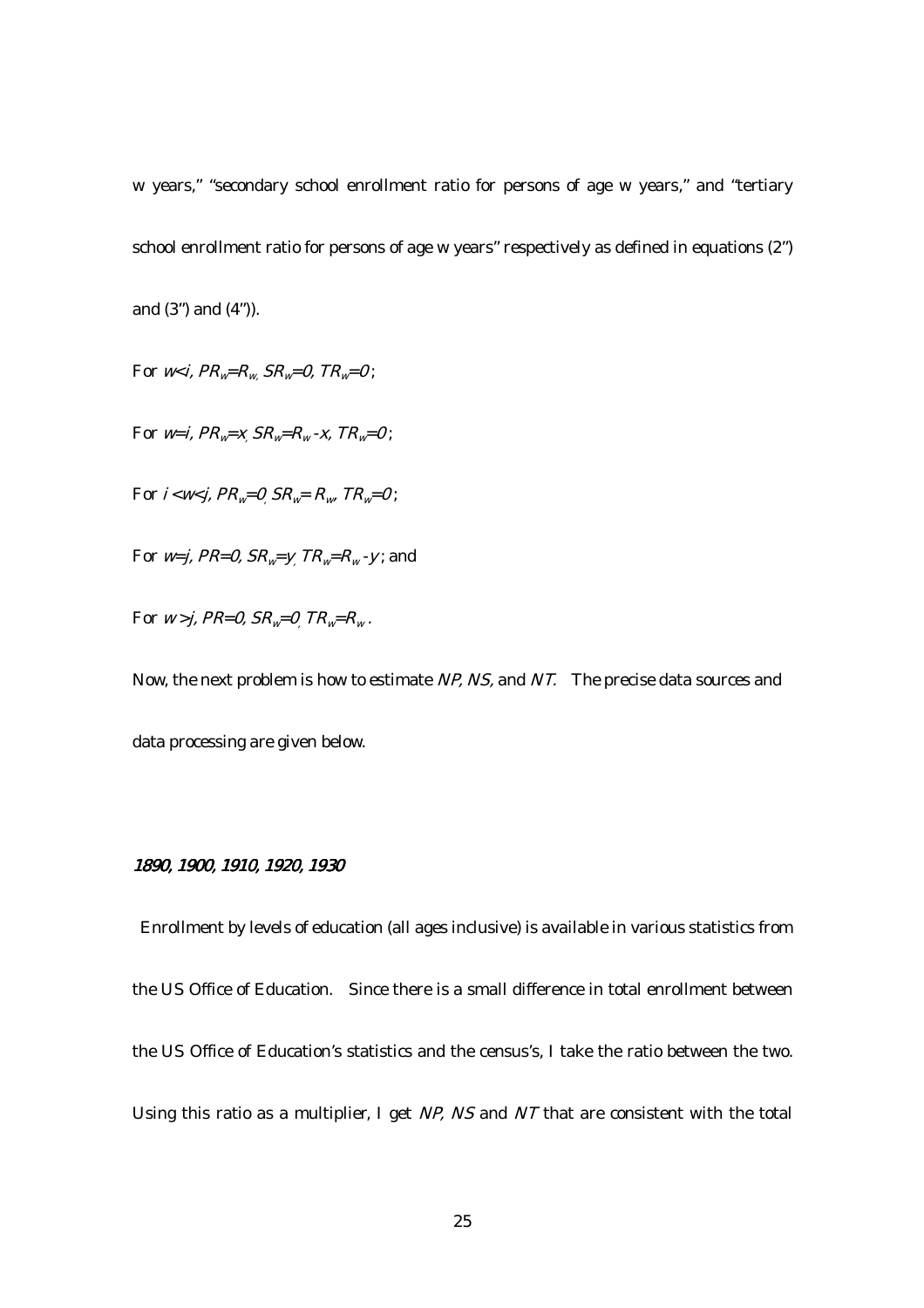w years," "secondary school enrollment ratio for persons of age w years," and "tertiary school enrollment ratio for persons of age w years" respectively as defined in equations (2") and (3") and (4")).

For $w<i$, $PR_w=R_w$, $SR_w=0$, $TR_w=0$ ;

For $w=i$, $PR_w=x$, $SR_w=R_w-x$, $TR_w=0$ ;

For $i<w<j$, $PR_w=0$, $SR_w=R_w$, $TR_w=0$ ;

For $w=j$, $PR=0$, $SR_w=y$, $TR_w=R_w-y$ ; and

For $w>j$, $PR=0$, $SR_w=0$, $TR_w=R_w$ .

Now, the next problem is how to estimate *NP, NS,* and *NT.* The precise data sources and data processing are given below.

### *1890, 1900, 1910, 1920, 1930*

Enrollment by levels of education (all ages inclusive) is available in various statistics from the US Office of Education. Since there is a small difference in total enrollment between the US Office of Education's statistics and the census's, I take the ratio between the two. Using this ratio as a multiplier, I get *NP, NS* and *NT* that are consistent with the total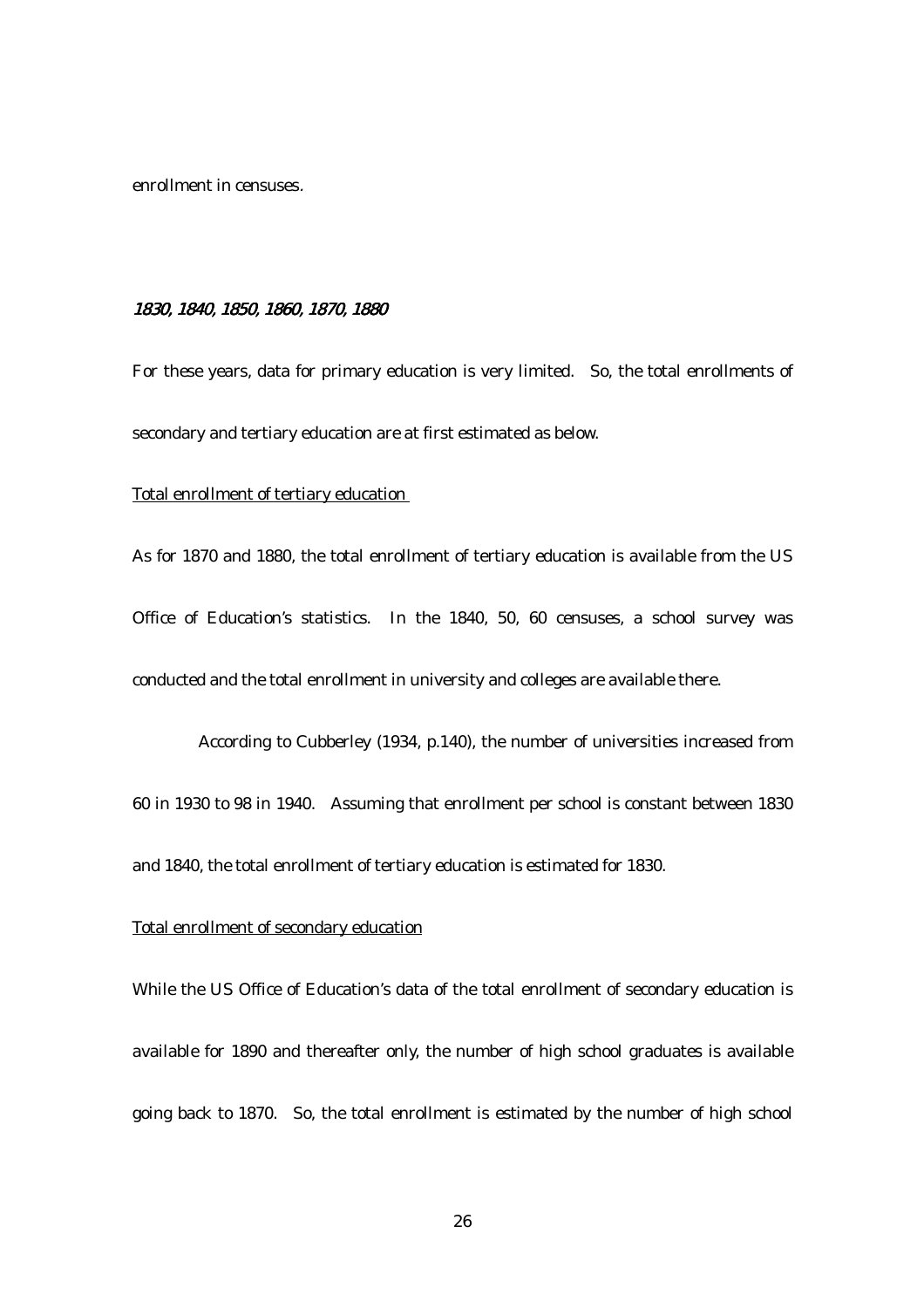enrollment in censuses.

### *1830, 1840, 1850, 1860, 1870, 1880*

For these years, data for primary education is very limited. So, the total enrollments of secondary and tertiary education are at first estimated as below.

Total enrollment of tertiary education

As for 1870 and 1880, the total enrollment of tertiary education is available from the US Office of Education's statistics. In the 1840, 50, 60 censuses, a school survey was conducted and the total enrollment in university and colleges are available there.

According to Cubberley (1934, p.140), the number of universities increased from 60 in 1930 to 98 in 1940. Assuming that enrollment per school is constant between 1830 and 1840, the total enrollment of tertiary education is estimated for 1830.

Total enrollment of secondary education

While the US Office of Education's data of the total enrollment of secondary education is available for 1890 and thereafter only, the number of high school graduates is available going back to 1870. So, the total enrollment is estimated by the number of high school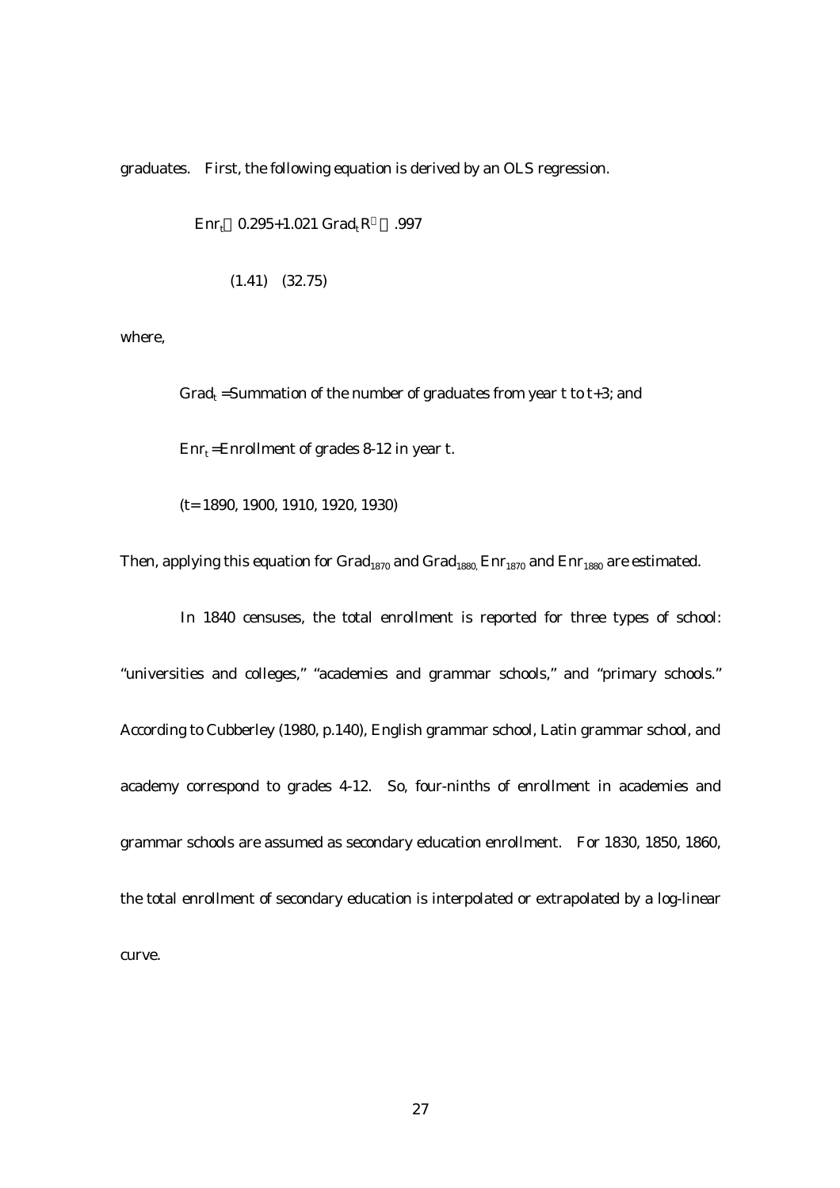graduates. First, the following equation is derived by an OLS regression.

$$Enr_t = 0.295 + 1.021\ Grad_t \quad R^2 = .997$$
$$(1.41) \quad (32.75)$$

where,

$Grad_t$ = Summation of the number of graduates from year t to t+3; and

$Enr_t$ = Enrollment of grades 8-12 in year t.

(t= 1890, 1900, 1910, 1920, 1930)

Then, applying this equation for $Grad_{1870}$ and $Grad_{1880}$, $Enr_{1870}$ and $Enr_{1880}$ are estimated.

In 1840 censuses, the total enrollment is reported for three types of school: "universities and colleges," "academies and grammar schools," and "primary schools." According to Cubberley (1980, p.140), English grammar school, Latin grammar school, and academy correspond to grades 4-12. So, four-ninths of enrollment in academies and grammar schools are assumed as secondary education enrollment. For 1830, 1850, 1860, the total enrollment of secondary education is interpolated or extrapolated by a log-linear curve.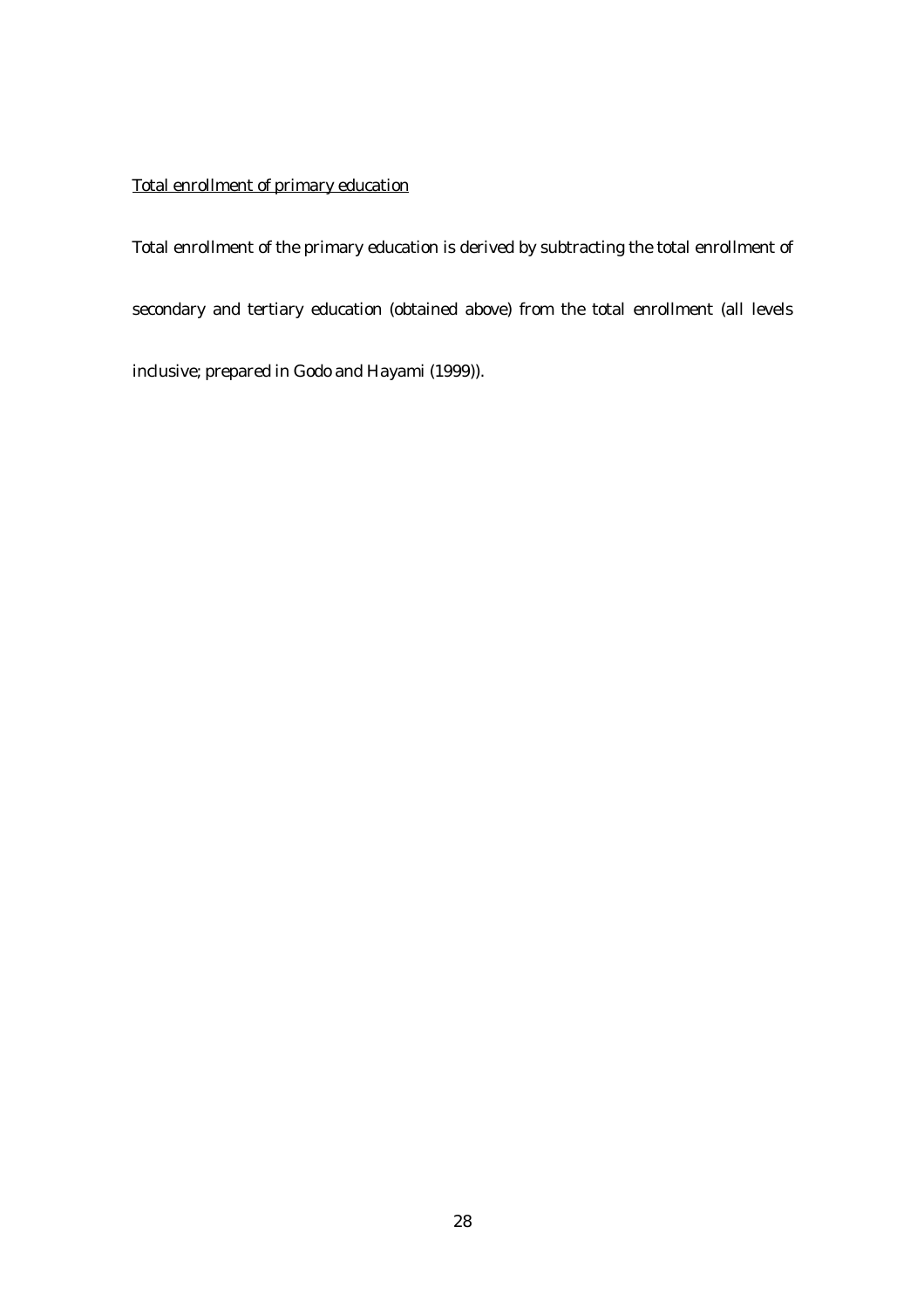<u>Total enrollment of primary education</u>

Total enrollment of the primary education is derived by subtracting the total enrollment of secondary and tertiary education (obtained above) from the total enrollment (all levels inclusive; prepared in Godo and Hayami (1999)).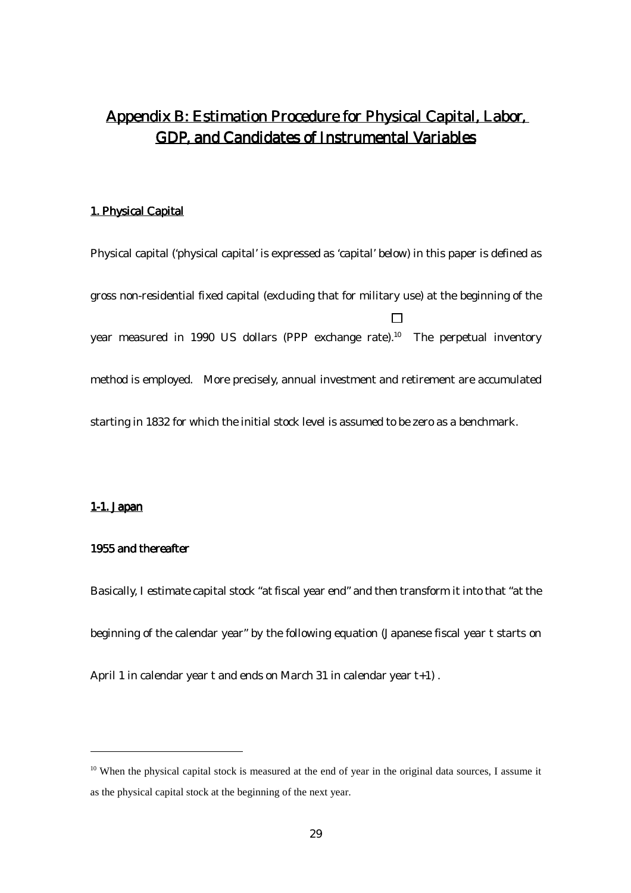# Appendix B: Estimation Procedure for Physical Capital, Labor, GDP, and Candidates of Instrumental Variables

## 1. Physical Capital

Physical capital ('physical capital' is expressed as 'capital' below) in this paper is defined as gross non-residential fixed capital (excluding that for military use) at the beginning of the year measured in 1990 US dollars (PPP exchange rate).[10] The perpetual inventory method is employed. More precisely, annual investment and retirement are accumulated starting in 1832 for which the initial stock level is assumed to be zero as a benchmark.

### 1-1. Japan

#### 1955 and thereafter

Basically, I estimate capital stock "at fiscal year end" and then transform it into that "at the beginning of the calendar year" by the following equation (Japanese fiscal year t starts on April 1 in calendar year t and ends on March 31 in calendar year t+1) .

---

[10] When the physical capital stock is measured at the end of year in the original data sources, I assume it as the physical capital stock at the beginning of the next year.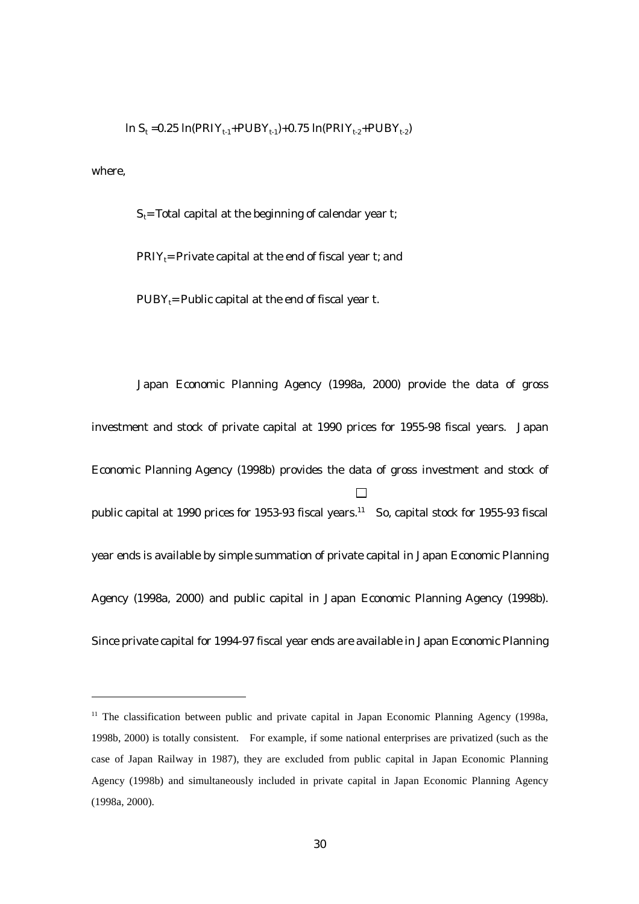$$\ln S_t = 0.25 \ln(PRIY_{t-1}+PUBY_{t-1})+0.75 \ln(PRIY_{t-2}+PUBY_{t-2})$$

where,

$S_t$= Total capital at the beginning of calendar year t;

$PRIY_t$= Private capital at the end of fiscal year t; and

$PUBY_t$= Public capital at the end of fiscal year t.

Japan Economic Planning Agency (1998a, 2000) provide the data of gross investment and stock of private capital at 1990 prices for 1955-98 fiscal years. Japan Economic Planning Agency (1998b) provides the data of gross investment and stock of public capital at 1990 prices for 1953-93 fiscal years.[11] So, capital stock for 1955-93 fiscal year ends is available by simple summation of private capital in Japan Economic Planning Agency (1998a, 2000) and public capital in Japan Economic Planning Agency (1998b). Since private capital for 1994-97 fiscal year ends are available in Japan Economic Planning

---

[11] The classification between public and private capital in Japan Economic Planning Agency (1998a, 1998b, 2000) is totally consistent. For example, if some national enterprises are privatized (such as the case of Japan Railway in 1987), they are excluded from public capital in Japan Economic Planning Agency (1998b) and simultaneously included in private capital in Japan Economic Planning Agency (1998a, 2000).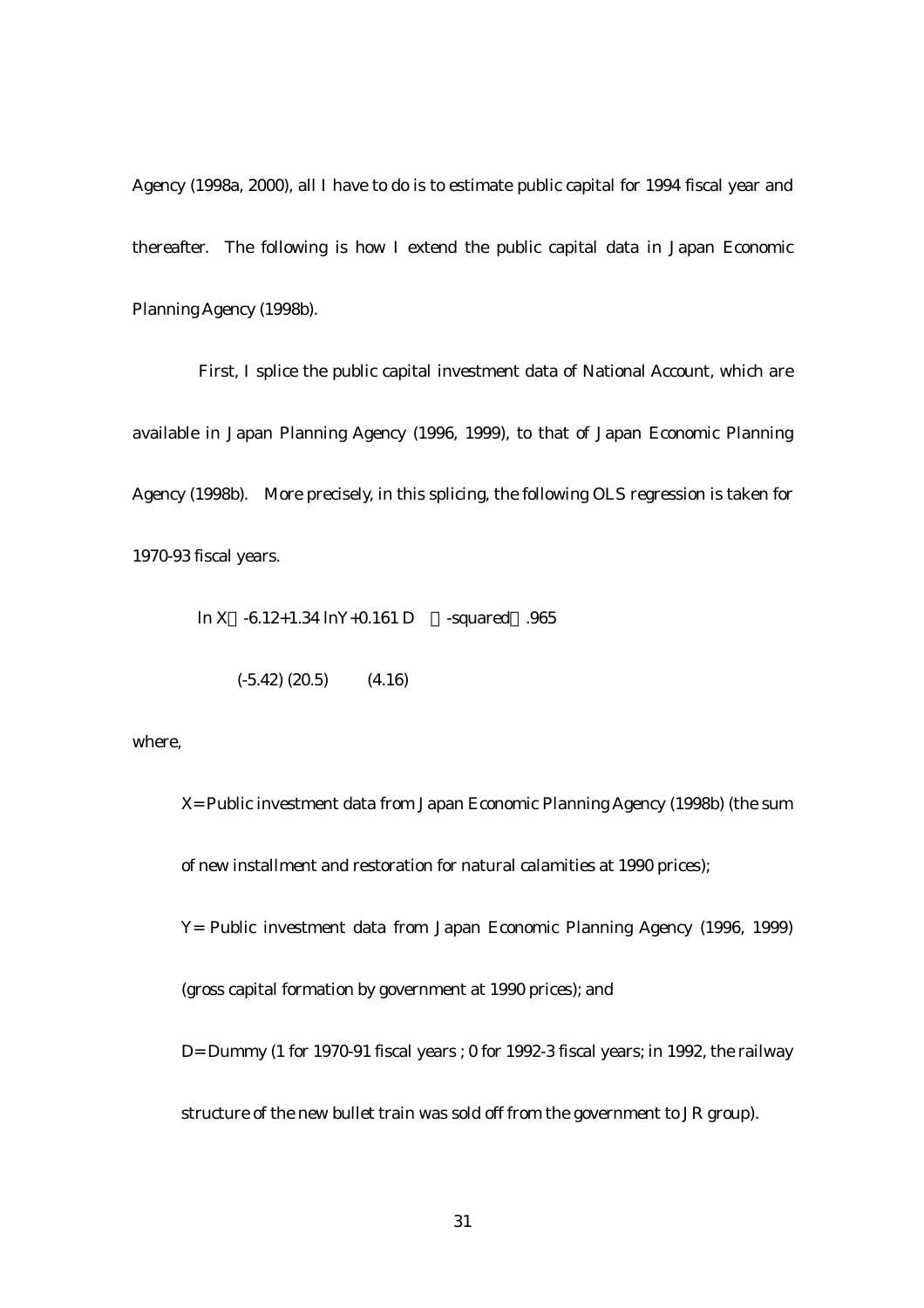Agency (1998a, 2000), all I have to do is to estimate public capital for 1994 fiscal year and thereafter. The following is how I extend the public capital data in Japan Economic Planning Agency (1998b).

First, I splice the public capital investment data of National Account, which are available in Japan Planning Agency (1996, 1999), to that of Japan Economic Planning Agency (1998b). More precisely, in this splicing, the following OLS regression is taken for 1970-93 fiscal years.

$$\ln X = -6.12 + 1.34 \ln Y + 0.161\, D \qquad R\text{-squared} = .965$$

$$(-5.42) \quad (20.5) \qquad (4.16)$$

where,

X= Public investment data from Japan Economic Planning Agency (1998b) (the sum of new installment and restoration for natural calamities at 1990 prices);

Y= Public investment data from Japan Economic Planning Agency (1996, 1999) (gross capital formation by government at 1990 prices); and

D= Dummy (1 for 1970-91 fiscal years ; 0 for 1992-3 fiscal years; in 1992, the railway structure of the new bullet train was sold off from the government to JR group).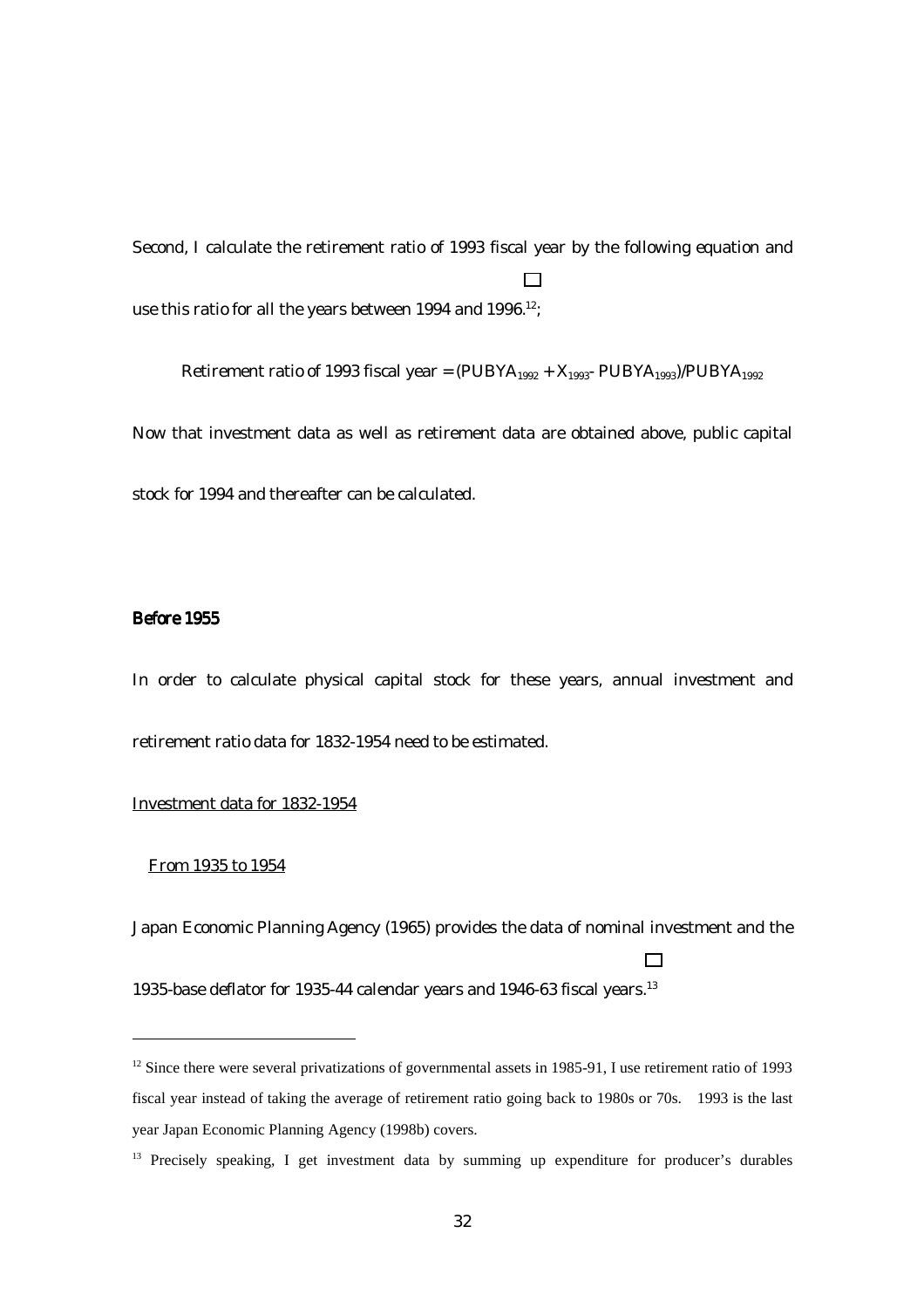Second, I calculate the retirement ratio of 1993 fiscal year by the following equation and use this ratio for all the years between 1994 and 1996.[12];

$$\text{Retirement ratio of 1993 fiscal year} = (PUBYA_{1992} + X_{1993} - PUBYA_{1993})/PUBYA_{1992}$$

Now that investment data as well as retirement data are obtained above, public capital stock for 1994 and thereafter can be calculated.

### Before 1955

In order to calculate physical capital stock for these years, annual investment and retirement ratio data for 1832-1954 need to be estimated.

Investment data for 1832-1954

From 1935 to 1954

Japan Economic Planning Agency (1965) provides the data of nominal investment and the 1935-base deflator for 1935-44 calendar years and 1946-63 fiscal years.[13]

---

[12] Since there were several privatizations of governmental assets in 1985-91, I use retirement ratio of 1993 fiscal year instead of taking the average of retirement ratio going back to 1980s or 70s. 1993 is the last year Japan Economic Planning Agency (1998b) covers.

[13] Precisely speaking, I get investment data by summing up expenditure for producer's durables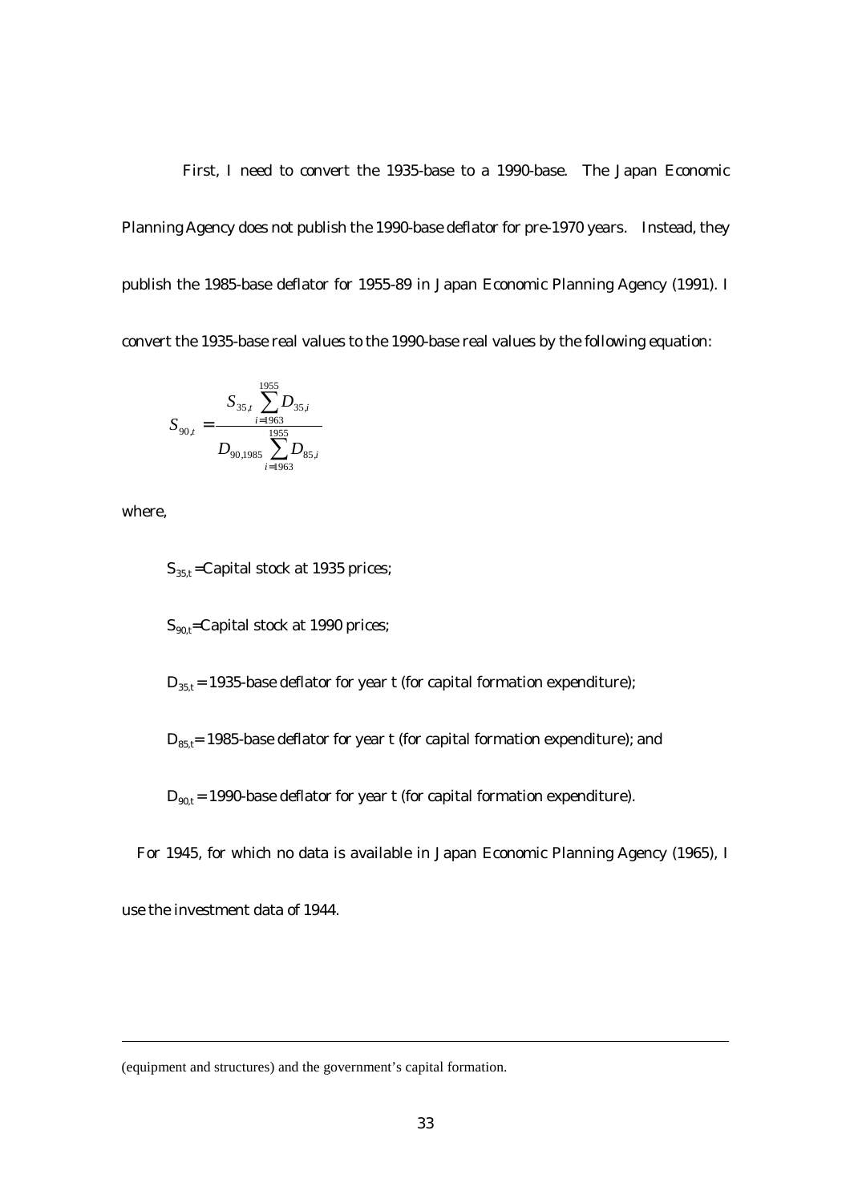First, I need to convert the 1935-base to a 1990-base. The Japan Economic Planning Agency does not publish the 1990-base deflator for pre-1970 years. Instead, they publish the 1985-base deflator for 1955-89 in Japan Economic Planning Agency (1991). I convert the 1935-base real values to the 1990-base real values by the following equation:

$$S_{90,t} = \frac{S_{35,t} \sum_{i=1963}^{1955} D_{35,i}}{D_{90,1985} \sum_{i=1963}^{1955} D_{85,i}}$$

where,

$S_{35,t}$ =Capital stock at 1935 prices;

$S_{90,t}$=Capital stock at 1990 prices;

$D_{35,t}$ = 1935-base deflator for year t (for capital formation expenditure);

$D_{85,t}$= 1985-base deflator for year t (for capital formation expenditure); and

$D_{90,t}$ = 1990-base deflator for year t (for capital formation expenditure).

For 1945, for which no data is available in Japan Economic Planning Agency (1965), I use the investment data of 1944.

---

(equipment and structures) and the government's capital formation.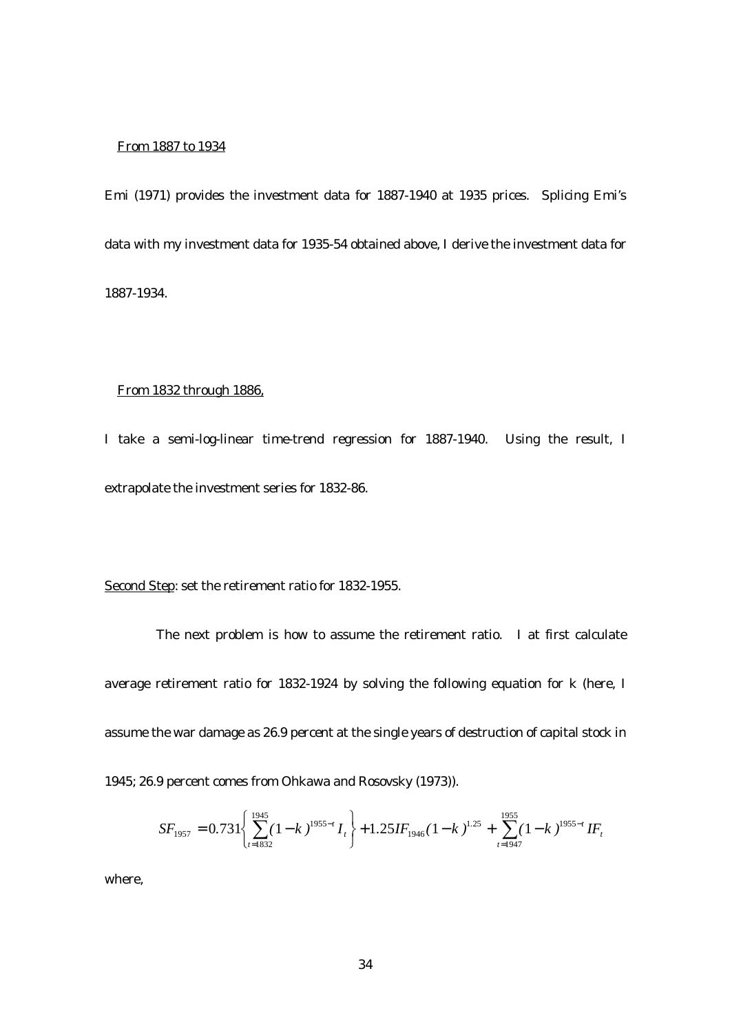From 1887 to 1934

Emi (1971) provides the investment data for 1887-1940 at 1935 prices. Splicing Emi's data with my investment data for 1935-54 obtained above, I derive the investment data for 1887-1934.

From 1832 through 1886,

I take a semi-log-linear time-trend regression for 1887-1940. Using the result, I extrapolate the investment series for 1832-86.

Second Step: set the retirement ratio for 1832-1955.

The next problem is how to assume the retirement ratio. I at first calculate average retirement ratio for 1832-1924 by solving the following equation for k (here, I assume the war damage as 26.9 percent at the single years of destruction of capital stock in 1945; 26.9 percent comes from Ohkawa and Rosovsky (1973)).

$$SF_{1957} = 0.731\left\{\sum_{t=1832}^{1945}(1-k)^{1955-t} I_t\right\} + 1.25 IF_{1946}(1-k)^{1.25} + \sum_{t=1947}^{1955}(1-k)^{1955-t} IF_t$$

where,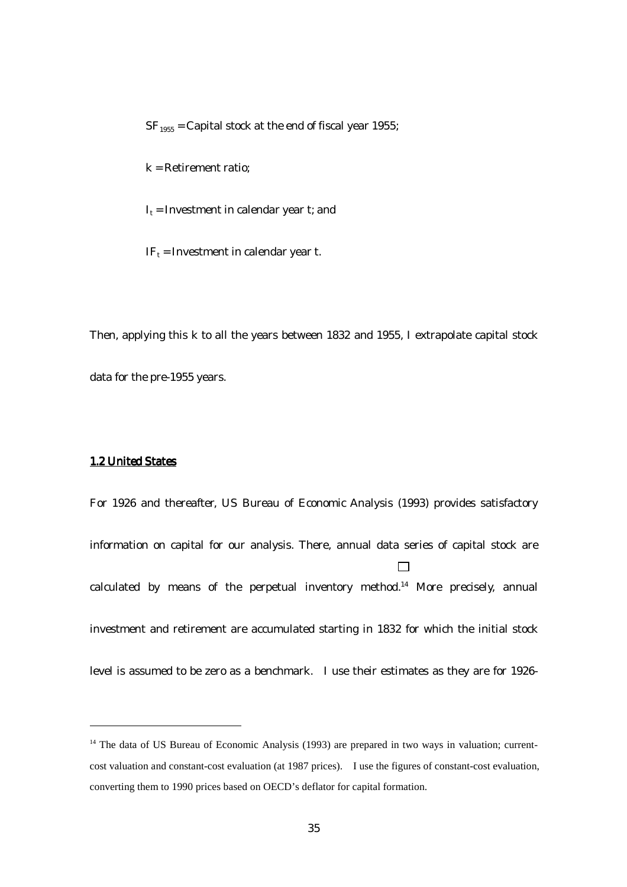$SF_{1955}$ = Capital stock at the end of fiscal year 1955;

$k$ = Retirement ratio;

$I_t$ = Investment in calendar year t; and

$IF_t$ = Investment in calendar year t.

Then, applying this k to all the years between 1832 and 1955, I extrapolate capital stock data for the pre-1955 years.

## 1.2 United States

For 1926 and thereafter, US Bureau of Economic Analysis (1993) provides satisfactory information on capital for our analysis. There, annual data series of capital stock are calculated by means of the perpetual inventory method.[14] More precisely, annual investment and retirement are accumulated starting in 1832 for which the initial stock level is assumed to be zero as a benchmark. I use their estimates as they are for 1926-

[14] The data of US Bureau of Economic Analysis (1993) are prepared in two ways in valuation; current-cost valuation and constant-cost evaluation (at 1987 prices). I use the figures of constant-cost evaluation, converting them to 1990 prices based on OECD's deflator for capital formation.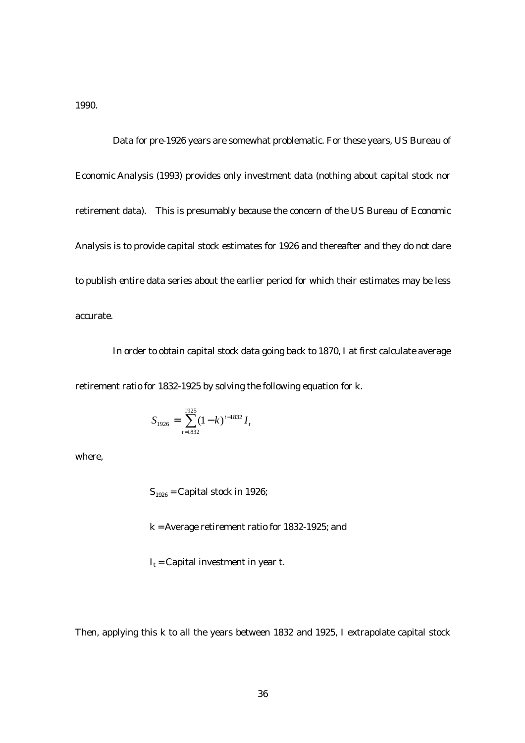1990.

Data for pre-1926 years are somewhat problematic. For these years, US Bureau of Economic Analysis (1993) provides only investment data (nothing about capital stock nor retirement data). This is presumably because the concern of the US Bureau of Economic Analysis is to provide capital stock estimates for 1926 and thereafter and they do not dare to publish entire data series about the earlier period for which their estimates may be less accurate.

In order to obtain capital stock data going back to 1870, I at first calculate average retirement ratio for 1832-1925 by solving the following equation for k.

$$S_{1926} = \sum_{t=1832}^{1925} (1-k)^{t-1832} I_t$$

where,

$S_{1926}$ = Capital stock in 1926;

k = Average retirement ratio for 1832-1925; and

$I_t$ = Capital investment in year t.

Then, applying this k to all the years between 1832 and 1925, I extrapolate capital stock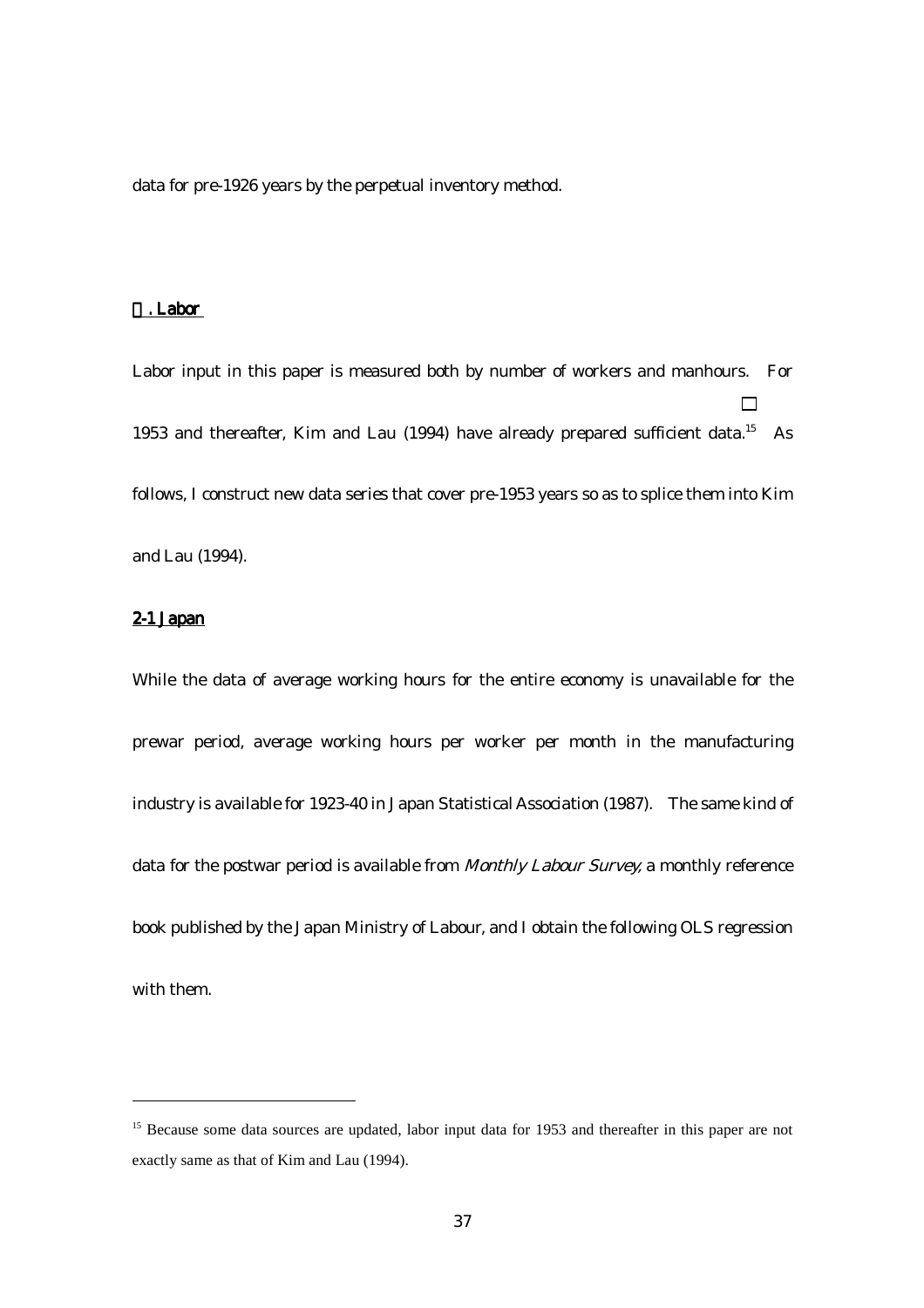data for pre-1926 years by the perpetual inventory method.

## . Labor

Labor input in this paper is measured both by number of workers and manhours. For 1953 and thereafter, Kim and Lau (1994) have already prepared sufficient data.[15] As follows, I construct new data series that cover pre-1953 years so as to splice them into Kim and Lau (1994).

### 2-1 Japan

While the data of average working hours for the entire economy is unavailable for the prewar period, average working hours per worker per month in the manufacturing industry is available for 1923-40 in Japan Statistical Association (1987). The same kind of data for the postwar period is available from *Monthly Labour Survey,* a monthly reference book published by the Japan Ministry of Labour, and I obtain the following OLS regression with them.

---

[15] Because some data sources are updated, labor input data for 1953 and thereafter in this paper are not exactly same as that of Kim and Lau (1994).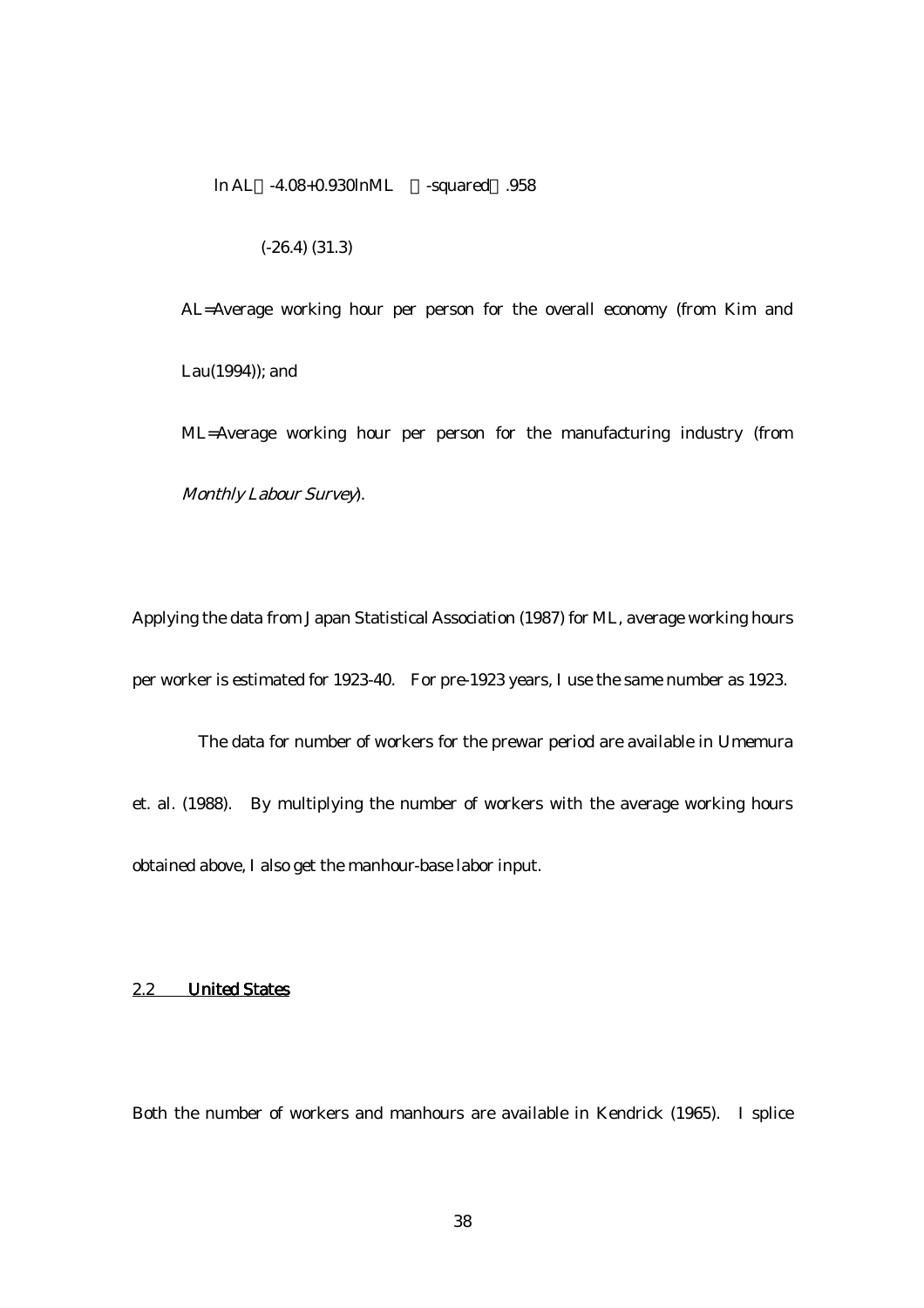$$\ln AL = -4.08 + 0.930 \ln ML \quad R\text{-squared} = .958$$

$$(-26.4) \quad (31.3)$$

AL=Average working hour per person for the overall economy (from Kim and Lau(1994)); and

ML=Average working hour per person for the manufacturing industry (from *Monthly Labour Survey*).

Applying the data from Japan Statistical Association (1987) for ML, average working hours per worker is estimated for 1923-40. For pre-1923 years, I use the same number as 1923.

The data for number of workers for the prewar period are available in Umemura et. al. (1988). By multiplying the number of workers with the average working hours obtained above, I also get the manhour-base labor input.

## 2.2 United States

Both the number of workers and manhours are available in Kendrick (1965). I splice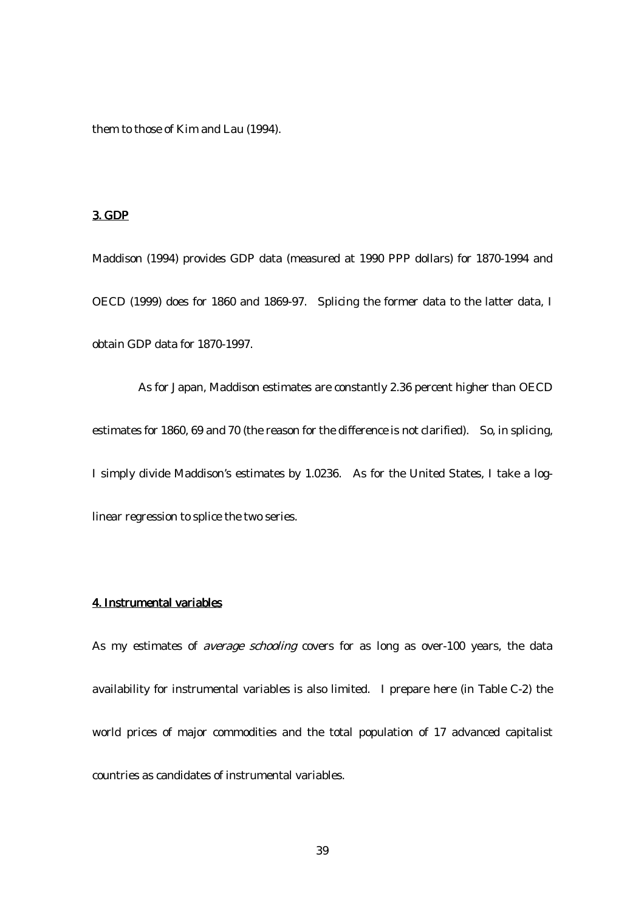them to those of Kim and Lau (1994).

## 3. GDP

Maddison (1994) provides GDP data (measured at 1990 PPP dollars) for 1870-1994 and OECD (1999) does for 1860 and 1869-97. Splicing the former data to the latter data, I obtain GDP data for 1870-1997.

As for Japan, Maddison estimates are constantly 2.36 percent higher than OECD estimates for 1860, 69 and 70 (the reason for the difference is not clarified). So, in splicing, I simply divide Maddison's estimates by 1.0236. As for the United States, I take a log-linear regression to splice the two series.

## 4. Instrumental variables

As my estimates of *average schooling* covers for as long as over-100 years, the data availability for instrumental variables is also limited. I prepare here (in Table C-2) the world prices of major commodities and the total population of 17 advanced capitalist countries as candidates of instrumental variables.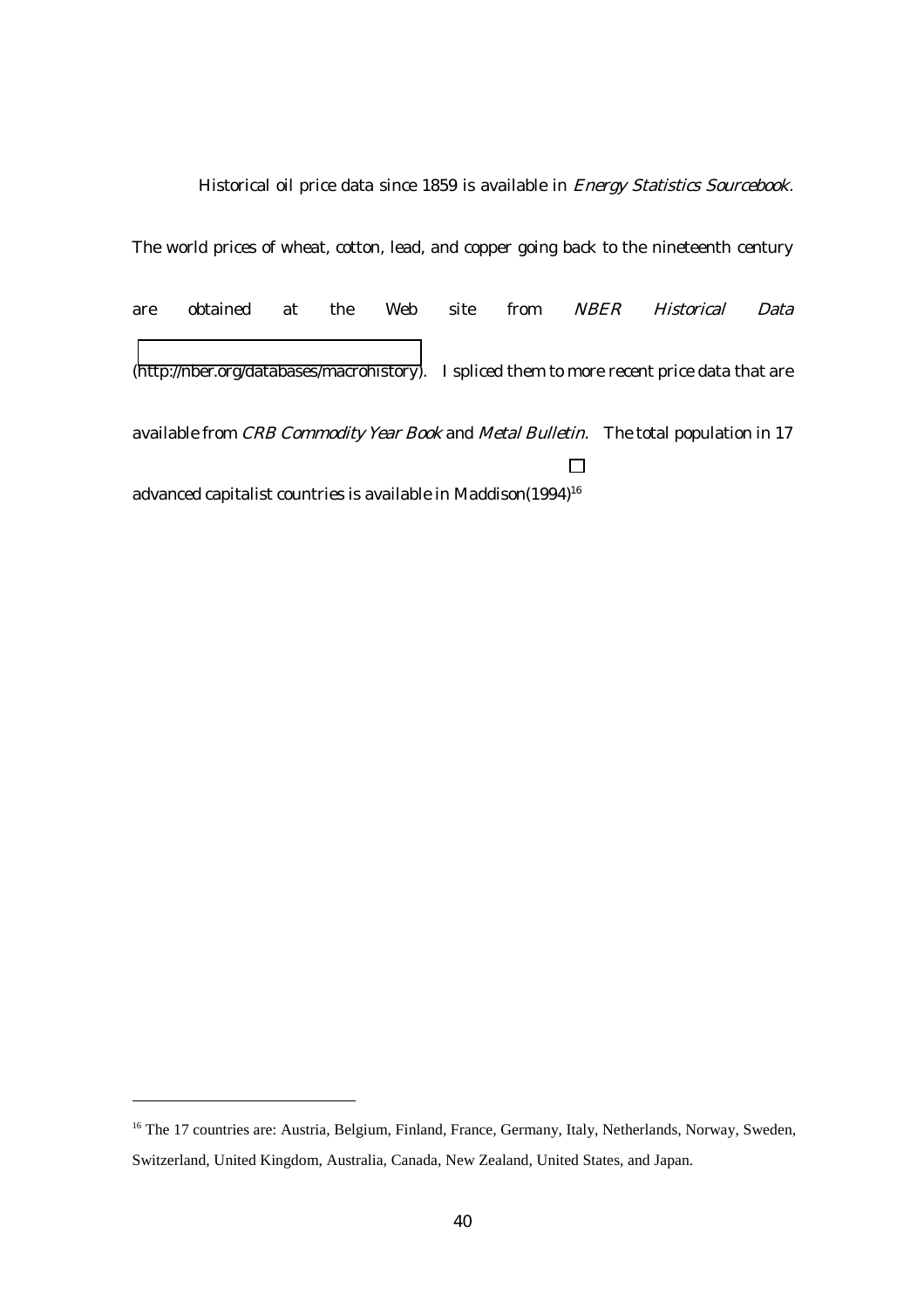Historical oil price data since 1859 is available in *Energy Statistics Sourcebook.* The world prices of wheat, cotton, lead, and copper going back to the nineteenth century are obtained at the Web site from *NBER Historical Data* (http://nber.org/databases/macrohistory). I spliced them to more recent price data that are available from *CRB Commodity Year Book* and *Metal Bulletin.* The total population in 17 advanced capitalist countries is available in Maddison(1994)[16]

---

[16] The 17 countries are: Austria, Belgium, Finland, France, Germany, Italy, Netherlands, Norway, Sweden, Switzerland, United Kingdom, Australia, Canada, New Zealand, United States, and Japan.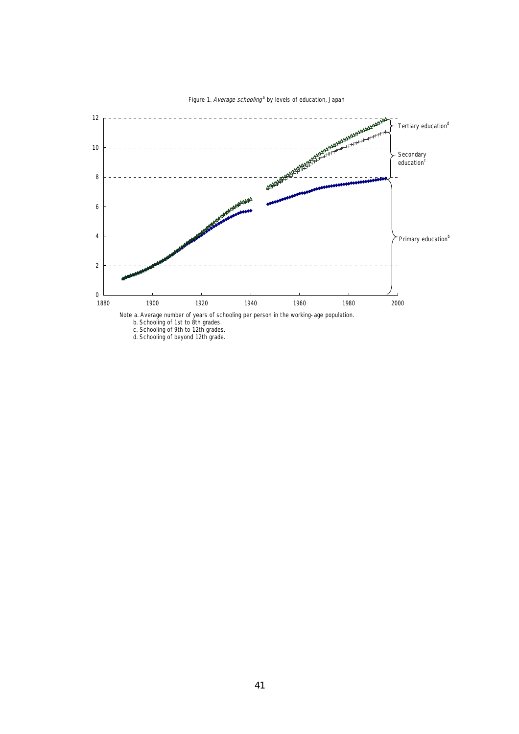Figure 1. *Average schooling*[a] by levels of education, Japan

Note a. Average number of years of schooling per person in the working-age population.
b. Schooling of 1st to 8th grades.
c. Schooling of 9th to 12th grades.
d. Schooling of beyond 12th grade.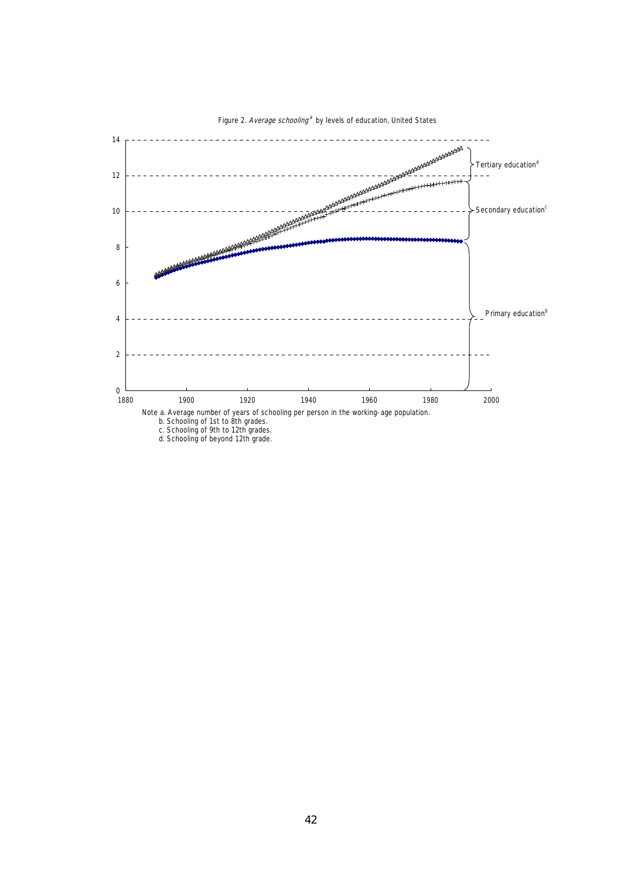Figure 2. *Average schooling* [a] by levels of education, United States

Note a. Average number of years of schooling per person in the working-age population.
b. Schooling of 1st to 8th grades.
c. Schooling of 9th to 12th grades.
d. Schooling of beyond 12th grade.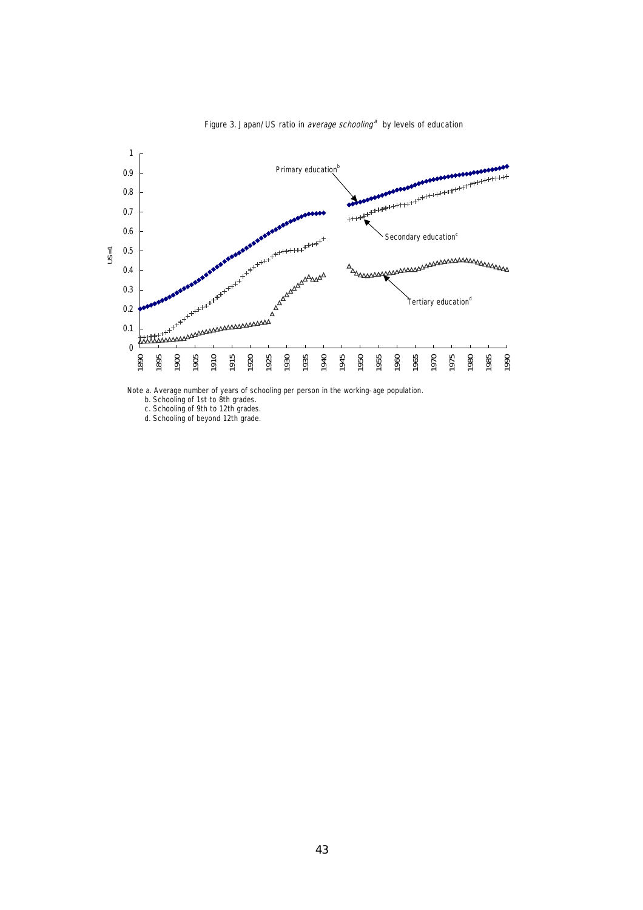Figure 3. Japan/US ratio in *average schooling*[a] by levels of education

Note a. Average number of years of schooling per person in the working-age population.

b. Schooling of 1st to 8th grades.

c. Schooling of 9th to 12th grades.

d. Schooling of beyond 12th grade.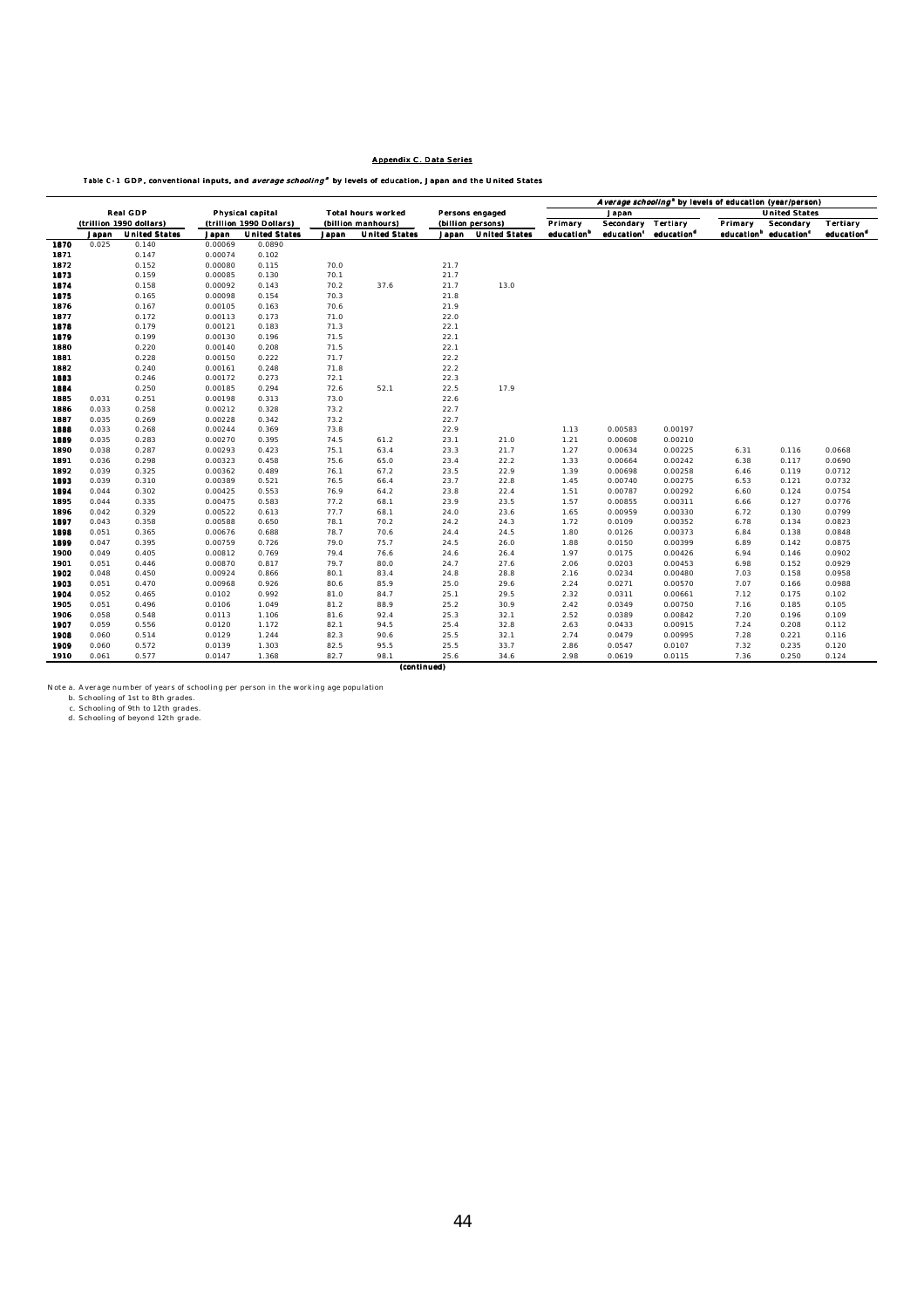Appendix C. Data Series

Table C-1 GDP, conventional inputs, and *average schooling*[a] by levels of education, Japan and the United States

| | Real GDP (trillion 1990 dollars) | | Physical capital (trillion 1990 Dollars) | | Total hours worked (billion manhours) | | Persons engaged (billion persons) | | Average schooling[a] by levels of education (year/person) | | | | | |
|---|---|---|---|---|---|---|---|---|---|---|---|---|---|---|
| | | | | | | | | | Japan | | | United States | | |
| | Japan | United States | Japan | United States | Japan | United States | Japan | United States | Primary education[b] | Secondary education[c] | Tertiary education[d] | Primary education[b] | Secondary education[c] | Tertiary education[d] |
| 1870 | 0.025 | 0.140 | 0.00069 | 0.0890 | | | | | | | | | | |
| 1871 | | 0.147 | 0.00074 | 0.102 | | | | | | | | | | |
| 1872 | | 0.152 | 0.00080 | 0.115 | 70.0 | | 21.7 | | | | | | | |
| 1873 | | 0.159 | 0.00085 | 0.130 | 70.1 | | 21.7 | | | | | | | |
| 1874 | | 0.158 | 0.00092 | 0.143 | 70.2 | 37.6 | 21.7 | 13.0 | | | | | | |
| 1875 | | 0.165 | 0.00098 | 0.154 | 70.3 | | 21.8 | | | | | | | |
| 1876 | | 0.167 | 0.00105 | 0.163 | 70.6 | | 21.9 | | | | | | | |
| 1877 | | 0.172 | 0.00113 | 0.173 | 71.0 | | 22.0 | | | | | | | |
| 1878 | | 0.179 | 0.00121 | 0.183 | 71.3 | | 22.1 | | | | | | | |
| 1879 | | 0.199 | 0.00130 | 0.196 | 71.5 | | 22.1 | | | | | | | |
| 1880 | | 0.220 | 0.00140 | 0.208 | 71.5 | | 22.1 | | | | | | | |
| 1881 | | 0.228 | 0.00150 | 0.222 | 71.7 | | 22.2 | | | | | | | |
| 1882 | | 0.240 | 0.00161 | 0.248 | 71.8 | | 22.2 | | | | | | | |
| 1883 | | 0.246 | 0.00172 | 0.273 | 72.1 | | 22.3 | | | | | | | |
| 1884 | | 0.250 | 0.00185 | 0.294 | 72.6 | 52.1 | 22.5 | 17.9 | | | | | | |
| 1885 | 0.031 | 0.251 | 0.00198 | 0.313 | 73.0 | | 22.6 | | | | | | | |
| 1886 | 0.033 | 0.258 | 0.00212 | 0.328 | 73.2 | | 22.7 | | | | | | | |
| 1887 | 0.035 | 0.269 | 0.00228 | 0.342 | 73.2 | | 22.7 | | | | | | | |
| 1888 | 0.033 | 0.268 | 0.00244 | 0.369 | 73.8 | | 22.9 | | 1.13 | 0.00583 | 0.00197 | | | |
| 1889 | 0.035 | 0.283 | 0.00270 | 0.395 | 74.5 | 61.2 | 23.1 | 21.0 | 1.21 | 0.00608 | 0.00210 | | | |
| 1890 | 0.038 | 0.287 | 0.00293 | 0.423 | 75.1 | 63.4 | 23.3 | 21.7 | 1.27 | 0.00634 | 0.00225 | 6.31 | 0.116 | 0.0668 |
| 1891 | 0.036 | 0.298 | 0.00323 | 0.458 | 75.6 | 65.0 | 23.4 | 22.2 | 1.33 | 0.00664 | 0.00242 | 6.38 | 0.117 | 0.0690 |
| 1892 | 0.039 | 0.325 | 0.00362 | 0.489 | 76.1 | 67.2 | 23.5 | 22.9 | 1.39 | 0.00698 | 0.00258 | 6.46 | 0.119 | 0.0712 |
| 1893 | 0.039 | 0.310 | 0.00389 | 0.521 | 76.5 | 66.4 | 23.7 | 22.8 | 1.45 | 0.00740 | 0.00275 | 6.53 | 0.121 | 0.0732 |
| 1894 | 0.044 | 0.302 | 0.00425 | 0.553 | 76.9 | 64.2 | 23.8 | 22.4 | 1.51 | 0.00787 | 0.00292 | 6.60 | 0.124 | 0.0754 |
| 1895 | 0.044 | 0.335 | 0.00475 | 0.583 | 77.2 | 68.1 | 23.9 | 23.5 | 1.57 | 0.00855 | 0.00311 | 6.66 | 0.127 | 0.0776 |
| 1896 | 0.042 | 0.329 | 0.00522 | 0.613 | 77.7 | 68.1 | 24.0 | 23.6 | 1.65 | 0.00959 | 0.00330 | 6.72 | 0.130 | 0.0799 |
| 1897 | 0.043 | 0.358 | 0.00588 | 0.650 | 78.1 | 70.2 | 24.2 | 24.3 | 1.72 | 0.0109 | 0.00352 | 6.78 | 0.134 | 0.0823 |
| 1898 | 0.051 | 0.365 | 0.00676 | 0.688 | 78.7 | 70.6 | 24.4 | 24.5 | 1.80 | 0.0126 | 0.00373 | 6.84 | 0.138 | 0.0848 |
| 1899 | 0.047 | 0.395 | 0.00759 | 0.726 | 79.0 | 75.7 | 24.5 | 26.0 | 1.88 | 0.0150 | 0.00399 | 6.89 | 0.142 | 0.0875 |
| 1900 | 0.049 | 0.405 | 0.00812 | 0.769 | 79.4 | 76.6 | 24.6 | 26.4 | 1.97 | 0.0175 | 0.00426 | 6.94 | 0.146 | 0.0902 |
| 1901 | 0.051 | 0.446 | 0.00870 | 0.817 | 79.7 | 80.0 | 24.7 | 27.6 | 2.06 | 0.0203 | 0.00453 | 6.98 | 0.152 | 0.0929 |
| 1902 | 0.048 | 0.450 | 0.00924 | 0.866 | 80.1 | 83.4 | 24.8 | 28.8 | 2.16 | 0.0234 | 0.00480 | 7.03 | 0.158 | 0.0958 |
| 1903 | 0.051 | 0.470 | 0.00968 | 0.926 | 80.6 | 85.9 | 25.0 | 29.6 | 2.24 | 0.0271 | 0.00570 | 7.07 | 0.166 | 0.0988 |
| 1904 | 0.052 | 0.465 | 0.0102 | 0.992 | 81.0 | 84.7 | 25.1 | 29.5 | 2.32 | 0.0311 | 0.00661 | 7.12 | 0.175 | 0.102 |
| 1905 | 0.051 | 0.496 | 0.0106 | 1.049 | 81.2 | 88.9 | 25.2 | 30.9 | 2.42 | 0.0349 | 0.00750 | 7.16 | 0.185 | 0.105 |
| 1906 | 0.058 | 0.548 | 0.0113 | 1.106 | 81.6 | 92.4 | 25.3 | 32.1 | 2.52 | 0.0389 | 0.00842 | 7.20 | 0.196 | 0.109 |
| 1907 | 0.059 | 0.556 | 0.0120 | 1.172 | 82.1 | 94.5 | 25.4 | 32.8 | 2.63 | 0.0433 | 0.00915 | 7.24 | 0.208 | 0.112 |
| 1908 | 0.060 | 0.514 | 0.0129 | 1.244 | 82.3 | 90.6 | 25.5 | 32.1 | 2.74 | 0.0479 | 0.00995 | 7.28 | 0.221 | 0.116 |
| 1909 | 0.060 | 0.572 | 0.0139 | 1.303 | 82.5 | 95.5 | 25.5 | 33.7 | 2.86 | 0.0547 | 0.0107 | 7.32 | 0.235 | 0.120 |
| 1910 | 0.061 | 0.577 | 0.0147 | 1.368 | 82.7 | 98.1 | 25.6 | 34.6 | 2.98 | 0.0619 | 0.0115 | 7.36 | 0.250 | 0.124 |

*(continued)*

Note a. Average number of years of schooling per person in the working age population

b. Schooling of 1st to 8th grades.

c. Schooling of 9th to 12th grades.

d. Schooling of beyond 12th grade.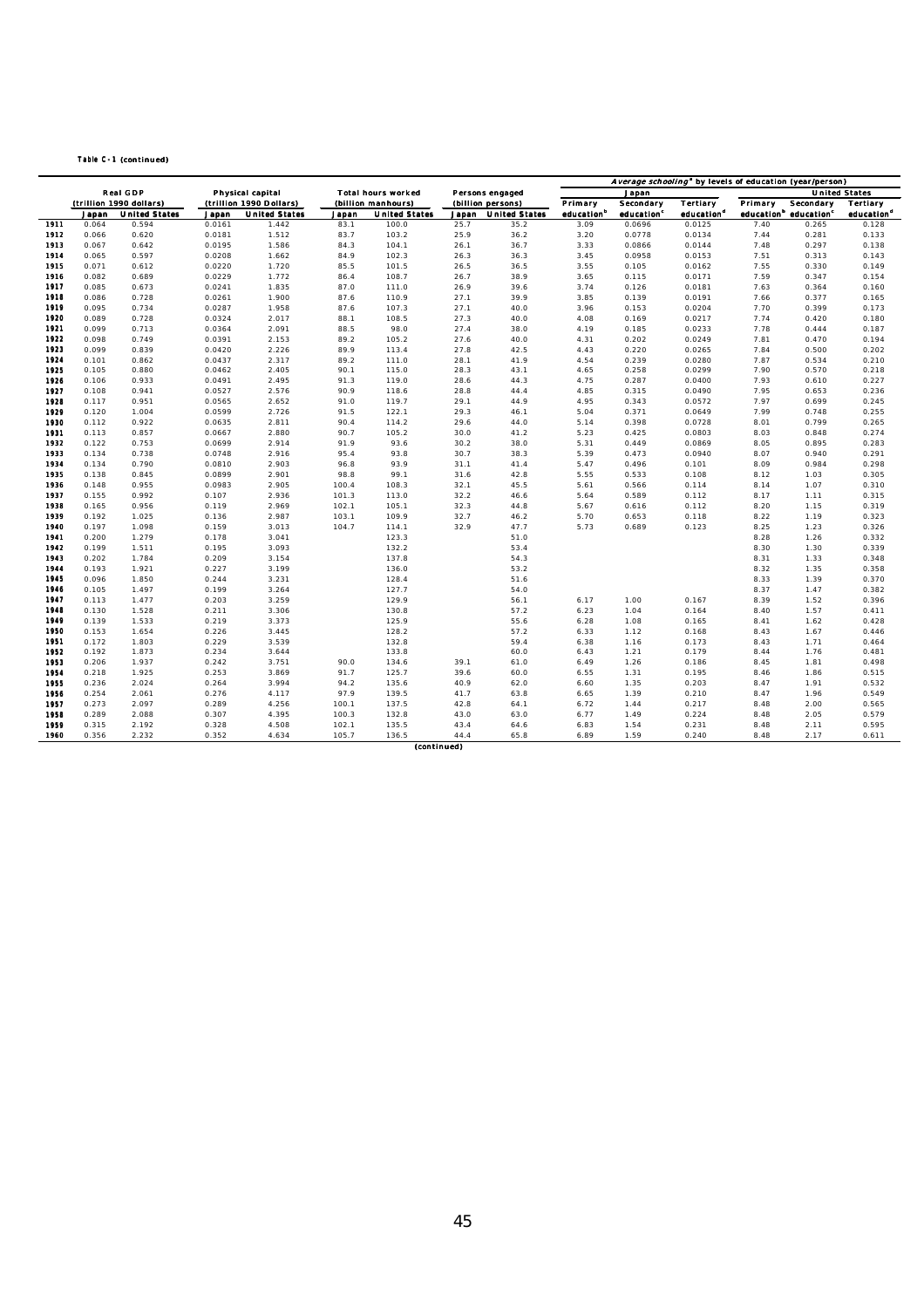**Table C-1 (continued)**

| | Real GDP (trillion 1990 dollars) | | Physical capital (trillion 1990 Dollars) | | Total hours worked (billion manhours) | | Persons engaged (billion persons) | | *Average schooling*[a] by levels of education (year/person) | | | | | |
|---|---|---|---|---|---|---|---|---|---|---|---|---|---|---|
| | | | | | | | | | Japan | | | United States | | |
| | Japan | United States | Japan | United States | Japan | United States | Japan | United States | Primary education[b] | Secondary education[c] | Tertiary education[d] | Primary education[b] | Secondary education[c] | Tertiary education[d] |
| 1911 | 0.064 | 0.594 | 0.0161 | 1.442 | 83.1 | 100.0 | 25.7 | 35.2 | 3.09 | 0.0696 | 0.0125 | 7.40 | 0.265 | 0.128 |
| 1912 | 0.066 | 0.620 | 0.0181 | 1.512 | 83.7 | 103.2 | 25.9 | 36.2 | 3.20 | 0.0778 | 0.0134 | 7.44 | 0.281 | 0.133 |
| 1913 | 0.067 | 0.642 | 0.0195 | 1.586 | 84.3 | 104.1 | 26.1 | 36.7 | 3.33 | 0.0866 | 0.0144 | 7.48 | 0.297 | 0.138 |
| 1914 | 0.065 | 0.597 | 0.0208 | 1.662 | 84.9 | 102.3 | 26.3 | 36.3 | 3.45 | 0.0958 | 0.0153 | 7.51 | 0.313 | 0.143 |
| 1915 | 0.071 | 0.612 | 0.0220 | 1.720 | 85.5 | 101.5 | 26.5 | 36.5 | 3.55 | 0.105 | 0.0162 | 7.55 | 0.330 | 0.149 |
| 1916 | 0.082 | 0.689 | 0.0229 | 1.772 | 86.4 | 108.7 | 26.7 | 38.9 | 3.65 | 0.115 | 0.0171 | 7.59 | 0.347 | 0.154 |
| 1917 | 0.085 | 0.673 | 0.0241 | 1.835 | 87.0 | 111.0 | 26.9 | 39.6 | 3.74 | 0.126 | 0.0181 | 7.63 | 0.364 | 0.160 |
| 1918 | 0.086 | 0.728 | 0.0261 | 1.900 | 87.6 | 110.9 | 27.1 | 39.9 | 3.85 | 0.139 | 0.0191 | 7.66 | 0.377 | 0.165 |
| 1919 | 0.095 | 0.734 | 0.0287 | 1.958 | 87.6 | 107.3 | 27.1 | 40.0 | 3.96 | 0.153 | 0.0204 | 7.70 | 0.399 | 0.173 |
| 1920 | 0.089 | 0.728 | 0.0324 | 2.017 | 88.1 | 108.5 | 27.3 | 40.0 | 4.08 | 0.169 | 0.0217 | 7.74 | 0.420 | 0.180 |
| 1921 | 0.099 | 0.713 | 0.0364 | 2.091 | 88.5 | 98.0 | 27.4 | 38.0 | 4.19 | 0.185 | 0.0233 | 7.78 | 0.444 | 0.187 |
| 1922 | 0.098 | 0.749 | 0.0391 | 2.153 | 89.2 | 105.2 | 27.6 | 40.0 | 4.31 | 0.202 | 0.0249 | 7.81 | 0.470 | 0.194 |
| 1923 | 0.099 | 0.839 | 0.0420 | 2.226 | 89.9 | 113.4 | 27.8 | 42.5 | 4.43 | 0.220 | 0.0265 | 7.84 | 0.500 | 0.202 |
| 1924 | 0.101 | 0.862 | 0.0437 | 2.317 | 89.2 | 111.0 | 28.1 | 41.9 | 4.54 | 0.239 | 0.0280 | 7.87 | 0.534 | 0.210 |
| 1925 | 0.105 | 0.880 | 0.0462 | 2.405 | 90.1 | 115.0 | 28.3 | 43.1 | 4.65 | 0.258 | 0.0299 | 7.90 | 0.570 | 0.218 |
| 1926 | 0.106 | 0.933 | 0.0491 | 2.495 | 91.3 | 119.0 | 28.6 | 44.3 | 4.75 | 0.287 | 0.0400 | 7.93 | 0.610 | 0.227 |
| 1927 | 0.108 | 0.941 | 0.0527 | 2.576 | 90.9 | 118.6 | 28.8 | 44.4 | 4.85 | 0.315 | 0.0490 | 7.95 | 0.653 | 0.236 |
| 1928 | 0.117 | 0.951 | 0.0565 | 2.652 | 91.0 | 119.7 | 29.1 | 44.9 | 4.95 | 0.343 | 0.0572 | 7.97 | 0.699 | 0.245 |
| 1929 | 0.120 | 1.004 | 0.0599 | 2.726 | 91.5 | 122.1 | 29.3 | 46.1 | 5.04 | 0.371 | 0.0649 | 7.99 | 0.748 | 0.255 |
| 1930 | 0.112 | 0.922 | 0.0635 | 2.811 | 90.4 | 114.2 | 29.6 | 44.0 | 5.14 | 0.398 | 0.0728 | 8.01 | 0.799 | 0.265 |
| 1931 | 0.113 | 0.857 | 0.0667 | 2.880 | 90.7 | 105.2 | 30.0 | 41.2 | 5.23 | 0.425 | 0.0803 | 8.03 | 0.848 | 0.274 |
| 1932 | 0.122 | 0.753 | 0.0699 | 2.914 | 91.9 | 93.6 | 30.2 | 38.0 | 5.31 | 0.449 | 0.0869 | 8.05 | 0.895 | 0.283 |
| 1933 | 0.134 | 0.738 | 0.0748 | 2.916 | 95.4 | 93.8 | 30.7 | 38.3 | 5.39 | 0.473 | 0.0940 | 8.07 | 0.940 | 0.291 |
| 1934 | 0.134 | 0.790 | 0.0810 | 2.903 | 96.8 | 93.9 | 31.1 | 41.4 | 5.47 | 0.496 | 0.101 | 8.09 | 0.984 | 0.298 |
| 1935 | 0.138 | 0.845 | 0.0899 | 2.901 | 98.8 | 99.1 | 31.6 | 42.8 | 5.55 | 0.533 | 0.108 | 8.12 | 1.03 | 0.305 |
| 1936 | 0.148 | 0.955 | 0.0983 | 2.905 | 100.4 | 108.3 | 32.1 | 45.5 | 5.61 | 0.566 | 0.114 | 8.14 | 1.07 | 0.310 |
| 1937 | 0.155 | 0.992 | 0.107 | 2.936 | 101.3 | 113.0 | 32.2 | 46.6 | 5.64 | 0.589 | 0.112 | 8.17 | 1.11 | 0.315 |
| 1938 | 0.165 | 0.956 | 0.119 | 2.969 | 102.1 | 105.1 | 32.3 | 44.8 | 5.67 | 0.616 | 0.112 | 8.20 | 1.15 | 0.319 |
| 1939 | 0.192 | 1.025 | 0.136 | 2.987 | 103.1 | 109.9 | 32.7 | 46.2 | 5.70 | 0.653 | 0.118 | 8.22 | 1.19 | 0.323 |
| 1940 | 0.197 | 1.098 | 0.159 | 3.013 | 104.7 | 114.1 | 32.9 | 47.7 | 5.73 | 0.689 | 0.123 | 8.25 | 1.23 | 0.326 |
| 1941 | 0.200 | 1.279 | 0.178 | 3.041 | | 123.3 | | 51.0 | | | | 8.28 | 1.26 | 0.332 |
| 1942 | 0.199 | 1.511 | 0.195 | 3.093 | | 132.2 | | 53.4 | | | | 8.30 | 1.30 | 0.339 |
| 1943 | 0.202 | 1.784 | 0.209 | 3.154 | | 137.8 | | 54.3 | | | | 8.31 | 1.33 | 0.348 |
| 1944 | 0.193 | 1.921 | 0.227 | 3.199 | | 136.0 | | 53.2 | | | | 8.32 | 1.35 | 0.358 |
| 1945 | 0.096 | 1.850 | 0.244 | 3.231 | | 128.4 | | 51.6 | | | | 8.33 | 1.39 | 0.370 |
| 1946 | 0.105 | 1.497 | 0.199 | 3.264 | | 127.7 | | 54.0 | | | | 8.37 | 1.47 | 0.382 |
| 1947 | 0.113 | 1.477 | 0.203 | 3.259 | | 129.9 | | 56.1 | 6.17 | 1.00 | 0.167 | 8.39 | 1.52 | 0.396 |
| 1948 | 0.130 | 1.528 | 0.211 | 3.306 | | 130.8 | | 57.2 | 6.23 | 1.04 | 0.164 | 8.40 | 1.57 | 0.411 |
| 1949 | 0.139 | 1.533 | 0.219 | 3.373 | | 125.9 | | 55.6 | 6.28 | 1.08 | 0.165 | 8.41 | 1.62 | 0.428 |
| 1950 | 0.153 | 1.654 | 0.226 | 3.445 | | 128.2 | | 57.2 | 6.33 | 1.12 | 0.168 | 8.43 | 1.67 | 0.446 |
| 1951 | 0.172 | 1.803 | 0.229 | 3.539 | | 132.8 | | 59.4 | 6.38 | 1.16 | 0.173 | 8.43 | 1.71 | 0.464 |
| 1952 | 0.192 | 1.873 | 0.234 | 3.644 | | 133.8 | | 60.0 | 6.43 | 1.21 | 0.179 | 8.44 | 1.76 | 0.481 |
| 1953 | 0.206 | 1.937 | 0.242 | 3.751 | 90.0 | 134.6 | 39.1 | 61.0 | 6.49 | 1.26 | 0.186 | 8.45 | 1.81 | 0.498 |
| 1954 | 0.218 | 1.925 | 0.253 | 3.869 | 91.7 | 125.7 | 39.6 | 60.0 | 6.55 | 1.31 | 0.195 | 8.46 | 1.86 | 0.515 |
| 1955 | 0.236 | 2.024 | 0.264 | 3.994 | 94.2 | 135.6 | 40.9 | 62.0 | 6.60 | 1.35 | 0.203 | 8.47 | 1.91 | 0.532 |
| 1956 | 0.254 | 2.061 | 0.276 | 4.117 | 97.9 | 139.5 | 41.7 | 63.8 | 6.65 | 1.39 | 0.210 | 8.47 | 1.96 | 0.549 |
| 1957 | 0.273 | 2.097 | 0.289 | 4.256 | 100.1 | 137.5 | 42.8 | 64.1 | 6.72 | 1.44 | 0.217 | 8.48 | 2.00 | 0.565 |
| 1958 | 0.289 | 2.088 | 0.307 | 4.395 | 100.3 | 132.8 | 43.0 | 63.0 | 6.77 | 1.49 | 0.224 | 8.48 | 2.05 | 0.579 |
| 1959 | 0.315 | 2.192 | 0.328 | 4.508 | 102.1 | 135.5 | 43.4 | 64.6 | 6.83 | 1.54 | 0.231 | 8.48 | 2.11 | 0.595 |
| 1960 | 0.356 | 2.232 | 0.352 | 4.634 | 105.7 | 136.5 | 44.4 | 65.8 | 6.89 | 1.59 | 0.240 | 8.48 | 2.17 | 0.611 |

(continued)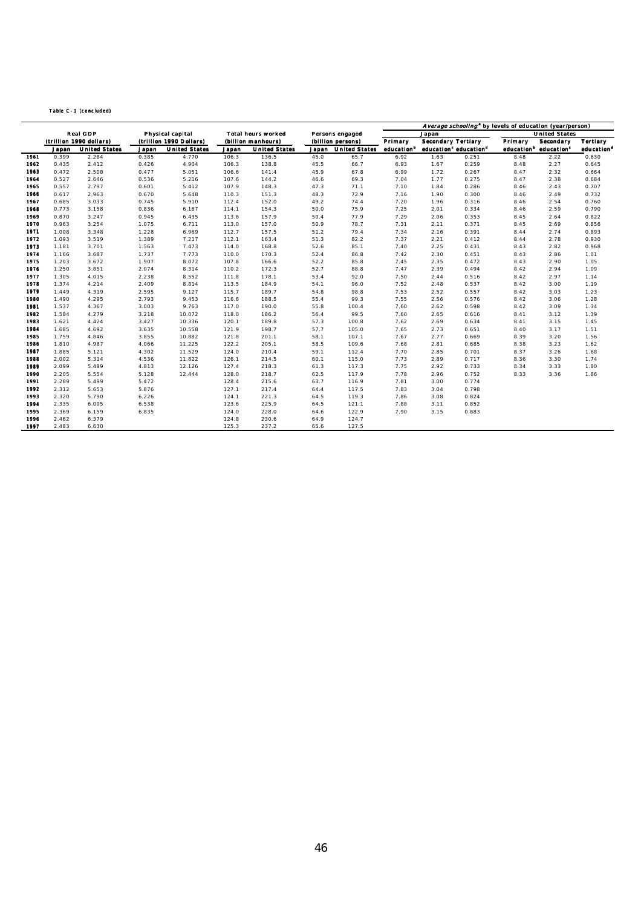Table C-1 (concluded)

| | Real GDP (trillion 1990 dollars) | | Physical capital (trillion 1990 Dollars) | | Total hours worked (billion manhours) | | Persons engaged (billion persons) | | *Average schooling*[a] by levels of education (year/person) | | | | | |
|---|---|---|---|---|---|---|---|---|---|---|---|---|---|---|
| | | | | | | | | | Japan | | | United States | | |
| | | | | | | | | | Primary | Secondary | Tertiary | Primary | Secondary | Tertiary |
| | Japan | United States | Japan | United States | Japan | United States | Japan | United States | education[b] | education[c] | education[d] | education[b] | education[c] | education[d] |
| 1961 | 0.399 | 2.284 | 0.385 | 4.770 | 106.3 | 136.5 | 45.0 | 65.7 | 6.92 | 1.63 | 0.251 | 8.48 | 2.22 | 0.630 |
| 1962 | 0.435 | 2.412 | 0.426 | 4.904 | 106.3 | 138.8 | 45.5 | 66.7 | 6.93 | 1.67 | 0.259 | 8.48 | 2.27 | 0.645 |
| 1963 | 0.472 | 2.508 | 0.477 | 5.051 | 106.6 | 141.4 | 45.9 | 67.8 | 6.99 | 1.72 | 0.267 | 8.47 | 2.32 | 0.664 |
| 1964 | 0.527 | 2.646 | 0.536 | 5.216 | 107.6 | 144.2 | 46.6 | 69.3 | 7.04 | 1.77 | 0.275 | 8.47 | 2.38 | 0.684 |
| 1965 | 0.557 | 2.797 | 0.601 | 5.412 | 107.9 | 148.3 | 47.3 | 71.1 | 7.10 | 1.84 | 0.286 | 8.46 | 2.43 | 0.707 |
| 1966 | 0.617 | 2.963 | 0.670 | 5.648 | 110.3 | 151.3 | 48.3 | 72.9 | 7.16 | 1.90 | 0.300 | 8.46 | 2.49 | 0.732 |
| 1967 | 0.685 | 3.033 | 0.745 | 5.910 | 112.4 | 152.0 | 49.2 | 74.4 | 7.20 | 1.96 | 0.316 | 8.46 | 2.54 | 0.760 |
| 1968 | 0.773 | 3.158 | 0.836 | 6.167 | 114.1 | 154.3 | 50.0 | 75.9 | 7.25 | 2.01 | 0.334 | 8.46 | 2.59 | 0.790 |
| 1969 | 0.870 | 3.247 | 0.945 | 6.435 | 113.6 | 157.9 | 50.4 | 77.9 | 7.29 | 2.06 | 0.353 | 8.45 | 2.64 | 0.822 |
| 1970 | 0.963 | 3.254 | 1.075 | 6.711 | 113.0 | 157.0 | 50.9 | 78.7 | 7.31 | 2.11 | 0.371 | 8.45 | 2.69 | 0.856 |
| 1971 | 1.008 | 3.348 | 1.228 | 6.969 | 112.7 | 157.5 | 51.2 | 79.4 | 7.34 | 2.16 | 0.391 | 8.44 | 2.74 | 0.893 |
| 1972 | 1.093 | 3.519 | 1.389 | 7.217 | 112.1 | 163.4 | 51.3 | 82.2 | 7.37 | 2.21 | 0.412 | 8.44 | 2.78 | 0.930 |
| 1973 | 1.181 | 3.701 | 1.563 | 7.473 | 114.0 | 168.8 | 52.6 | 85.1 | 7.40 | 2.25 | 0.431 | 8.43 | 2.82 | 0.968 |
| 1974 | 1.166 | 3.687 | 1.737 | 7.773 | 110.0 | 170.3 | 52.4 | 86.8 | 7.42 | 2.30 | 0.451 | 8.43 | 2.86 | 1.01 |
| 1975 | 1.203 | 3.672 | 1.907 | 8.072 | 107.8 | 166.6 | 52.2 | 85.8 | 7.45 | 2.35 | 0.472 | 8.43 | 2.90 | 1.05 |
| 1976 | 1.250 | 3.851 | 2.074 | 8.314 | 110.2 | 172.3 | 52.7 | 88.8 | 7.47 | 2.39 | 0.494 | 8.42 | 2.94 | 1.09 |
| 1977 | 1.305 | 4.015 | 2.238 | 8.552 | 111.8 | 178.1 | 53.4 | 92.0 | 7.50 | 2.44 | 0.516 | 8.42 | 2.97 | 1.14 |
| 1978 | 1.374 | 4.214 | 2.409 | 8.814 | 113.5 | 184.9 | 54.1 | 96.0 | 7.52 | 2.48 | 0.537 | 8.42 | 3.00 | 1.19 |
| 1979 | 1.449 | 4.319 | 2.595 | 9.127 | 115.7 | 189.7 | 54.8 | 98.8 | 7.53 | 2.52 | 0.557 | 8.42 | 3.03 | 1.23 |
| 1980 | 1.490 | 4.295 | 2.793 | 9.453 | 116.6 | 188.5 | 55.4 | 99.3 | 7.55 | 2.56 | 0.576 | 8.42 | 3.06 | 1.28 |
| 1981 | 1.537 | 4.367 | 3.003 | 9.763 | 117.0 | 190.0 | 55.8 | 100.4 | 7.60 | 2.62 | 0.598 | 8.42 | 3.09 | 1.34 |
| 1982 | 1.584 | 4.279 | 3.218 | 10.072 | 118.0 | 186.2 | 56.4 | 99.5 | 7.60 | 2.65 | 0.616 | 8.41 | 3.12 | 1.39 |
| 1983 | 1.621 | 4.424 | 3.427 | 10.336 | 120.1 | 189.8 | 57.3 | 100.8 | 7.62 | 2.69 | 0.634 | 8.41 | 3.15 | 1.45 |
| 1984 | 1.685 | 4.692 | 3.635 | 10.558 | 121.9 | 198.7 | 57.7 | 105.0 | 7.65 | 2.73 | 0.651 | 8.40 | 3.17 | 1.51 |
| 1985 | 1.759 | 4.846 | 3.855 | 10.882 | 121.8 | 201.1 | 58.1 | 107.1 | 7.67 | 2.77 | 0.669 | 8.39 | 3.20 | 1.56 |
| 1986 | 1.810 | 4.987 | 4.066 | 11.225 | 122.2 | 205.1 | 58.5 | 109.6 | 7.68 | 2.81 | 0.685 | 8.38 | 3.23 | 1.62 |
| 1987 | 1.885 | 5.121 | 4.302 | 11.529 | 124.0 | 210.4 | 59.1 | 112.4 | 7.70 | 2.85 | 0.701 | 8.37 | 3.26 | 1.68 |
| 1988 | 2.002 | 5.314 | 4.536 | 11.822 | 126.1 | 214.5 | 60.1 | 115.0 | 7.73 | 2.89 | 0.717 | 8.36 | 3.30 | 1.74 |
| 1989 | 2.099 | 5.489 | 4.813 | 12.126 | 127.4 | 218.3 | 61.3 | 117.3 | 7.75 | 2.92 | 0.733 | 8.34 | 3.33 | 1.80 |
| 1990 | 2.205 | 5.554 | 5.128 | 12.444 | 128.0 | 218.7 | 62.5 | 117.9 | 7.78 | 2.96 | 0.752 | 8.33 | 3.36 | 1.86 |
| 1991 | 2.289 | 5.499 | 5.472 | | 128.4 | 215.6 | 63.7 | 116.9 | 7.81 | 3.00 | 0.774 | | | |
| 1992 | 2.312 | 5.653 | 5.876 | | 127.1 | 217.4 | 64.4 | 117.5 | 7.83 | 3.04 | 0.798 | | | |
| 1993 | 2.320 | 5.790 | 6.226 | | 124.1 | 221.3 | 64.5 | 119.3 | 7.86 | 3.08 | 0.824 | | | |
| 1994 | 2.335 | 6.005 | 6.538 | | 123.6 | 225.9 | 64.5 | 121.1 | 7.88 | 3.11 | 0.852 | | | |
| 1995 | 2.369 | 6.159 | 6.835 | | 124.0 | 228.0 | 64.6 | 122.9 | 7.90 | 3.15 | 0.883 | | | |
| 1996 | 2.462 | 6.379 | | | 124.8 | 230.6 | 64.9 | 124.7 | | | | | | |
| 1997 | 2.483 | 6.630 | | | 125.3 | 237.2 | 65.6 | 127.5 | | | | | | |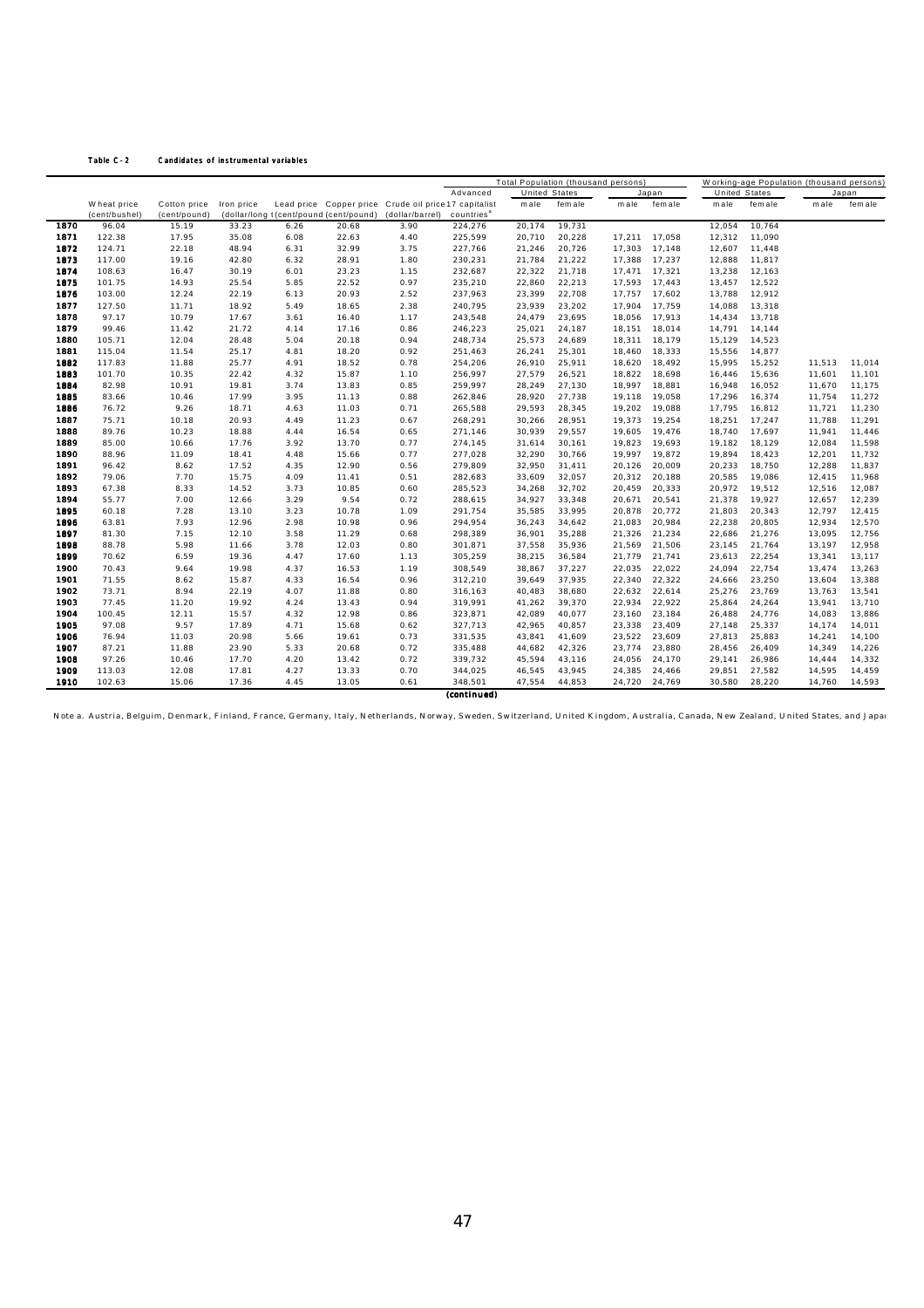**Table C-2 Candidates of instrumental variables**

| | Wheat price (cent/bushel) | Cotton price (cent/pound) | Iron price (dollar/long t) | Lead price (cent/pound) | Copper price (cent/pound) | Crude oil price (dollar/barrel) | Advanced 17 capitalist countries[a] | Total Population (thousand persons) | | | | Working-age Population (thousand persons) | | | |
|---|---|---|---|---|---|---|---|---|---|---|---|---|---|---|---|
| | | | | | | | | United States | | Japan | | United States | | Japan | |
| | | | | | | | | male | female | male | female | male | female | male | female |
| 1870 | 96.04 | 15.19 | 33.23 | 6.26 | 20.68 | 3.90 | 224,276 | 20,174 | 19,731 | | | 12,054 | 10,764 | | |
| 1871 | 122.38 | 17.95 | 35.08 | 6.08 | 22.63 | 4.40 | 225,599 | 20,710 | 20,228 | 17,211 | 17,058 | 12,312 | 11,090 | | |
| 1872 | 124.71 | 22.18 | 48.94 | 6.31 | 32.99 | 3.75 | 227,766 | 21,246 | 20,726 | 17,303 | 17,148 | 12,607 | 11,448 | | |
| 1873 | 117.00 | 19.16 | 42.80 | 6.32 | 28.91 | 1.80 | 230,231 | 21,784 | 21,222 | 17,388 | 17,237 | 12,888 | 11,817 | | |
| 1874 | 108.63 | 16.47 | 30.19 | 6.01 | 23.23 | 1.15 | 232,687 | 22,322 | 21,718 | 17,471 | 17,321 | 13,238 | 12,163 | | |
| 1875 | 101.75 | 14.93 | 25.54 | 5.85 | 22.52 | 0.97 | 235,210 | 22,860 | 22,213 | 17,593 | 17,443 | 13,457 | 12,522 | | |
| 1876 | 103.00 | 12.24 | 22.19 | 6.13 | 20.93 | 2.52 | 237,963 | 23,399 | 22,708 | 17,757 | 17,602 | 13,788 | 12,912 | | |
| 1877 | 127.50 | 11.71 | 18.92 | 5.49 | 18.65 | 2.38 | 240,795 | 23,939 | 23,202 | 17,904 | 17,759 | 14,088 | 13,318 | | |
| 1878 | 97.17 | 10.79 | 17.67 | 3.61 | 16.40 | 1.17 | 243,548 | 24,479 | 23,695 | 18,056 | 17,913 | 14,434 | 13,718 | | |
| 1879 | 99.46 | 11.42 | 21.72 | 4.14 | 17.16 | 0.86 | 246,223 | 25,021 | 24,187 | 18,151 | 18,014 | 14,791 | 14,144 | | |
| 1880 | 105.71 | 12.04 | 28.48 | 5.04 | 20.18 | 0.94 | 248,734 | 25,573 | 24,689 | 18,311 | 18,179 | 15,129 | 14,523 | | |
| 1881 | 115.04 | 11.54 | 25.17 | 4.81 | 18.20 | 0.92 | 251,463 | 26,241 | 25,301 | 18,460 | 18,333 | 15,556 | 14,877 | | |
| 1882 | 117.83 | 11.88 | 25.77 | 4.91 | 18.52 | 0.78 | 254,206 | 26,910 | 25,911 | 18,620 | 18,492 | 15,995 | 15,252 | 11,513 | 11,014 |
| 1883 | 101.70 | 10.35 | 22.42 | 4.32 | 15.87 | 1.10 | 256,997 | 27,579 | 26,521 | 18,822 | 18,698 | 16,446 | 15,636 | 11,601 | 11,101 |
| 1884 | 82.98 | 10.91 | 19.81 | 3.74 | 13.83 | 0.85 | 259,997 | 28,249 | 27,130 | 18,997 | 18,881 | 16,948 | 16,052 | 11,670 | 11,175 |
| 1885 | 83.66 | 10.46 | 17.99 | 3.95 | 11.13 | 0.88 | 262,846 | 28,920 | 27,738 | 19,118 | 19,058 | 17,296 | 16,374 | 11,754 | 11,272 |
| 1886 | 76.72 | 9.26 | 18.71 | 4.63 | 11.03 | 0.71 | 265,588 | 29,593 | 28,345 | 19,202 | 19,088 | 17,795 | 16,812 | 11,721 | 11,230 |
| 1887 | 75.71 | 10.18 | 20.93 | 4.49 | 11.23 | 0.67 | 268,291 | 30,266 | 28,951 | 19,373 | 19,254 | 18,251 | 17,247 | 11,788 | 11,291 |
| 1888 | 89.76 | 10.23 | 18.88 | 4.44 | 16.54 | 0.65 | 271,146 | 30,939 | 29,557 | 19,605 | 19,476 | 18,740 | 17,697 | 11,941 | 11,446 |
| 1889 | 85.00 | 10.66 | 17.76 | 3.92 | 13.70 | 0.77 | 274,145 | 31,614 | 30,161 | 19,823 | 19,693 | 19,182 | 18,129 | 12,084 | 11,598 |
| 1890 | 88.96 | 11.09 | 18.41 | 4.48 | 15.66 | 0.77 | 277,028 | 32,290 | 30,766 | 19,997 | 19,872 | 19,894 | 18,423 | 12,201 | 11,732 |
| 1891 | 96.42 | 8.62 | 17.52 | 4.35 | 12.90 | 0.56 | 279,809 | 32,950 | 31,411 | 20,126 | 20,009 | 20,233 | 18,750 | 12,288 | 11,837 |
| 1892 | 79.06 | 7.70 | 15.75 | 4.09 | 11.41 | 0.51 | 282,683 | 33,609 | 32,057 | 20,312 | 20,188 | 20,585 | 19,086 | 12,415 | 11,968 |
| 1893 | 67.38 | 8.33 | 14.52 | 3.73 | 10.85 | 0.60 | 285,523 | 34,268 | 32,702 | 20,459 | 20,333 | 20,972 | 19,512 | 12,516 | 12,087 |
| 1894 | 55.77 | 7.00 | 12.66 | 3.29 | 9.54 | 0.72 | 288,615 | 34,927 | 33,348 | 20,671 | 20,541 | 21,378 | 19,927 | 12,657 | 12,239 |
| 1895 | 60.18 | 7.28 | 13.10 | 3.23 | 10.78 | 1.09 | 291,754 | 35,585 | 33,995 | 20,878 | 20,772 | 21,803 | 20,343 | 12,797 | 12,415 |
| 1896 | 63.81 | 7.93 | 12.96 | 2.98 | 10.98 | 0.96 | 294,954 | 36,243 | 34,642 | 21,083 | 20,984 | 22,238 | 20,805 | 12,934 | 12,570 |
| 1897 | 81.30 | 7.15 | 12.10 | 3.58 | 11.29 | 0.68 | 298,389 | 36,901 | 35,288 | 21,326 | 21,234 | 22,686 | 21,276 | 13,095 | 12,756 |
| 1898 | 88.78 | 5.98 | 11.66 | 3.78 | 12.03 | 0.80 | 301,871 | 37,558 | 35,936 | 21,569 | 21,506 | 23,145 | 21,764 | 13,197 | 12,958 |
| 1899 | 70.62 | 6.59 | 19.36 | 4.47 | 17.60 | 1.13 | 305,259 | 38,215 | 36,584 | 21,779 | 21,741 | 23,613 | 22,254 | 13,341 | 13,117 |
| 1900 | 70.43 | 9.64 | 19.98 | 4.37 | 16.53 | 1.19 | 308,549 | 38,867 | 37,227 | 22,035 | 22,022 | 24,094 | 22,754 | 13,474 | 13,263 |
| 1901 | 71.55 | 8.62 | 15.87 | 4.33 | 16.54 | 0.96 | 312,210 | 39,649 | 37,935 | 22,340 | 22,322 | 24,666 | 23,250 | 13,604 | 13,388 |
| 1902 | 73.71 | 8.94 | 22.19 | 4.07 | 11.88 | 0.80 | 316,163 | 40,483 | 38,680 | 22,632 | 22,614 | 25,276 | 23,769 | 13,763 | 13,541 |
| 1903 | 77.45 | 11.20 | 19.92 | 4.24 | 13.43 | 0.94 | 319,991 | 41,262 | 39,370 | 22,934 | 22,922 | 25,864 | 24,264 | 13,941 | 13,710 |
| 1904 | 100.45 | 12.11 | 15.57 | 4.32 | 12.98 | 0.86 | 323,871 | 42,089 | 40,077 | 23,160 | 23,184 | 26,488 | 24,776 | 14,083 | 13,886 |
| 1905 | 97.08 | 9.57 | 17.89 | 4.71 | 15.68 | 0.62 | 327,713 | 42,965 | 40,857 | 23,338 | 23,409 | 27,148 | 25,337 | 14,174 | 14,011 |
| 1906 | 76.94 | 11.03 | 20.98 | 5.66 | 19.61 | 0.73 | 331,535 | 43,841 | 41,609 | 23,522 | 23,609 | 27,813 | 25,883 | 14,241 | 14,100 |
| 1907 | 87.21 | 11.88 | 23.90 | 5.33 | 20.68 | 0.72 | 335,488 | 44,682 | 42,326 | 23,774 | 23,880 | 28,456 | 26,409 | 14,349 | 14,226 |
| 1908 | 97.26 | 10.46 | 17.70 | 4.20 | 13.42 | 0.72 | 339,732 | 45,594 | 43,116 | 24,056 | 24,170 | 29,141 | 26,986 | 14,444 | 14,332 |
| 1909 | 113.03 | 12.08 | 17.81 | 4.27 | 13.33 | 0.70 | 344,025 | 46,545 | 43,945 | 24,385 | 24,466 | 29,851 | 27,582 | 14,595 | 14,459 |
| 1910 | 102.63 | 15.06 | 17.36 | 4.45 | 13.05 | 0.61 | 348,501 | 47,554 | 44,853 | 24,720 | 24,769 | 30,580 | 28,220 | 14,760 | 14,593 |

**(continued)**

Note a. Austria, Belguim, Denmark, Finland, France, Germany, Italy, Netherlands, Norway, Sweden, Switzerland, United Kingdom, Australia, Canada, New Zealand, United States, and Japan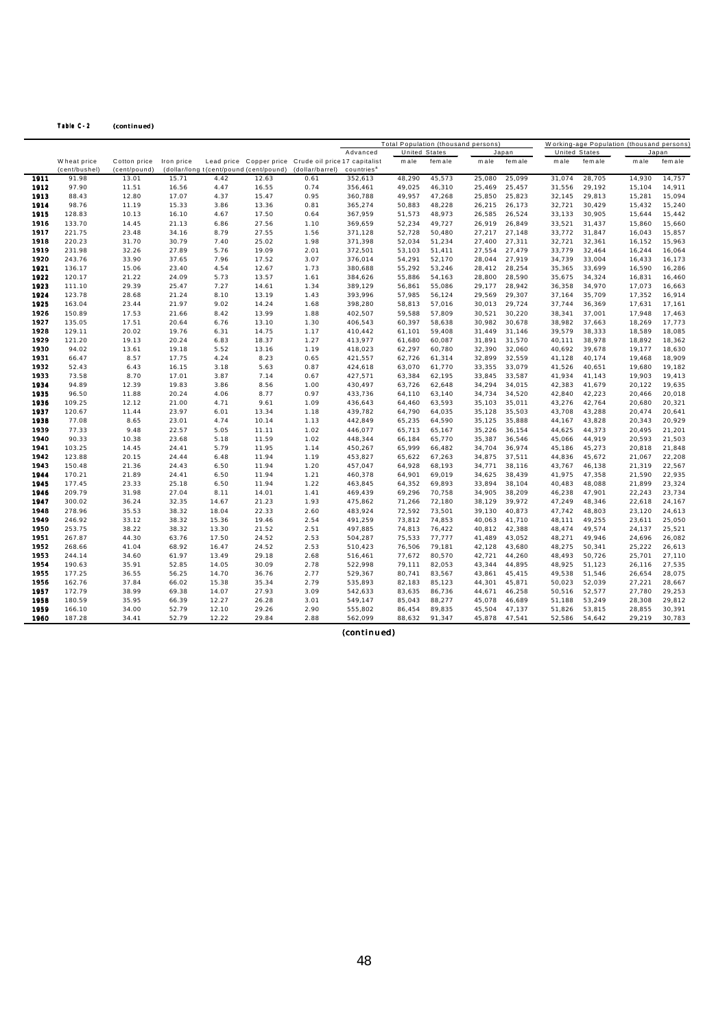**Table C - 2** **(continued)**

| | Wheat price (cent/bushel) | Cotton price (cent/pound) | Iron price (dollar/long t | Lead price (cent/pound) | Copper price (cent/pound) | Crude oil price (dollar/barrel) | Advanced 17 capitalist countries[a] | Total Population (thousand persons) United States male | female | Japan male | female | Working-age Population (thousand persons) United States male | female | Japan male | female |
|---|---|---|---|---|---|---|---|---|---|---|---|---|---|---|---|
| 1911 | 91.98 | 13.01 | 15.71 | 4.42 | 12.63 | 0.61 | 352,613 | 48,290 | 45,573 | 25,080 | 25,099 | 31,074 | 28,705 | 14,930 | 14,757 |
| 1912 | 97.90 | 11.51 | 16.56 | 4.47 | 16.55 | 0.74 | 356,461 | 49,025 | 46,310 | 25,469 | 25,457 | 31,556 | 29,192 | 15,104 | 14,911 |
| 1913 | 88.43 | 12.80 | 17.07 | 4.37 | 15.47 | 0.95 | 360,788 | 49,957 | 47,268 | 25,850 | 25,823 | 32,145 | 29,813 | 15,281 | 15,094 |
| 1914 | 98.76 | 11.19 | 15.33 | 3.86 | 13.36 | 0.81 | 365,274 | 50,883 | 48,228 | 26,215 | 26,173 | 32,721 | 30,429 | 15,432 | 15,240 |
| 1915 | 128.83 | 10.13 | 16.10 | 4.67 | 17.50 | 0.64 | 367,959 | 51,573 | 48,973 | 26,585 | 26,524 | 33,133 | 30,905 | 15,644 | 15,442 |
| 1916 | 133.70 | 14.45 | 21.13 | 6.86 | 27.56 | 1.10 | 369,659 | 52,234 | 49,727 | 26,919 | 26,849 | 33,521 | 31,437 | 15,860 | 15,660 |
| 1917 | 221.75 | 23.48 | 34.16 | 8.79 | 27.55 | 1.56 | 371,128 | 52,728 | 50,480 | 27,217 | 27,148 | 33,772 | 31,847 | 16,043 | 15,857 |
| 1918 | 220.23 | 31.70 | 30.79 | 7.40 | 25.02 | 1.98 | 371,398 | 52,034 | 51,234 | 27,400 | 27,311 | 32,721 | 32,361 | 16,152 | 15,963 |
| 1919 | 231.98 | 32.26 | 27.89 | 5.76 | 19.09 | 2.01 | 372,501 | 53,103 | 51,411 | 27,554 | 27,479 | 33,779 | 32,464 | 16,244 | 16,064 |
| 1920 | 243.76 | 33.90 | 37.65 | 7.96 | 17.52 | 3.07 | 376,014 | 54,291 | 52,170 | 28,044 | 27,919 | 34,739 | 33,004 | 16,433 | 16,173 |
| 1921 | 136.17 | 15.06 | 23.40 | 4.54 | 12.67 | 1.73 | 380,688 | 55,292 | 53,246 | 28,412 | 28,254 | 35,365 | 33,699 | 16,590 | 16,286 |
| 1922 | 120.17 | 21.22 | 24.09 | 5.73 | 13.57 | 1.61 | 384,626 | 55,886 | 54,163 | 28,800 | 28,590 | 35,675 | 34,324 | 16,831 | 16,460 |
| 1923 | 111.10 | 29.39 | 25.47 | 7.27 | 14.61 | 1.34 | 389,129 | 56,861 | 55,086 | 29,177 | 28,942 | 36,358 | 34,970 | 17,073 | 16,663 |
| 1924 | 123.78 | 28.68 | 21.24 | 8.10 | 13.19 | 1.43 | 393,996 | 57,985 | 56,124 | 29,569 | 29,307 | 37,164 | 35,709 | 17,352 | 16,914 |
| 1925 | 163.04 | 23.44 | 21.97 | 9.02 | 14.24 | 1.68 | 398,280 | 58,813 | 57,016 | 30,013 | 29,724 | 37,744 | 36,369 | 17,631 | 17,161 |
| 1926 | 150.89 | 17.53 | 21.66 | 8.42 | 13.99 | 1.88 | 402,507 | 59,588 | 57,809 | 30,521 | 30,220 | 38,341 | 37,001 | 17,948 | 17,463 |
| 1927 | 135.05 | 17.51 | 20.64 | 6.76 | 13.10 | 1.30 | 406,543 | 60,397 | 58,638 | 30,982 | 30,678 | 38,982 | 37,663 | 18,269 | 17,773 |
| 1928 | 129.11 | 20.02 | 19.76 | 6.31 | 14.75 | 1.17 | 410,442 | 61,101 | 59,408 | 31,449 | 31,146 | 39,579 | 38,333 | 18,589 | 18,085 |
| 1929 | 121.20 | 19.13 | 20.24 | 6.83 | 18.37 | 1.27 | 413,977 | 61,680 | 60,087 | 31,891 | 31,570 | 40,111 | 38,978 | 18,892 | 18,362 |
| 1930 | 94.02 | 13.61 | 19.18 | 5.52 | 13.16 | 1.19 | 418,023 | 62,297 | 60,780 | 32,390 | 32,060 | 40,692 | 39,678 | 19,177 | 18,630 |
| 1931 | 66.47 | 8.57 | 17.75 | 4.24 | 8.23 | 0.65 | 421,557 | 62,726 | 61,314 | 32,899 | 32,559 | 41,128 | 40,174 | 19,468 | 18,909 |
| 1932 | 52.43 | 6.43 | 16.15 | 3.18 | 5.63 | 0.87 | 424,618 | 63,070 | 61,770 | 33,355 | 33,079 | 41,526 | 40,651 | 19,680 | 19,182 |
| 1933 | 73.58 | 8.70 | 17.01 | 3.87 | 7.14 | 0.67 | 427,571 | 63,384 | 62,195 | 33,845 | 33,587 | 41,934 | 41,143 | 19,903 | 19,413 |
| 1934 | 94.89 | 12.39 | 19.83 | 3.86 | 8.56 | 1.00 | 430,497 | 63,726 | 62,648 | 34,294 | 34,015 | 42,383 | 41,679 | 20,122 | 19,635 |
| 1935 | 96.50 | 11.88 | 20.24 | 4.06 | 8.77 | 0.97 | 433,736 | 64,110 | 63,140 | 34,734 | 34,520 | 42,840 | 42,223 | 20,466 | 20,018 |
| 1936 | 109.25 | 12.12 | 21.00 | 4.71 | 9.61 | 1.09 | 436,643 | 64,460 | 63,593 | 35,103 | 35,011 | 43,276 | 42,764 | 20,680 | 20,321 |
| 1937 | 120.67 | 11.44 | 23.97 | 6.01 | 13.34 | 1.18 | 439,782 | 64,790 | 64,035 | 35,128 | 35,503 | 43,708 | 43,288 | 20,474 | 20,641 |
| 1938 | 77.08 | 8.65 | 23.01 | 4.74 | 10.14 | 1.13 | 442,849 | 65,235 | 64,590 | 35,125 | 35,888 | 44,167 | 43,828 | 20,343 | 20,929 |
| 1939 | 77.33 | 9.48 | 22.57 | 5.05 | 11.11 | 1.02 | 446,077 | 65,713 | 65,167 | 35,226 | 36,154 | 44,625 | 44,373 | 20,495 | 21,201 |
| 1940 | 90.33 | 10.38 | 23.68 | 5.18 | 11.59 | 1.02 | 448,344 | 66,184 | 65,770 | 35,387 | 36,546 | 45,066 | 44,919 | 20,593 | 21,503 |
| 1941 | 103.25 | 14.45 | 24.41 | 5.79 | 11.95 | 1.14 | 450,267 | 65,999 | 66,482 | 34,704 | 36,974 | 45,186 | 45,273 | 20,818 | 21,848 |
| 1942 | 123.88 | 20.15 | 24.44 | 6.48 | 11.94 | 1.19 | 453,827 | 65,622 | 67,263 | 34,875 | 37,511 | 44,836 | 45,672 | 21,067 | 22,208 |
| 1943 | 150.48 | 21.36 | 24.43 | 6.50 | 11.94 | 1.20 | 457,047 | 64,928 | 68,193 | 34,771 | 38,116 | 43,767 | 46,138 | 21,319 | 22,567 |
| 1944 | 170.21 | 21.89 | 24.41 | 6.50 | 11.94 | 1.21 | 460,378 | 64,901 | 69,019 | 34,625 | 38,439 | 41,975 | 47,358 | 21,590 | 22,935 |
| 1945 | 177.45 | 23.33 | 25.18 | 6.50 | 11.94 | 1.22 | 463,845 | 64,352 | 69,893 | 33,894 | 38,104 | 40,483 | 48,088 | 21,899 | 23,324 |
| 1946 | 209.79 | 31.98 | 27.04 | 8.11 | 14.01 | 1.41 | 469,439 | 69,296 | 70,758 | 34,905 | 38,209 | 46,238 | 47,901 | 22,243 | 23,734 |
| 1947 | 300.02 | 36.24 | 32.35 | 14.67 | 21.23 | 1.93 | 475,862 | 71,266 | 72,180 | 38,129 | 39,972 | 47,249 | 48,346 | 22,618 | 24,167 |
| 1948 | 278.96 | 35.53 | 38.32 | 18.04 | 22.33 | 2.60 | 483,924 | 72,592 | 73,501 | 39,130 | 40,873 | 47,742 | 48,803 | 23,120 | 24,613 |
| 1949 | 246.92 | 33.12 | 38.32 | 15.36 | 19.46 | 2.54 | 491,259 | 73,812 | 74,853 | 40,063 | 41,710 | 48,111 | 49,255 | 23,611 | 25,050 |
| 1950 | 253.75 | 38.22 | 38.32 | 13.30 | 21.52 | 2.51 | 497,885 | 74,813 | 76,422 | 40,812 | 42,388 | 48,474 | 49,574 | 24,137 | 25,521 |
| 1951 | 267.87 | 44.30 | 63.76 | 17.50 | 24.52 | 2.53 | 504,287 | 75,533 | 77,777 | 41,489 | 43,052 | 48,271 | 49,946 | 24,696 | 26,082 |
| 1952 | 268.66 | 41.04 | 68.92 | 16.47 | 24.52 | 2.53 | 510,423 | 76,506 | 79,181 | 42,128 | 43,680 | 48,275 | 50,341 | 25,222 | 26,613 |
| 1953 | 244.14 | 34.60 | 61.97 | 13.49 | 29.18 | 2.68 | 516,461 | 77,672 | 80,570 | 42,721 | 44,260 | 48,493 | 50,726 | 25,701 | 27,110 |
| 1954 | 190.63 | 35.91 | 52.85 | 14.05 | 30.09 | 2.78 | 522,998 | 79,111 | 82,053 | 43,344 | 44,895 | 48,925 | 51,123 | 26,116 | 27,535 |
| 1955 | 177.25 | 36.55 | 56.25 | 14.70 | 36.76 | 2.77 | 529,367 | 80,741 | 83,567 | 43,861 | 45,415 | 49,538 | 51,546 | 26,654 | 28,075 |
| 1956 | 162.76 | 37.84 | 66.02 | 15.38 | 35.34 | 2.79 | 535,893 | 82,183 | 85,123 | 44,301 | 45,871 | 50,023 | 52,039 | 27,221 | 28,667 |
| 1957 | 172.79 | 38.99 | 69.38 | 14.07 | 27.93 | 3.09 | 542,633 | 83,635 | 86,736 | 44,671 | 46,258 | 50,516 | 52,577 | 27,780 | 29,253 |
| 1958 | 180.59 | 35.95 | 66.39 | 12.27 | 26.28 | 3.01 | 549,147 | 85,043 | 88,277 | 45,078 | 46,689 | 51,188 | 53,249 | 28,308 | 29,812 |
| 1959 | 166.10 | 34.00 | 52.79 | 12.10 | 29.26 | 2.90 | 555,802 | 86,454 | 89,835 | 45,504 | 47,137 | 51,826 | 53,815 | 28,855 | 30,391 |
| 1960 | 187.28 | 34.41 | 52.79 | 12.22 | 29.84 | 2.88 | 562,099 | 88,632 | 91,347 | 45,878 | 47,541 | 52,586 | 54,642 | 29,219 | 30,783 |

**(continued)**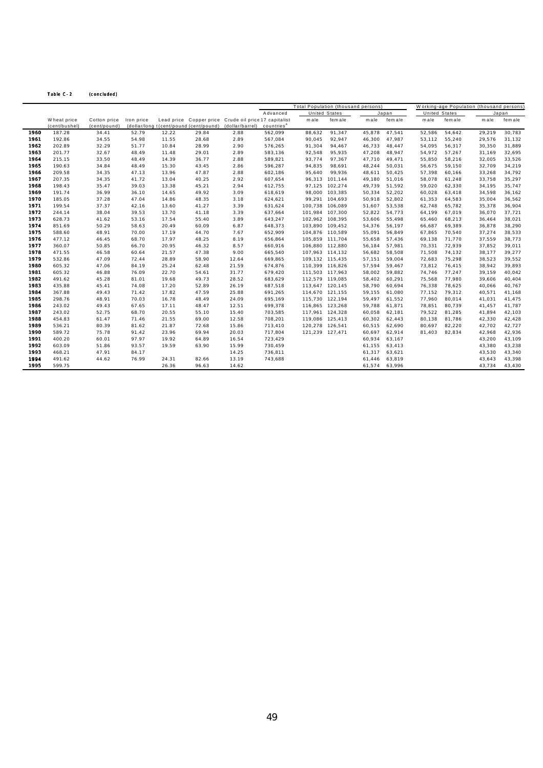**Table C-2 (concluded)**

| | | | | | | | | Total Population (thousand persons) | | | | Working-age Population (thousand persons) | | | |
|---|---|---|---|---|---|---|---|---|---|---|---|---|---|---|---|
| | | | | | | | Advanced | United States | | Japan | | United States | | Japan | |
| | Wheat price (cent/bushel) | Cotton price (cent/pound) | Iron price (dollar/long t | Lead price (cent/pound | Copper price (cent/pound) | Crude oil price (dollar/barrel) | 17 capitalist countries[a] | male | female | male | female | male | female | male | female |
| **1960** | 187.28 | 34.41 | 52.79 | 12.22 | 29.84 | 2.88 | 562,099 | 88,632 | 91,347 | 45,878 | 47,541 | 52,586 | 54,642 | 29,219 | 30,783 |
| **1961** | 192.86 | 34.55 | 54.98 | 11.55 | 28.68 | 2.89 | 567,084 | 90,045 | 92,947 | 46,300 | 47,987 | 53,112 | 55,240 | 29,576 | 31,132 |
| **1962** | 202.89 | 32.29 | 51.77 | 10.84 | 28.99 | 2.90 | 576,265 | 91,304 | 94,467 | 46,733 | 48,447 | 54,095 | 56,317 | 30,350 | 31,889 |
| **1963** | 201.77 | 32.67 | 48.49 | 11.48 | 29.01 | 2.89 | 583,136 | 92,548 | 95,935 | 47,208 | 48,947 | 54,972 | 57,267 | 31,169 | 32,695 |
| **1964** | 215.15 | 33.50 | 48.49 | 14.39 | 36.77 | 2.88 | 589,821 | 93,774 | 97,367 | 47,710 | 49,471 | 55,850 | 58,216 | 32,005 | 33,526 |
| **1965** | 190.63 | 34.84 | 48.49 | 15.30 | 43.45 | 2.86 | 596,287 | 94,835 | 98,691 | 48,244 | 50,031 | 56,675 | 59,150 | 32,709 | 34,219 |
| **1966** | 209.58 | 34.35 | 47.13 | 13.96 | 47.87 | 2.88 | 602,186 | 95,640 | 99,936 | 48,611 | 50,425 | 57,398 | 60,166 | 33,268 | 34,792 |
| **1967** | 207.35 | 34.35 | 41.72 | 13.04 | 40.25 | 2.92 | 607,654 | 96,313 | 101,144 | 49,180 | 51,016 | 58,078 | 61,248 | 33,758 | 35,297 |
| **1968** | 198.43 | 35.47 | 39.03 | 13.38 | 45.21 | 2.94 | 612,755 | 97,125 | 102,274 | 49,739 | 51,592 | 59,020 | 62,330 | 34,195 | 35,747 |
| **1969** | 191.74 | 36.99 | 36.10 | 14.65 | 49.92 | 3.09 | 618,619 | 98,000 | 103,385 | 50,334 | 52,202 | 60,028 | 63,418 | 34,598 | 36,162 |
| **1970** | 185.05 | 37.28 | 47.04 | 14.86 | 48.35 | 3.18 | 624,621 | 99,291 | 104,693 | 50,918 | 52,802 | 61,353 | 64,583 | 35,004 | 36,562 |
| **1971** | 199.54 | 37.37 | 42.16 | 13.60 | 41.27 | 3.39 | 631,624 | 100,738 | 106,089 | 51,607 | 53,538 | 62,748 | 65,782 | 35,378 | 36,904 |
| **1972** | 244.14 | 38.04 | 39.53 | 13.70 | 41.18 | 3.39 | 637,664 | 101,984 | 107,300 | 52,822 | 54,773 | 64,199 | 67,019 | 36,070 | 37,721 |
| **1973** | 628.73 | 41.62 | 53.16 | 17.54 | 55.40 | 3.89 | 643,247 | 102,962 | 108,395 | 53,606 | 55,498 | 65,460 | 68,213 | 36,464 | 38,021 |
| **1974** | 851.69 | 50.29 | 58.63 | 20.49 | 60.09 | 6.87 | 648,373 | 103,890 | 109,452 | 54,376 | 56,197 | 66,687 | 69,389 | 36,878 | 38,290 |
| **1975** | 588.60 | 48.91 | 70.00 | 17.19 | 44.70 | 7.67 | 652,909 | 104,876 | 110,589 | 55,091 | 56,849 | 67,865 | 70,540 | 37,274 | 38,533 |
| **1976** | 477.12 | 46.45 | 68.70 | 17.97 | 48.25 | 8.19 | 656,864 | 105,859 | 111,704 | 55,658 | 57,436 | 69,138 | 71,770 | 37,559 | 38,773 |
| **1977** | 360.07 | 50.85 | 66.70 | 20.95 | 46.32 | 8.57 | 660,916 | 106,880 | 112,880 | 56,184 | 57,981 | 70,331 | 72,939 | 37,852 | 39,011 |
| **1978** | 471.55 | 46.58 | 60.64 | 21.57 | 47.38 | 9.00 | 665,540 | 107,963 | 114,132 | 56,682 | 58,508 | 71,508 | 74,132 | 38,177 | 39,277 |
| **1979** | 532.86 | 47.09 | 72.44 | 28.89 | 58.90 | 12.64 | 669,865 | 109,132 | 115,435 | 57,151 | 59,004 | 72,683 | 75,298 | 38,523 | 39,552 |
| **1980** | 605.32 | 47.06 | 84.19 | 25.24 | 62.48 | 21.59 | 674,876 | 110,399 | 116,826 | 57,594 | 59,467 | 73,812 | 76,415 | 38,942 | 39,893 |
| **1981** | 605.32 | 46.88 | 76.09 | 22.70 | 54.61 | 31.77 | 679,420 | 111,503 | 117,963 | 58,002 | 59,882 | 74,746 | 77,247 | 39,159 | 40,042 |
| **1982** | 491.62 | 45.28 | 81.01 | 19.68 | 49.73 | 28.52 | 683,629 | 112,579 | 119,085 | 58,402 | 60,291 | 75,568 | 77,980 | 39,606 | 40,404 |
| **1983** | 435.88 | 45.41 | 74.08 | 17.20 | 52.89 | 26.19 | 687,518 | 113,647 | 120,145 | 58,790 | 60,694 | 76,338 | 78,625 | 40,066 | 40,767 |
| **1984** | 367.88 | 49.43 | 71.42 | 17.82 | 47.59 | 25.88 | 691,265 | 114,670 | 121,155 | 59,155 | 61,080 | 77,152 | 79,312 | 40,571 | 41,168 |
| **1985** | 298.76 | 48.91 | 70.03 | 16.78 | 48.49 | 24.09 | 695,169 | 115,730 | 122,194 | 59,497 | 61,552 | 77,960 | 80,014 | 41,031 | 41,475 |
| **1986** | 243.02 | 49.43 | 67.65 | 17.11 | 48.47 | 12.51 | 699,378 | 116,865 | 123,268 | 59,788 | 61,871 | 78,851 | 80,739 | 41,457 | 41,787 |
| **1987** | 243.02 | 52.75 | 68.70 | 20.55 | 55.10 | 15.40 | 703,585 | 117,961 | 124,328 | 60,058 | 62,181 | 79,522 | 81,285 | 41,894 | 42,103 |
| **1988** | 454.83 | 61.47 | 71.46 | 21.55 | 69.00 | 12.58 | 708,201 | 119,086 | 125,413 | 60,302 | 62,443 | 80,138 | 81,786 | 42,330 | 42,428 |
| **1989** | 536.21 | 80.39 | 81.62 | 21.87 | 72.68 | 15.86 | 713,410 | 120,278 | 126,541 | 60,515 | 62,690 | 80,697 | 82,220 | 42,702 | 42,727 |
| **1990** | 589.72 | 75.78 | 91.42 | 23.96 | 69.94 | 20.03 | 717,804 | 121,239 | 127,471 | 60,697 | 62,914 | 81,403 | 82,834 | 42,968 | 42,936 |
| **1991** | 400.20 | 60.01 | 97.97 | 19.92 | 64.89 | 16.54 | 723,429 | | | 60,934 | 63,167 | | | 43,200 | 43,109 |
| **1992** | 603.09 | 51.86 | 93.57 | 19.59 | 63.90 | 15.99 | 730,459 | | | 61,155 | 63,413 | | | 43,380 | 43,238 |
| **1993** | 468.21 | 47.91 | 84.17 | | | 14.25 | 736,811 | | | 61,317 | 63,621 | | | 43,530 | 43,340 |
| **1994** | 491.62 | 44.62 | 76.99 | 24.31 | 82.66 | 13.19 | 743,688 | | | 61,446 | 63,819 | | | 43,643 | 43,398 |
| **1995** | 599.75 | | | 26.36 | 96.63 | 14.62 | | | | 61,574 | 63,996 | | | 43,734 | 43,430 |